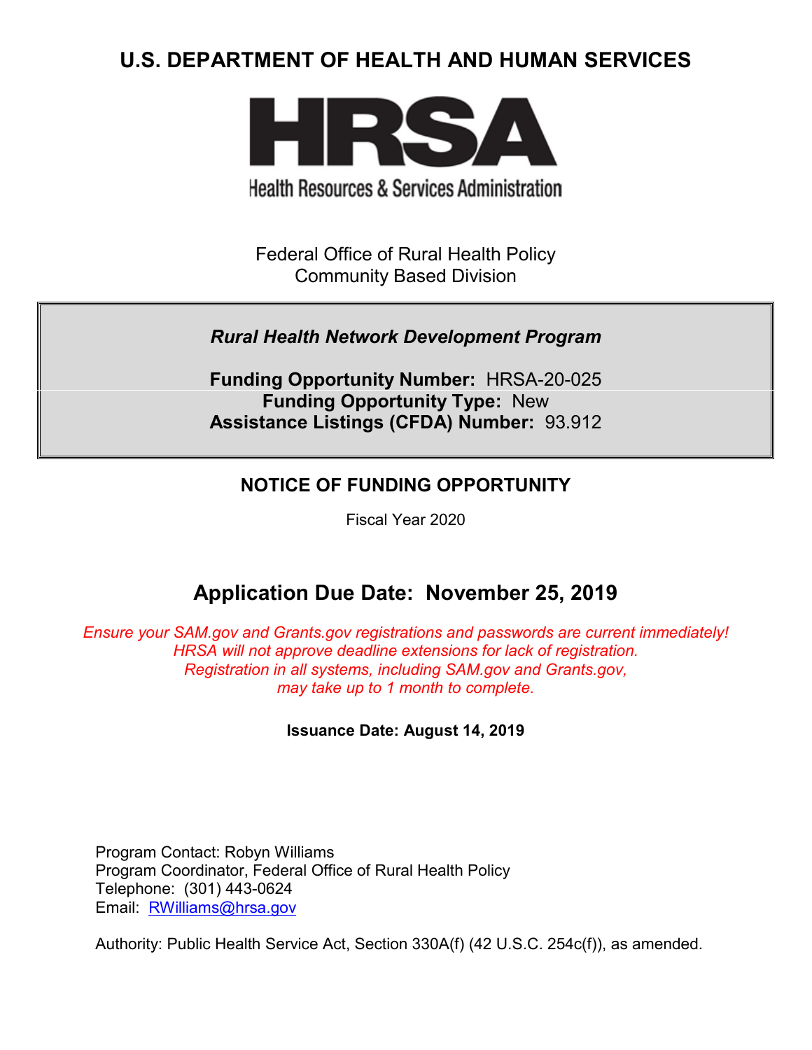# U.S. DEPARTMENT OF HEALTH AND HUMAN SERVICES

**HRSA**

Health Resources & Services Administration

Federal Office of Rural Health Policy
Community Based Division

***Rural Health Network Development Program***

**Funding Opportunity Number:** HRSA-20-025
**Funding Opportunity Type:** New
**Assistance Listings (CFDA) Number:** 93.912

## NOTICE OF FUNDING OPPORTUNITY

Fiscal Year 2020

## Application Due Date: November 25, 2019

*Ensure your SAM.gov and Grants.gov registrations and passwords are current immediately! HRSA will not approve deadline extensions for lack of registration. Registration in all systems, including SAM.gov and Grants.gov, may take up to 1 month to complete.*

**Issuance Date: August 14, 2019**

Program Contact: Robyn Williams
Program Coordinator, Federal Office of Rural Health Policy
Telephone: (301) 443-0624
Email: RWilliams@hrsa.gov

Authority: Public Health Service Act, Section 330A(f) (42 U.S.C. 254c(f)), as amended.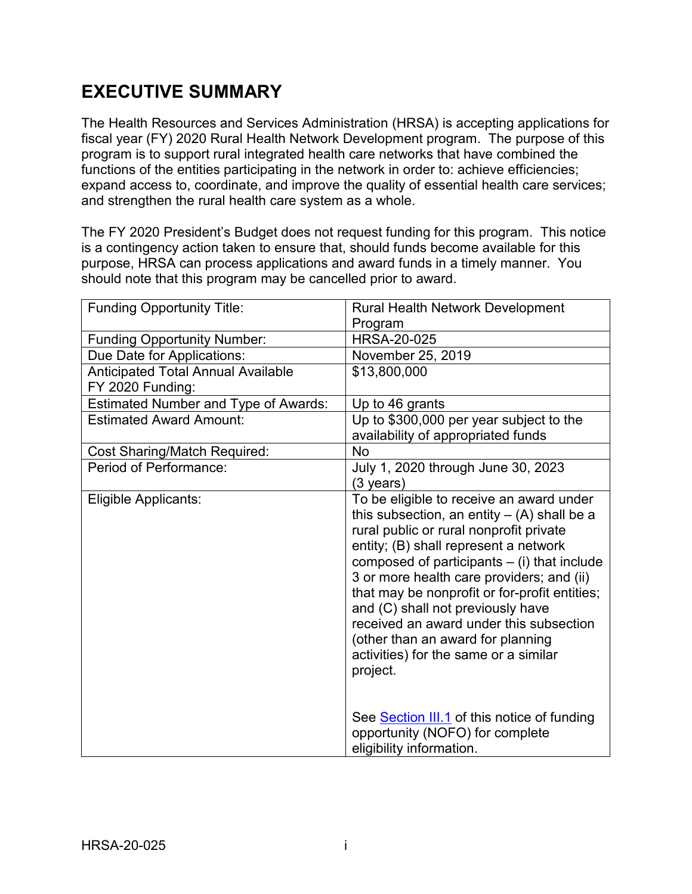# EXECUTIVE SUMMARY

The Health Resources and Services Administration (HRSA) is accepting applications for fiscal year (FY) 2020 Rural Health Network Development program. The purpose of this program is to support rural integrated health care networks that have combined the functions of the entities participating in the network in order to: achieve efficiencies; expand access to, coordinate, and improve the quality of essential health care services; and strengthen the rural health care system as a whole.

The FY 2020 President's Budget does not request funding for this program. This notice is a contingency action taken to ensure that, should funds become available for this purpose, HRSA can process applications and award funds in a timely manner. You should note that this program may be cancelled prior to award.

| | |
|---|---|
| Funding Opportunity Title: | Rural Health Network Development Program |
| Funding Opportunity Number: | HRSA-20-025 |
| Due Date for Applications: | November 25, 2019 |
| Anticipated Total Annual Available FY 2020 Funding: | $13,800,000 |
| Estimated Number and Type of Awards: | Up to 46 grants |
| Estimated Award Amount: | Up to $300,000 per year subject to the availability of appropriated funds |
| Cost Sharing/Match Required: | No |
| Period of Performance: | July 1, 2020 through June 30, 2023 (3 years) |
| Eligible Applicants: | To be eligible to receive an award under this subsection, an entity – (A) shall be a rural public or rural nonprofit private entity; (B) shall represent a network composed of participants – (i) that include 3 or more health care providers; and (ii) that may be nonprofit or for-profit entities; and (C) shall not previously have received an award under this subsection (other than an award for planning activities) for the same or a similar project. <br><br> See Section III.1 of this notice of funding opportunity (NOFO) for complete eligibility information. |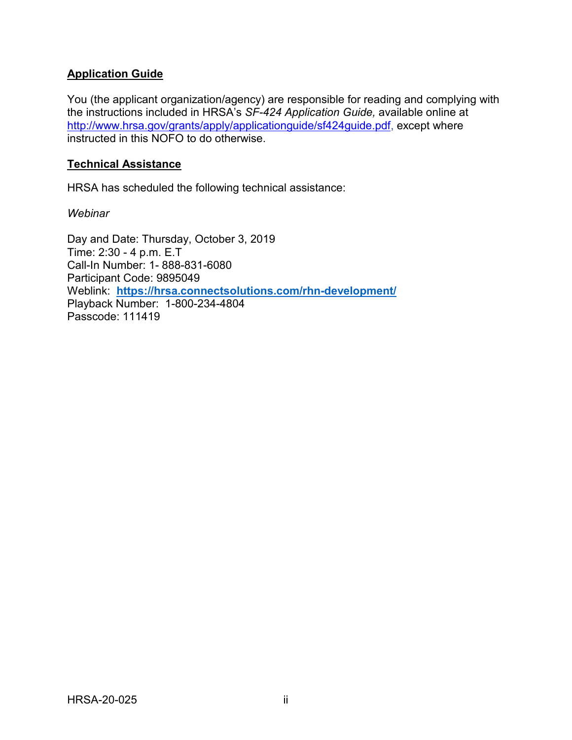**Application Guide**

You (the applicant organization/agency) are responsible for reading and complying with the instructions included in HRSA's *SF-424 Application Guide,* available online at [http://www.hrsa.gov/grants/apply/applicationguide/sf424guide.pdf](http://www.hrsa.gov/grants/apply/applicationguide/sf424guide.pdf), except where instructed in this NOFO to do otherwise.

**Technical Assistance**

HRSA has scheduled the following technical assistance:

*Webinar*

Day and Date: Thursday, October 3, 2019
Time: 2:30 - 4 p.m. E.T
Call-In Number: 1- 888-831-6080
Participant Code: 9895049
Weblink: **[https://hrsa.connectsolutions.com/rhn-development/](https://hrsa.connectsolutions.com/rhn-development/)**
Playback Number: 1-800-234-4804
Passcode: 111419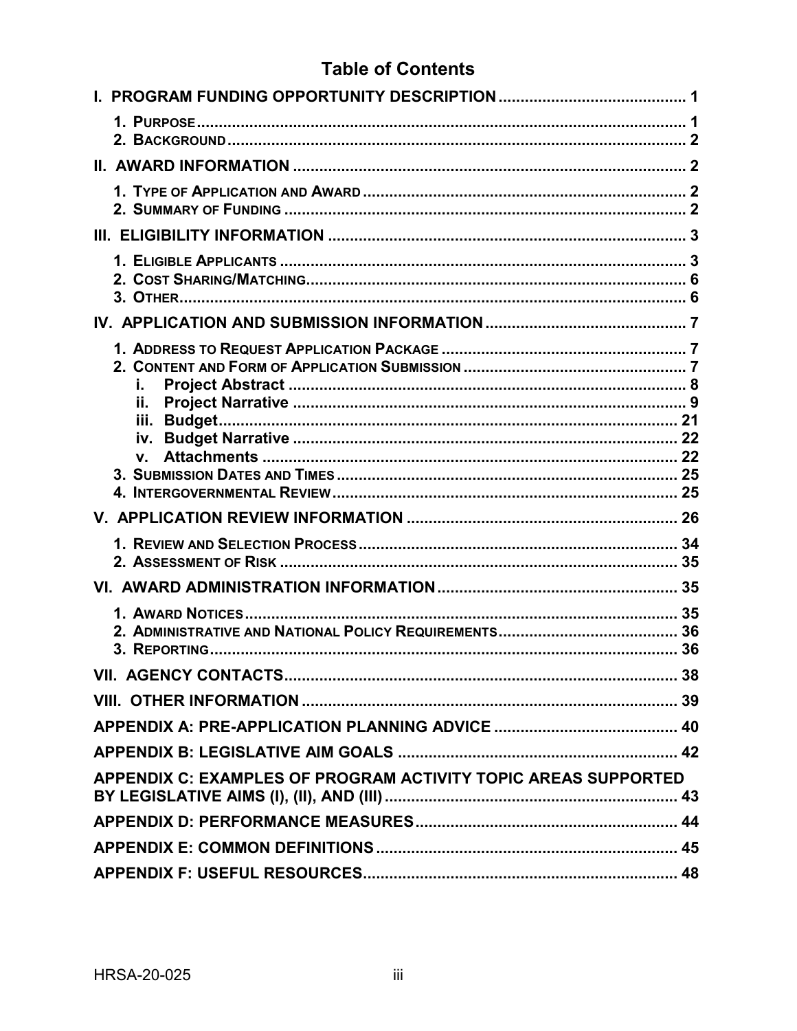# Table of Contents

**I. PROGRAM FUNDING OPPORTUNITY DESCRIPTION** .......... 1

- 1. PURPOSE .......... 1
- 2. BACKGROUND .......... 2

**II. AWARD INFORMATION** .......... 2

- 1. TYPE OF APPLICATION AND AWARD .......... 2
- 2. SUMMARY OF FUNDING .......... 2

**III. ELIGIBILITY INFORMATION** .......... 3

- 1. ELIGIBLE APPLICANTS .......... 3
- 2. COST SHARING/MATCHING .......... 6
- 3. OTHER .......... 6

**IV. APPLICATION AND SUBMISSION INFORMATION** .......... 7

- 1. ADDRESS TO REQUEST APPLICATION PACKAGE .......... 7
- 2. CONTENT AND FORM OF APPLICATION SUBMISSION .......... 7
  - i. Project Abstract .......... 8
  - ii. Project Narrative .......... 9
  - iii. Budget .......... 21
  - iv. Budget Narrative .......... 22
  - v. Attachments .......... 22
- 3. SUBMISSION DATES AND TIMES .......... 25
- 4. INTERGOVERNMENTAL REVIEW .......... 25

**V. APPLICATION REVIEW INFORMATION** .......... 26

- 1. REVIEW AND SELECTION PROCESS .......... 34
- 2. ASSESSMENT OF RISK .......... 35

**VI. AWARD ADMINISTRATION INFORMATION** .......... 35

- 1. AWARD NOTICES .......... 35
- 2. ADMINISTRATIVE AND NATIONAL POLICY REQUIREMENTS .......... 36
- 3. REPORTING .......... 36

**VII. AGENCY CONTACTS** .......... 38

**VIII. OTHER INFORMATION** .......... 39

**APPENDIX A: PRE-APPLICATION PLANNING ADVICE** .......... 40

**APPENDIX B: LEGISLATIVE AIM GOALS** .......... 42

**APPENDIX C: EXAMPLES OF PROGRAM ACTIVITY TOPIC AREAS SUPPORTED BY LEGISLATIVE AIMS (I), (II), AND (III)** .......... 43

**APPENDIX D: PERFORMANCE MEASURES** .......... 44

**APPENDIX E: COMMON DEFINITIONS** .......... 45

**APPENDIX F: USEFUL RESOURCES** .......... 48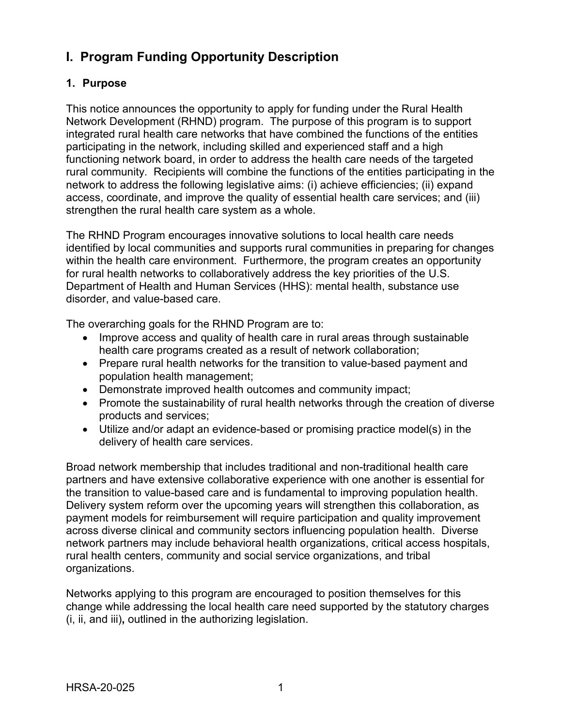# I. Program Funding Opportunity Description

## 1. Purpose

This notice announces the opportunity to apply for funding under the Rural Health Network Development (RHND) program. The purpose of this program is to support integrated rural health care networks that have combined the functions of the entities participating in the network, including skilled and experienced staff and a high functioning network board, in order to address the health care needs of the targeted rural community. Recipients will combine the functions of the entities participating in the network to address the following legislative aims: (i) achieve efficiencies; (ii) expand access, coordinate, and improve the quality of essential health care services; and (iii) strengthen the rural health care system as a whole.

The RHND Program encourages innovative solutions to local health care needs identified by local communities and supports rural communities in preparing for changes within the health care environment. Furthermore, the program creates an opportunity for rural health networks to collaboratively address the key priorities of the U.S. Department of Health and Human Services (HHS): mental health, substance use disorder, and value-based care.

The overarching goals for the RHND Program are to:

- Improve access and quality of health care in rural areas through sustainable health care programs created as a result of network collaboration;
- Prepare rural health networks for the transition to value-based payment and population health management;
- Demonstrate improved health outcomes and community impact;
- Promote the sustainability of rural health networks through the creation of diverse products and services;
- Utilize and/or adapt an evidence-based or promising practice model(s) in the delivery of health care services.

Broad network membership that includes traditional and non-traditional health care partners and have extensive collaborative experience with one another is essential for the transition to value-based care and is fundamental to improving population health. Delivery system reform over the upcoming years will strengthen this collaboration, as payment models for reimbursement will require participation and quality improvement across diverse clinical and community sectors influencing population health. Diverse network partners may include behavioral health organizations, critical access hospitals, rural health centers, community and social service organizations, and tribal organizations.

Networks applying to this program are encouraged to position themselves for this change while addressing the local health care need supported by the statutory charges (i, ii, and iii)**,** outlined in the authorizing legislation.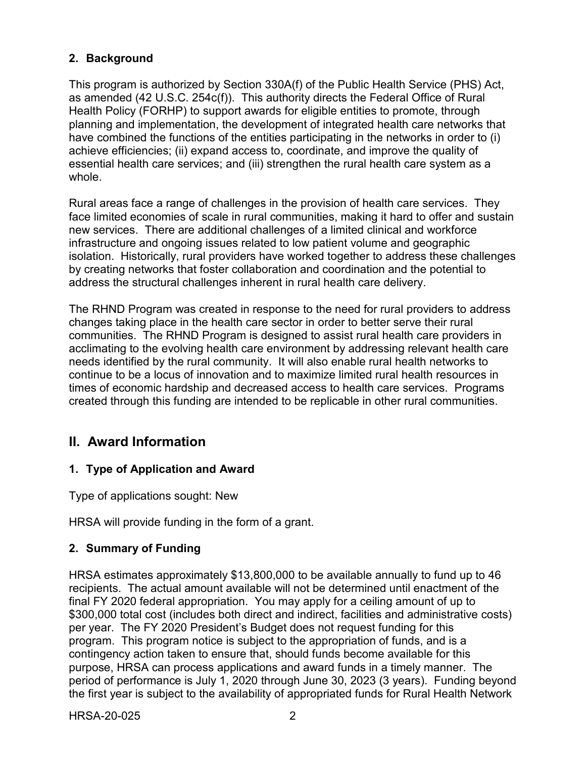### 2. Background

This program is authorized by Section 330A(f) of the Public Health Service (PHS) Act, as amended (42 U.S.C. 254c(f)). This authority directs the Federal Office of Rural Health Policy (FORHP) to support awards for eligible entities to promote, through planning and implementation, the development of integrated health care networks that have combined the functions of the entities participating in the networks in order to (i) achieve efficiencies; (ii) expand access to, coordinate, and improve the quality of essential health care services; and (iii) strengthen the rural health care system as a whole.

Rural areas face a range of challenges in the provision of health care services. They face limited economies of scale in rural communities, making it hard to offer and sustain new services. There are additional challenges of a limited clinical and workforce infrastructure and ongoing issues related to low patient volume and geographic isolation. Historically, rural providers have worked together to address these challenges by creating networks that foster collaboration and coordination and the potential to address the structural challenges inherent in rural health care delivery.

The RHND Program was created in response to the need for rural providers to address changes taking place in the health care sector in order to better serve their rural communities. The RHND Program is designed to assist rural health care providers in acclimating to the evolving health care environment by addressing relevant health care needs identified by the rural community. It will also enable rural health networks to continue to be a locus of innovation and to maximize limited rural health resources in times of economic hardship and decreased access to health care services. Programs created through this funding are intended to be replicable in other rural communities.

## II. Award Information

### 1. Type of Application and Award

Type of applications sought: New

HRSA will provide funding in the form of a grant.

### 2. Summary of Funding

HRSA estimates approximately $13,800,000 to be available annually to fund up to 46 recipients. The actual amount available will not be determined until enactment of the final FY 2020 federal appropriation. You may apply for a ceiling amount of up to $300,000 total cost (includes both direct and indirect, facilities and administrative costs) per year. The FY 2020 President's Budget does not request funding for this program. This program notice is subject to the appropriation of funds, and is a contingency action taken to ensure that, should funds become available for this purpose, HRSA can process applications and award funds in a timely manner. The period of performance is July 1, 2020 through June 30, 2023 (3 years). Funding beyond the first year is subject to the availability of appropriated funds for Rural Health Network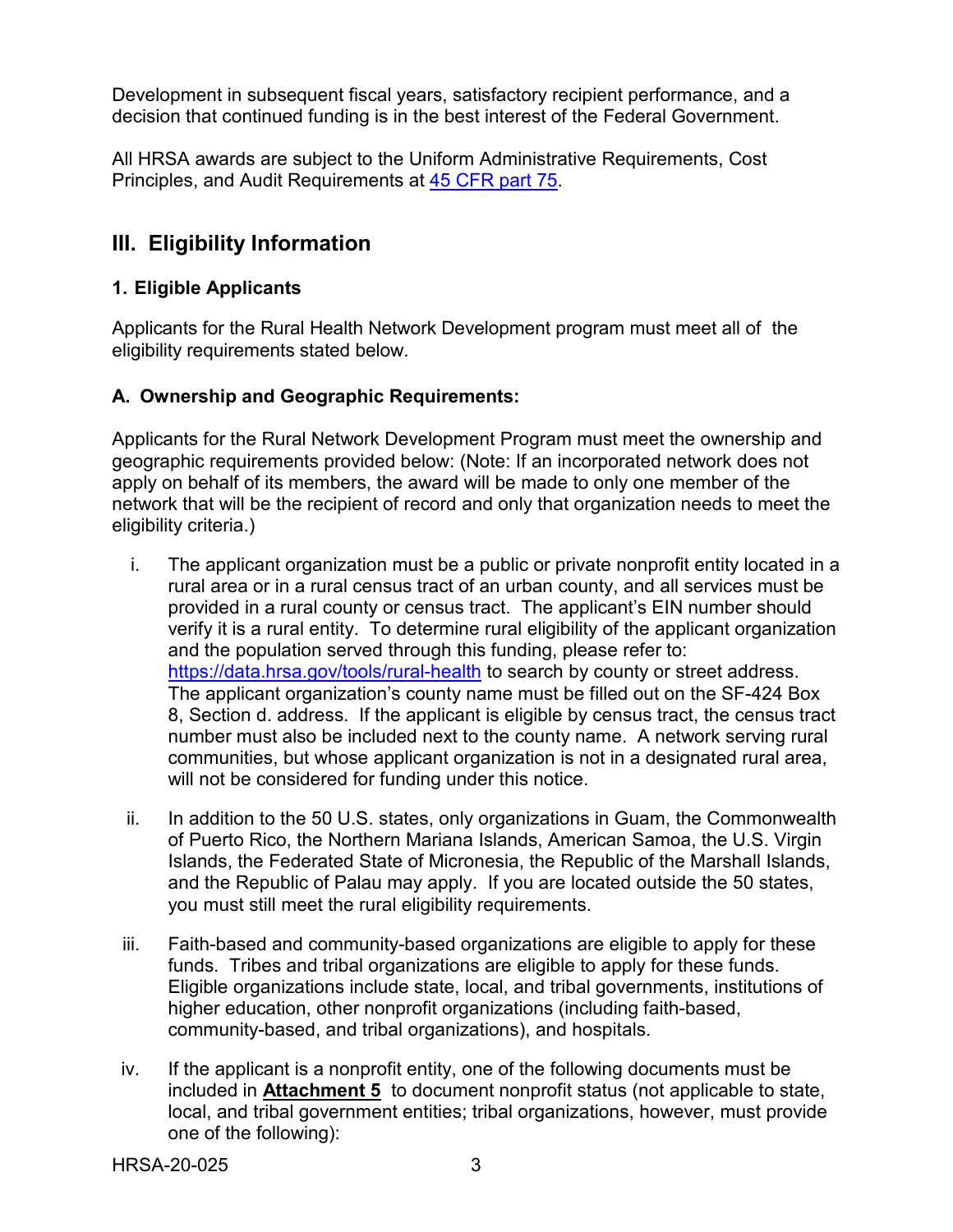Development in subsequent fiscal years, satisfactory recipient performance, and a decision that continued funding is in the best interest of the Federal Government.

All HRSA awards are subject to the Uniform Administrative Requirements, Cost Principles, and Audit Requirements at [45 CFR part 75](https://www.ecfr.gov/cgi-bin/retrieveECFR?gp=1&SID=4d52364ec83fab994c665943dadf9cf7&ty=HTML&h=L&r=PART&n=pt45.1.75).

## III. Eligibility Information

### 1. Eligible Applicants

Applicants for the Rural Health Network Development program must meet all of the eligibility requirements stated below.

#### A. Ownership and Geographic Requirements:

Applicants for the Rural Network Development Program must meet the ownership and geographic requirements provided below: (Note: If an incorporated network does not apply on behalf of its members, the award will be made to only one member of the network that will be the recipient of record and only that organization needs to meet the eligibility criteria.)

i. The applicant organization must be a public or private nonprofit entity located in a rural area or in a rural census tract of an urban county, and all services must be provided in a rural county or census tract. The applicant's EIN number should verify it is a rural entity. To determine rural eligibility of the applicant organization and the population served through this funding, please refer to: [https://data.hrsa.gov/tools/rural-health](https://data.hrsa.gov/tools/rural-health) to search by county or street address. The applicant organization's county name must be filled out on the SF-424 Box 8, Section d. address. If the applicant is eligible by census tract, the census tract number must also be included next to the county name. A network serving rural communities, but whose applicant organization is not in a designated rural area, will not be considered for funding under this notice.

ii. In addition to the 50 U.S. states, only organizations in Guam, the Commonwealth of Puerto Rico, the Northern Mariana Islands, American Samoa, the U.S. Virgin Islands, the Federated State of Micronesia, the Republic of the Marshall Islands, and the Republic of Palau may apply. If you are located outside the 50 states, you must still meet the rural eligibility requirements.

iii. Faith-based and community-based organizations are eligible to apply for these funds. Tribes and tribal organizations are eligible to apply for these funds. Eligible organizations include state, local, and tribal governments, institutions of higher education, other nonprofit organizations (including faith-based, community-based, and tribal organizations), and hospitals.

iv. If the applicant is a nonprofit entity, one of the following documents must be included in **Attachment 5** to document nonprofit status (not applicable to state, local, and tribal government entities; tribal organizations, however, must provide one of the following):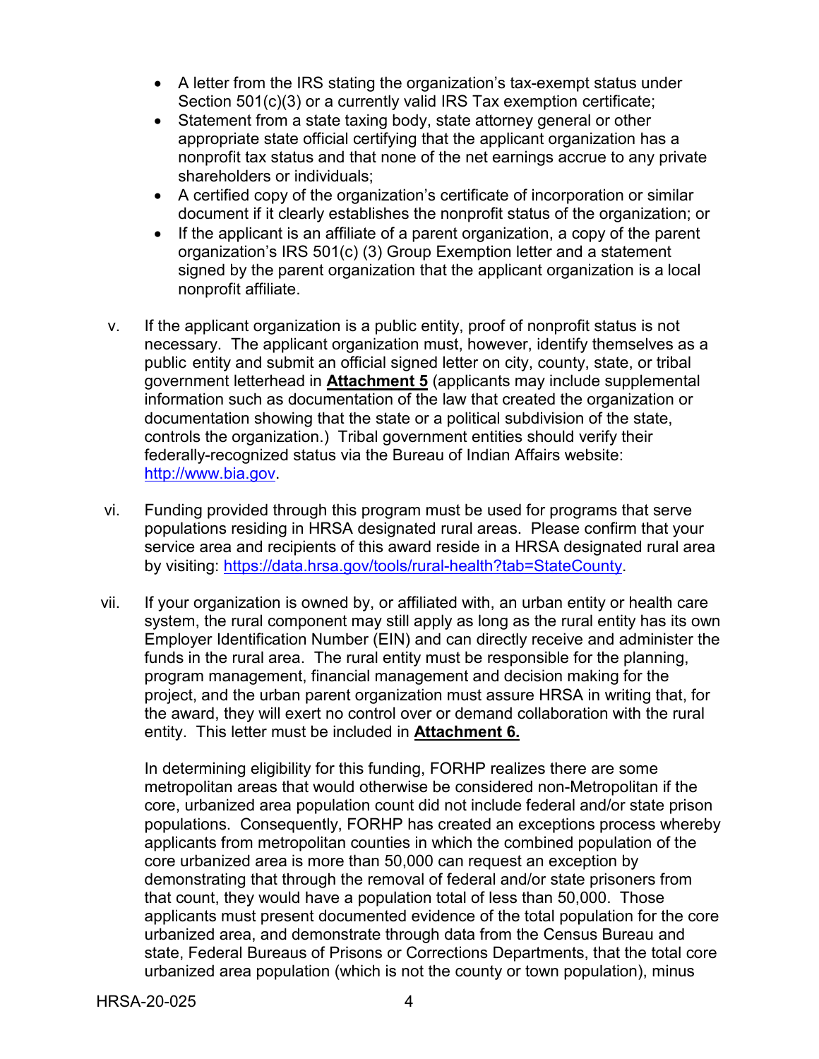- A letter from the IRS stating the organization's tax-exempt status under Section 501(c)(3) or a currently valid IRS Tax exemption certificate;
- Statement from a state taxing body, state attorney general or other appropriate state official certifying that the applicant organization has a nonprofit tax status and that none of the net earnings accrue to any private shareholders or individuals;
- A certified copy of the organization's certificate of incorporation or similar document if it clearly establishes the nonprofit status of the organization; or
- If the applicant is an affiliate of a parent organization, a copy of the parent organization's IRS 501(c) (3) Group Exemption letter and a statement signed by the parent organization that the applicant organization is a local nonprofit affiliate.

v. If the applicant organization is a public entity, proof of nonprofit status is not necessary. The applicant organization must, however, identify themselves as a public entity and submit an official signed letter on city, county, state, or tribal government letterhead in **Attachment 5** (applicants may include supplemental information such as documentation of the law that created the organization or documentation showing that the state or a political subdivision of the state, controls the organization.) Tribal government entities should verify their federally-recognized status via the Bureau of Indian Affairs website: http://www.bia.gov.

vi. Funding provided through this program must be used for programs that serve populations residing in HRSA designated rural areas. Please confirm that your service area and recipients of this award reside in a HRSA designated rural area by visiting: https://data.hrsa.gov/tools/rural-health?tab=StateCounty.

vii. If your organization is owned by, or affiliated with, an urban entity or health care system, the rural component may still apply as long as the rural entity has its own Employer Identification Number (EIN) and can directly receive and administer the funds in the rural area. The rural entity must be responsible for the planning, program management, financial management and decision making for the project, and the urban parent organization must assure HRSA in writing that, for the award, they will exert no control over or demand collaboration with the rural entity. This letter must be included in **Attachment 6.**

In determining eligibility for this funding, FORHP realizes there are some metropolitan areas that would otherwise be considered non-Metropolitan if the core, urbanized area population count did not include federal and/or state prison populations. Consequently, FORHP has created an exceptions process whereby applicants from metropolitan counties in which the combined population of the core urbanized area is more than 50,000 can request an exception by demonstrating that through the removal of federal and/or state prisoners from that count, they would have a population total of less than 50,000. Those applicants must present documented evidence of the total population for the core urbanized area, and demonstrate through data from the Census Bureau and state, Federal Bureaus of Prisons or Corrections Departments, that the total core urbanized area population (which is not the county or town population), minus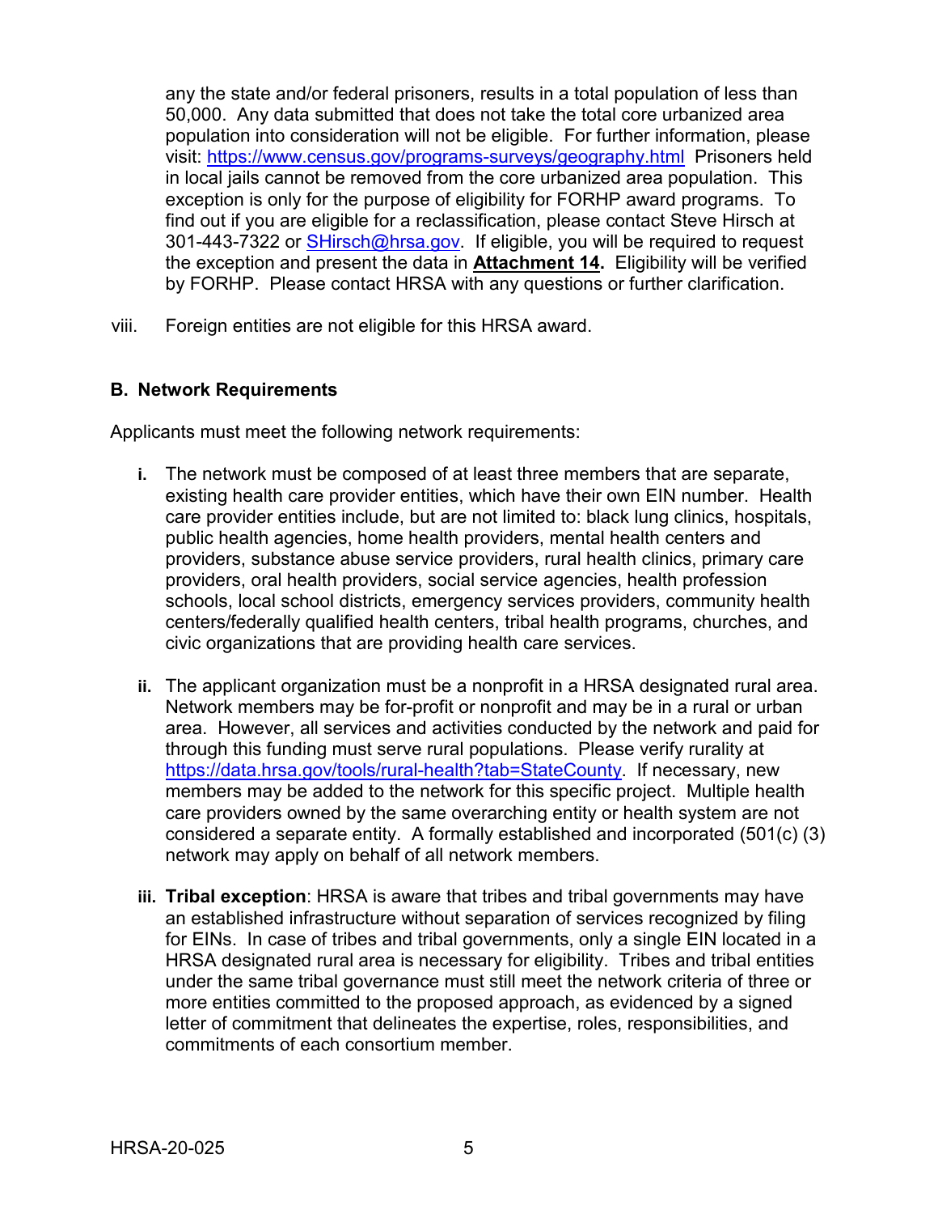any the state and/or federal prisoners, results in a total population of less than 50,000. Any data submitted that does not take the total core urbanized area population into consideration will not be eligible. For further information, please visit: https://www.census.gov/programs-surveys/geography.html Prisoners held in local jails cannot be removed from the core urbanized area population. This exception is only for the purpose of eligibility for FORHP award programs. To find out if you are eligible for a reclassification, please contact Steve Hirsch at 301-443-7322 or SHirsch@hrsa.gov. If eligible, you will be required to request the exception and present the data in **Attachment 14.** Eligibility will be verified by FORHP. Please contact HRSA with any questions or further clarification.

viii. Foreign entities are not eligible for this HRSA award.

### B. Network Requirements

Applicants must meet the following network requirements:

**i.** The network must be composed of at least three members that are separate, existing health care provider entities, which have their own EIN number. Health care provider entities include, but are not limited to: black lung clinics, hospitals, public health agencies, home health providers, mental health centers and providers, substance abuse service providers, rural health clinics, primary care providers, oral health providers, social service agencies, health profession schools, local school districts, emergency services providers, community health centers/federally qualified health centers, tribal health programs, churches, and civic organizations that are providing health care services.

**ii.** The applicant organization must be a nonprofit in a HRSA designated rural area. Network members may be for-profit or nonprofit and may be in a rural or urban area. However, all services and activities conducted by the network and paid for through this funding must serve rural populations. Please verify rurality at https://data.hrsa.gov/tools/rural-health?tab=StateCounty. If necessary, new members may be added to the network for this specific project. Multiple health care providers owned by the same overarching entity or health system are not considered a separate entity. A formally established and incorporated (501(c) (3) network may apply on behalf of all network members.

**iii. Tribal exception**: HRSA is aware that tribes and tribal governments may have an established infrastructure without separation of services recognized by filing for EINs. In case of tribes and tribal governments, only a single EIN located in a HRSA designated rural area is necessary for eligibility. Tribes and tribal entities under the same tribal governance must still meet the network criteria of three or more entities committed to the proposed approach, as evidenced by a signed letter of commitment that delineates the expertise, roles, responsibilities, and commitments of each consortium member.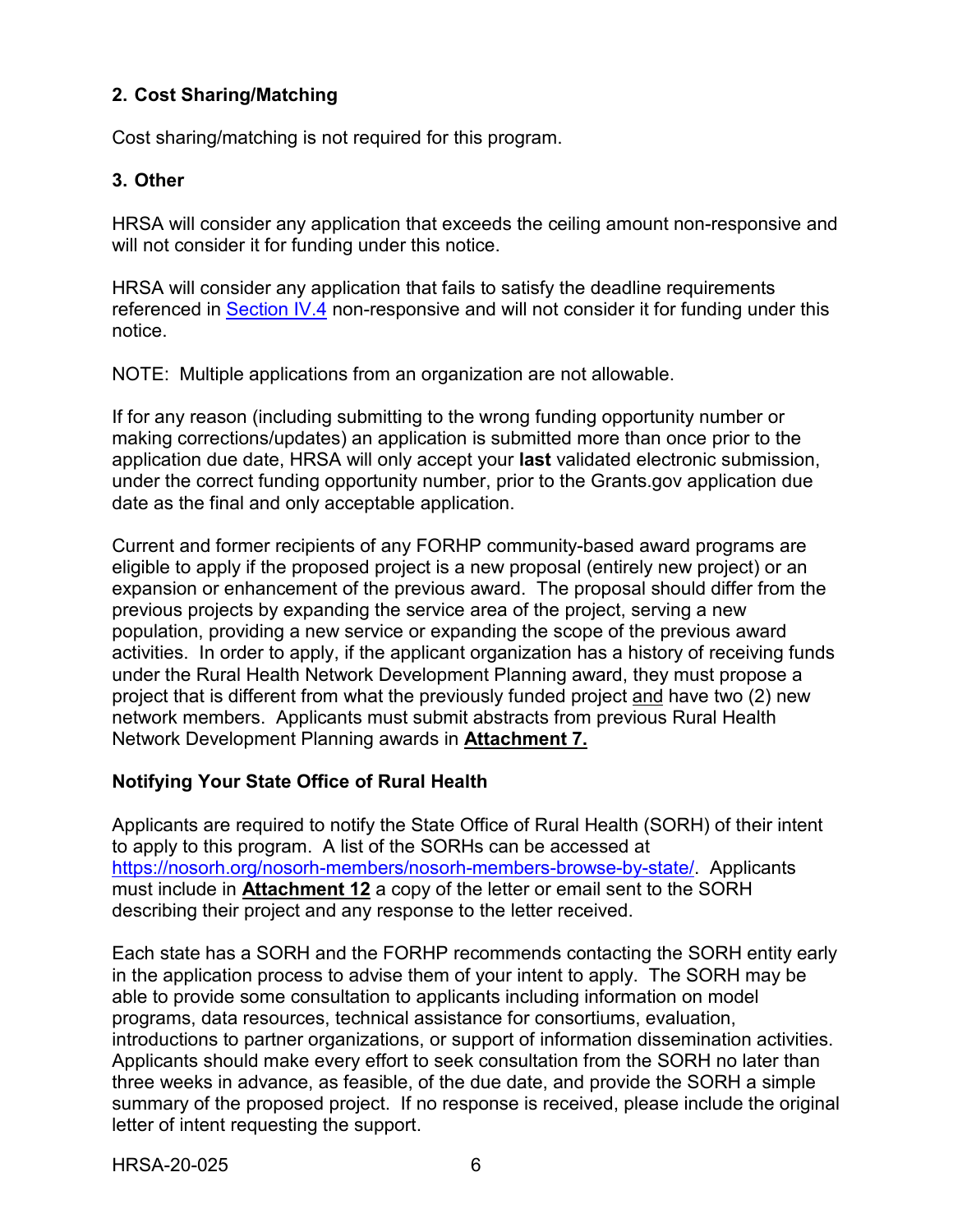### 2. Cost Sharing/Matching

Cost sharing/matching is not required for this program.

### 3. Other

HRSA will consider any application that exceeds the ceiling amount non-responsive and will not consider it for funding under this notice.

HRSA will consider any application that fails to satisfy the deadline requirements referenced in [Section IV.4](#) non-responsive and will not consider it for funding under this notice.

NOTE: Multiple applications from an organization are not allowable.

If for any reason (including submitting to the wrong funding opportunity number or making corrections/updates) an application is submitted more than once prior to the application due date, HRSA will only accept your **last** validated electronic submission, under the correct funding opportunity number, prior to the Grants.gov application due date as the final and only acceptable application.

Current and former recipients of any FORHP community-based award programs are eligible to apply if the proposed project is a new proposal (entirely new project) or an expansion or enhancement of the previous award. The proposal should differ from the previous projects by expanding the service area of the project, serving a new population, providing a new service or expanding the scope of the previous award activities. In order to apply, if the applicant organization has a history of receiving funds under the Rural Health Network Development Planning award, they must propose a project that is different from what the previously funded project and have two (2) new network members. Applicants must submit abstracts from previous Rural Health Network Development Planning awards in **Attachment 7.**

**Notifying Your State Office of Rural Health**

Applicants are required to notify the State Office of Rural Health (SORH) of their intent to apply to this program. A list of the SORHs can be accessed at https://nosorh.org/nosorh-members/nosorh-members-browse-by-state/. Applicants must include in **Attachment 12** a copy of the letter or email sent to the SORH describing their project and any response to the letter received.

Each state has a SORH and the FORHP recommends contacting the SORH entity early in the application process to advise them of your intent to apply. The SORH may be able to provide some consultation to applicants including information on model programs, data resources, technical assistance for consortiums, evaluation, introductions to partner organizations, or support of information dissemination activities. Applicants should make every effort to seek consultation from the SORH no later than three weeks in advance, as feasible, of the due date, and provide the SORH a simple summary of the proposed project. If no response is received, please include the original letter of intent requesting the support.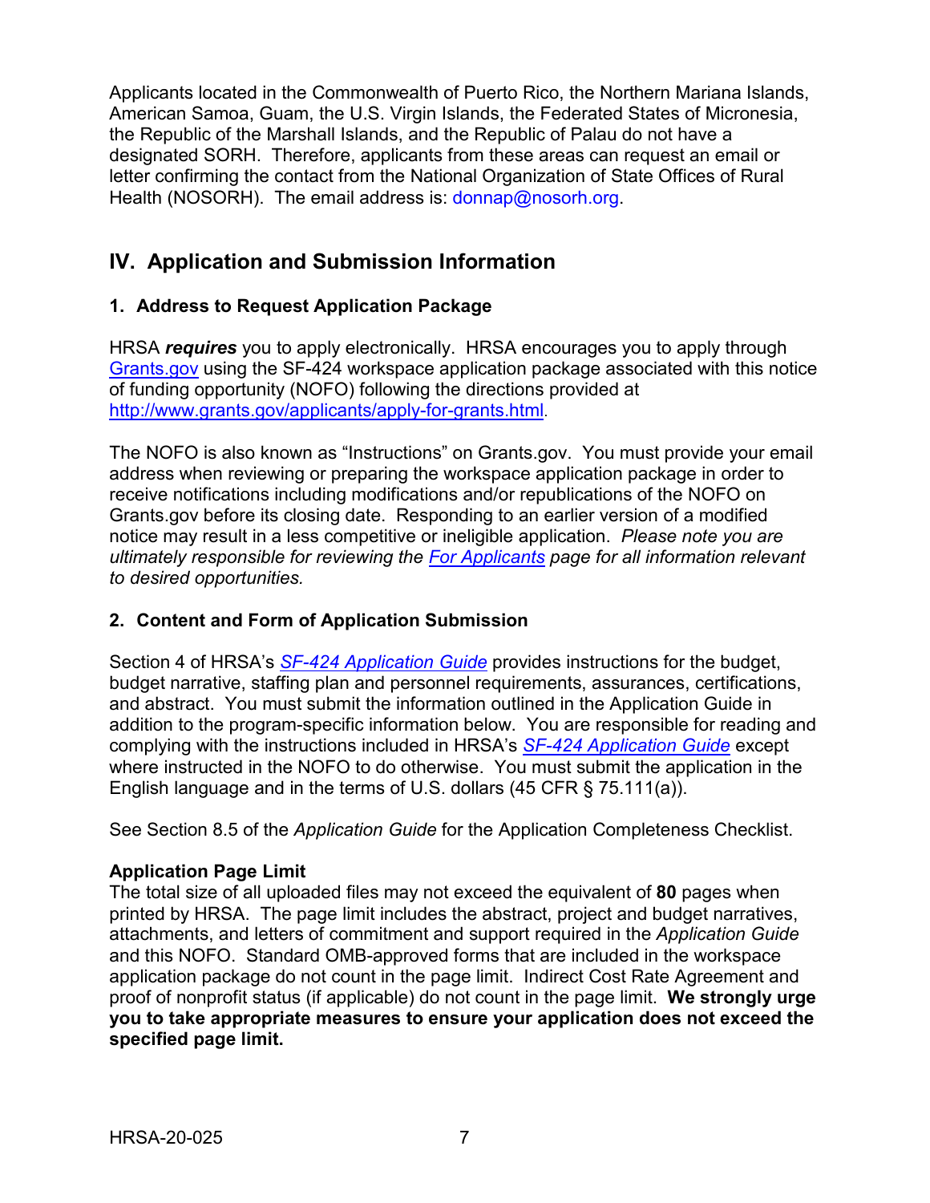Applicants located in the Commonwealth of Puerto Rico, the Northern Mariana Islands, American Samoa, Guam, the U.S. Virgin Islands, the Federated States of Micronesia, the Republic of the Marshall Islands, and the Republic of Palau do not have a designated SORH. Therefore, applicants from these areas can request an email or letter confirming the contact from the National Organization of State Offices of Rural Health (NOSORH). The email address is: donnap@nosorh.org.

## IV. Application and Submission Information

### 1. Address to Request Application Package

HRSA ***requires*** you to apply electronically. HRSA encourages you to apply through Grants.gov using the SF-424 workspace application package associated with this notice of funding opportunity (NOFO) following the directions provided at http://www.grants.gov/applicants/apply-for-grants.html.

The NOFO is also known as "Instructions" on Grants.gov. You must provide your email address when reviewing or preparing the workspace application package in order to receive notifications including modifications and/or republications of the NOFO on Grants.gov before its closing date. Responding to an earlier version of a modified notice may result in a less competitive or ineligible application. *Please note you are ultimately responsible for reviewing the For Applicants page for all information relevant to desired opportunities.*

### 2. Content and Form of Application Submission

Section 4 of HRSA's *SF-424 Application Guide* provides instructions for the budget, budget narrative, staffing plan and personnel requirements, assurances, certifications, and abstract. You must submit the information outlined in the Application Guide in addition to the program-specific information below. You are responsible for reading and complying with the instructions included in HRSA's *SF-424 Application Guide* except where instructed in the NOFO to do otherwise. You must submit the application in the English language and in the terms of U.S. dollars (45 CFR § 75.111(a)).

See Section 8.5 of the *Application Guide* for the Application Completeness Checklist.

**Application Page Limit**

The total size of all uploaded files may not exceed the equivalent of **80** pages when printed by HRSA. The page limit includes the abstract, project and budget narratives, attachments, and letters of commitment and support required in the *Application Guide* and this NOFO. Standard OMB-approved forms that are included in the workspace application package do not count in the page limit. Indirect Cost Rate Agreement and proof of nonprofit status (if applicable) do not count in the page limit. **We strongly urge you to take appropriate measures to ensure your application does not exceed the specified page limit.**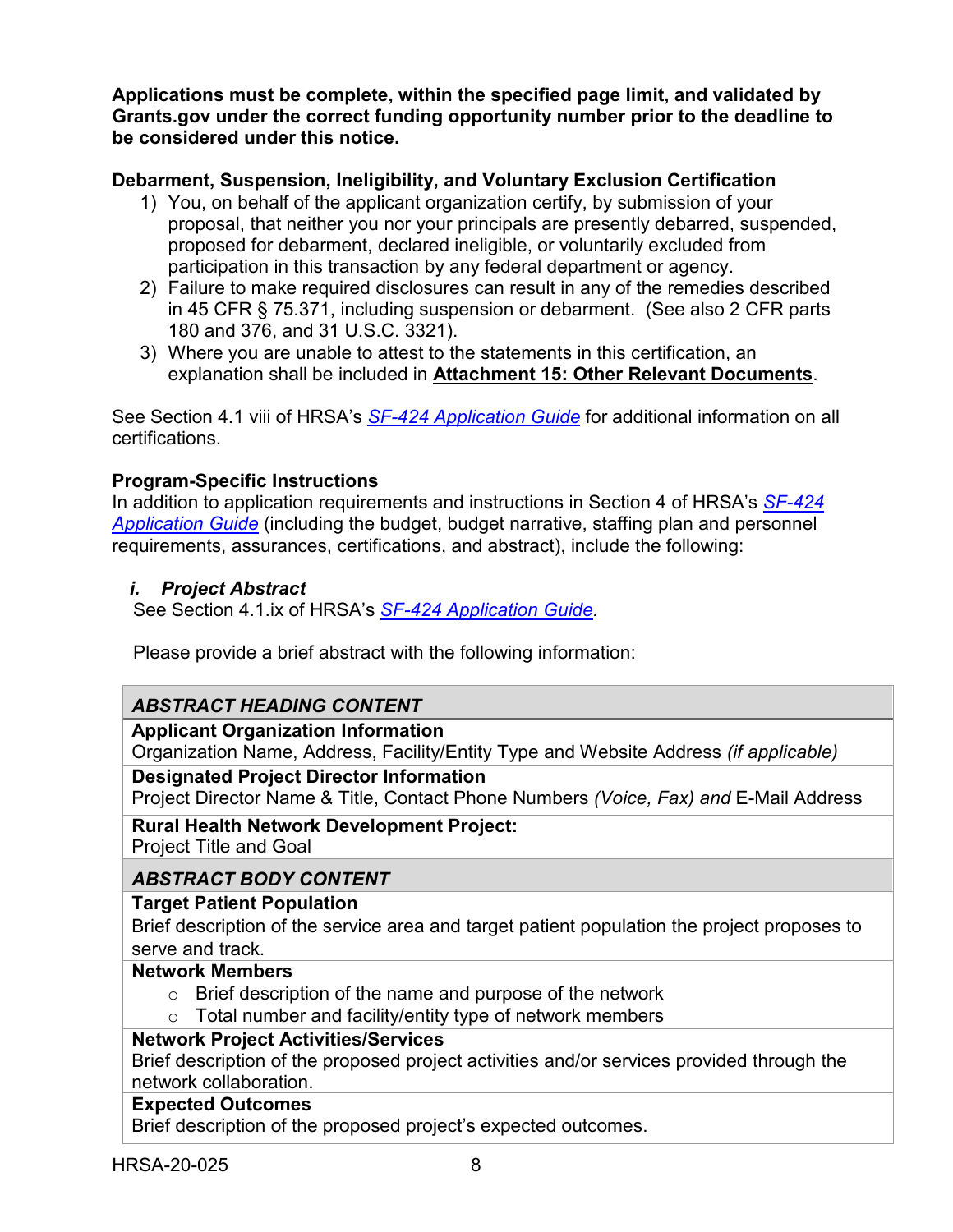**Applications must be complete, within the specified page limit, and validated by Grants.gov under the correct funding opportunity number prior to the deadline to be considered under this notice.**

**Debarment, Suspension, Ineligibility, and Voluntary Exclusion Certification**

1) You, on behalf of the applicant organization certify, by submission of your proposal, that neither you nor your principals are presently debarred, suspended, proposed for debarment, declared ineligible, or voluntarily excluded from participation in this transaction by any federal department or agency.
2) Failure to make required disclosures can result in any of the remedies described in 45 CFR § 75.371, including suspension or debarment. (See also 2 CFR parts 180 and 376, and 31 U.S.C. 3321).
3) Where you are unable to attest to the statements in this certification, an explanation shall be included in **Attachment 15: Other Relevant Documents**.

See Section 4.1 viii of HRSA's *SF-424 Application Guide* for additional information on all certifications.

**Program-Specific Instructions**

In addition to application requirements and instructions in Section 4 of HRSA's *SF-424 Application Guide* (including the budget, budget narrative, staffing plan and personnel requirements, assurances, certifications, and abstract), include the following:

***i. Project Abstract***

See Section 4.1.ix of HRSA's *SF-424 Application Guide.*

Please provide a brief abstract with the following information:

| ***ABSTRACT HEADING CONTENT*** |
|---|
| **Applicant Organization Information**<br>Organization Name, Address, Facility/Entity Type and Website Address *(if applicable)* |
| **Designated Project Director Information**<br>Project Director Name & Title, Contact Phone Numbers *(Voice, Fax) and* E-Mail Address |
| **Rural Health Network Development Project:**<br>Project Title and Goal |
| ***ABSTRACT BODY CONTENT*** |
| **Target Patient Population**<br>Brief description of the service area and target patient population the project proposes to serve and track. |
| **Network Members**<br>○ Brief description of the name and purpose of the network<br>○ Total number and facility/entity type of network members |
| **Network Project Activities/Services**<br>Brief description of the proposed project activities and/or services provided through the network collaboration. |
| **Expected Outcomes**<br>Brief description of the proposed project's expected outcomes. |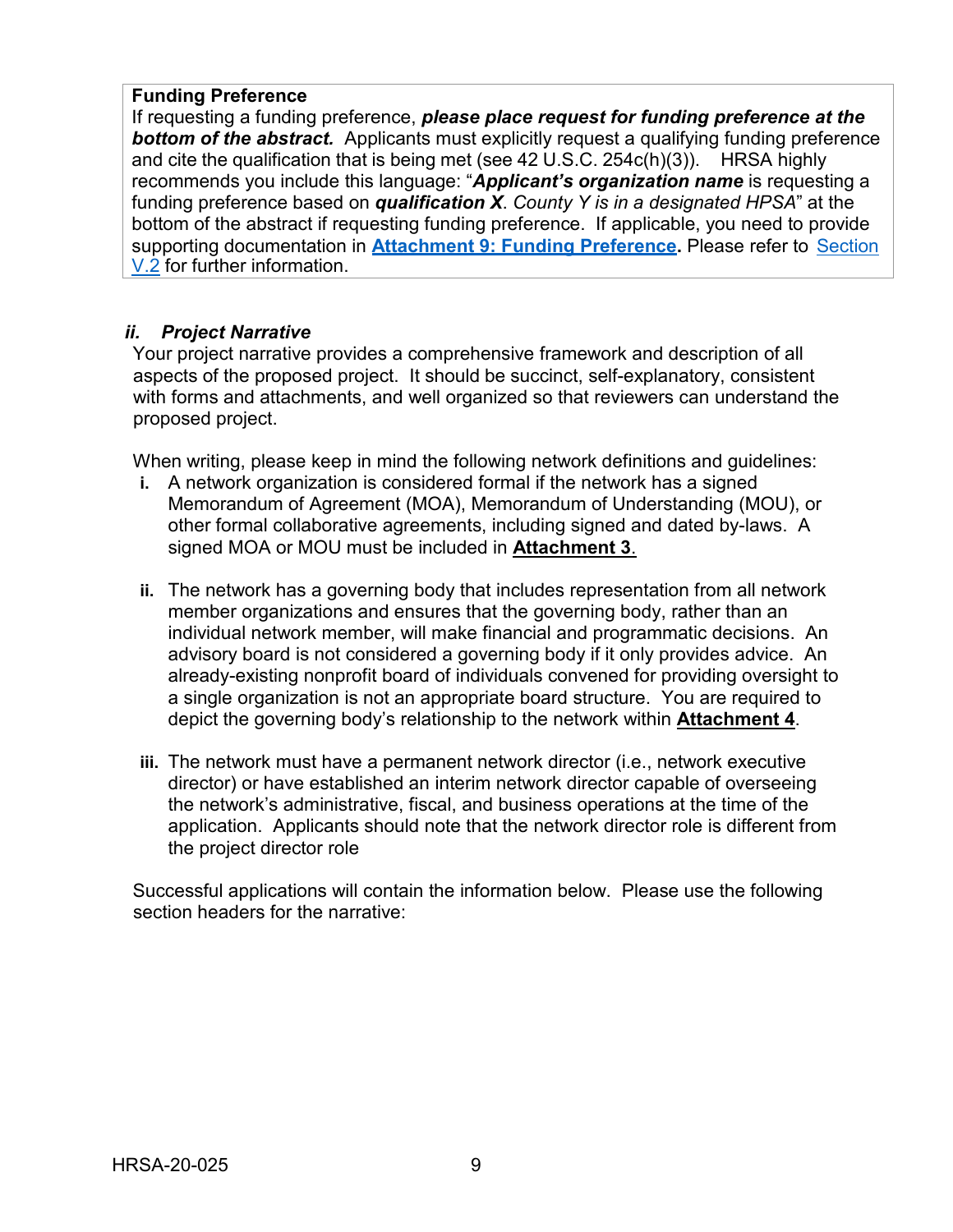**Funding Preference**

If requesting a funding preference, ***please place request for funding preference at the bottom of the abstract.*** Applicants must explicitly request a qualifying funding preference and cite the qualification that is being met (see 42 U.S.C. 254c(h)(3)). HRSA highly recommends you include this language: "***Applicant's organization name*** is requesting a funding preference based on ***qualification X***. *County Y is in a designated HPSA*" at the bottom of the abstract if requesting funding preference. If applicable, you need to provide supporting documentation in **Attachment 9: Funding Preference.** Please refer to Section V.2 for further information.

### *ii. Project Narrative*

Your project narrative provides a comprehensive framework and description of all aspects of the proposed project. It should be succinct, self-explanatory, consistent with forms and attachments, and well organized so that reviewers can understand the proposed project.

When writing, please keep in mind the following network definitions and guidelines:

- **i.** A network organization is considered formal if the network has a signed Memorandum of Agreement (MOA), Memorandum of Understanding (MOU), or other formal collaborative agreements, including signed and dated by-laws. A signed MOA or MOU must be included in **Attachment 3**.

- **ii.** The network has a governing body that includes representation from all network member organizations and ensures that the governing body, rather than an individual network member, will make financial and programmatic decisions. An advisory board is not considered a governing body if it only provides advice. An already-existing nonprofit board of individuals convened for providing oversight to a single organization is not an appropriate board structure. You are required to depict the governing body's relationship to the network within **Attachment 4**.

- **iii.** The network must have a permanent network director (i.e., network executive director) or have established an interim network director capable of overseeing the network's administrative, fiscal, and business operations at the time of the application. Applicants should note that the network director role is different from the project director role

Successful applications will contain the information below. Please use the following section headers for the narrative: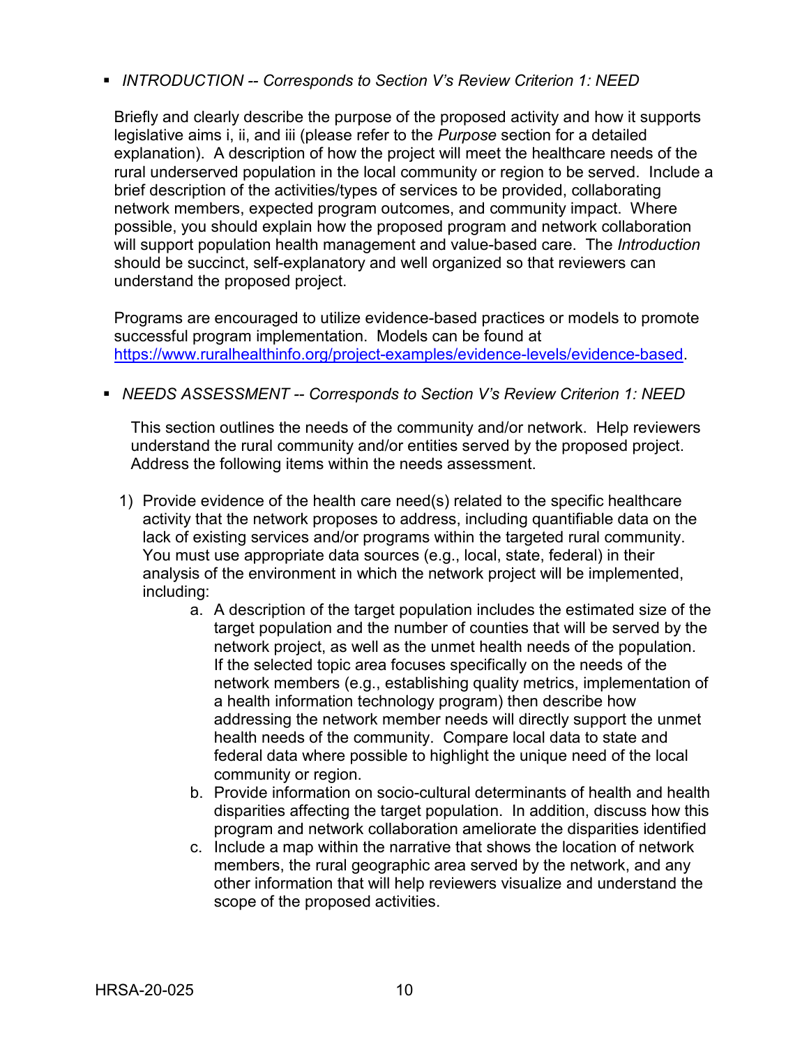- *INTRODUCTION -- Corresponds to Section V's Review Criterion 1: NEED*

  Briefly and clearly describe the purpose of the proposed activity and how it supports legislative aims i, ii, and iii (please refer to the *Purpose* section for a detailed explanation). A description of how the project will meet the healthcare needs of the rural underserved population in the local community or region to be served. Include a brief description of the activities/types of services to be provided, collaborating network members, expected program outcomes, and community impact. Where possible, you should explain how the proposed program and network collaboration will support population health management and value-based care. The *Introduction* should be succinct, self-explanatory and well organized so that reviewers can understand the proposed project.

  Programs are encouraged to utilize evidence-based practices or models to promote successful program implementation. Models can be found at [https://www.ruralhealthinfo.org/project-examples/evidence-levels/evidence-based](https://www.ruralhealthinfo.org/project-examples/evidence-levels/evidence-based).

- *NEEDS ASSESSMENT -- Corresponds to Section V's Review Criterion 1: NEED*

  This section outlines the needs of the community and/or network. Help reviewers understand the rural community and/or entities served by the proposed project. Address the following items within the needs assessment.

  1) Provide evidence of the health care need(s) related to the specific healthcare activity that the network proposes to address, including quantifiable data on the lack of existing services and/or programs within the targeted rural community. You must use appropriate data sources (e.g., local, state, federal) in their analysis of the environment in which the network project will be implemented, including:
     a. A description of the target population includes the estimated size of the target population and the number of counties that will be served by the network project, as well as the unmet health needs of the population. If the selected topic area focuses specifically on the needs of the network members (e.g., establishing quality metrics, implementation of a health information technology program) then describe how addressing the network member needs will directly support the unmet health needs of the community. Compare local data to state and federal data where possible to highlight the unique need of the local community or region.
     b. Provide information on socio-cultural determinants of health and health disparities affecting the target population. In addition, discuss how this program and network collaboration ameliorate the disparities identified
     c. Include a map within the narrative that shows the location of network members, the rural geographic area served by the network, and any other information that will help reviewers visualize and understand the scope of the proposed activities.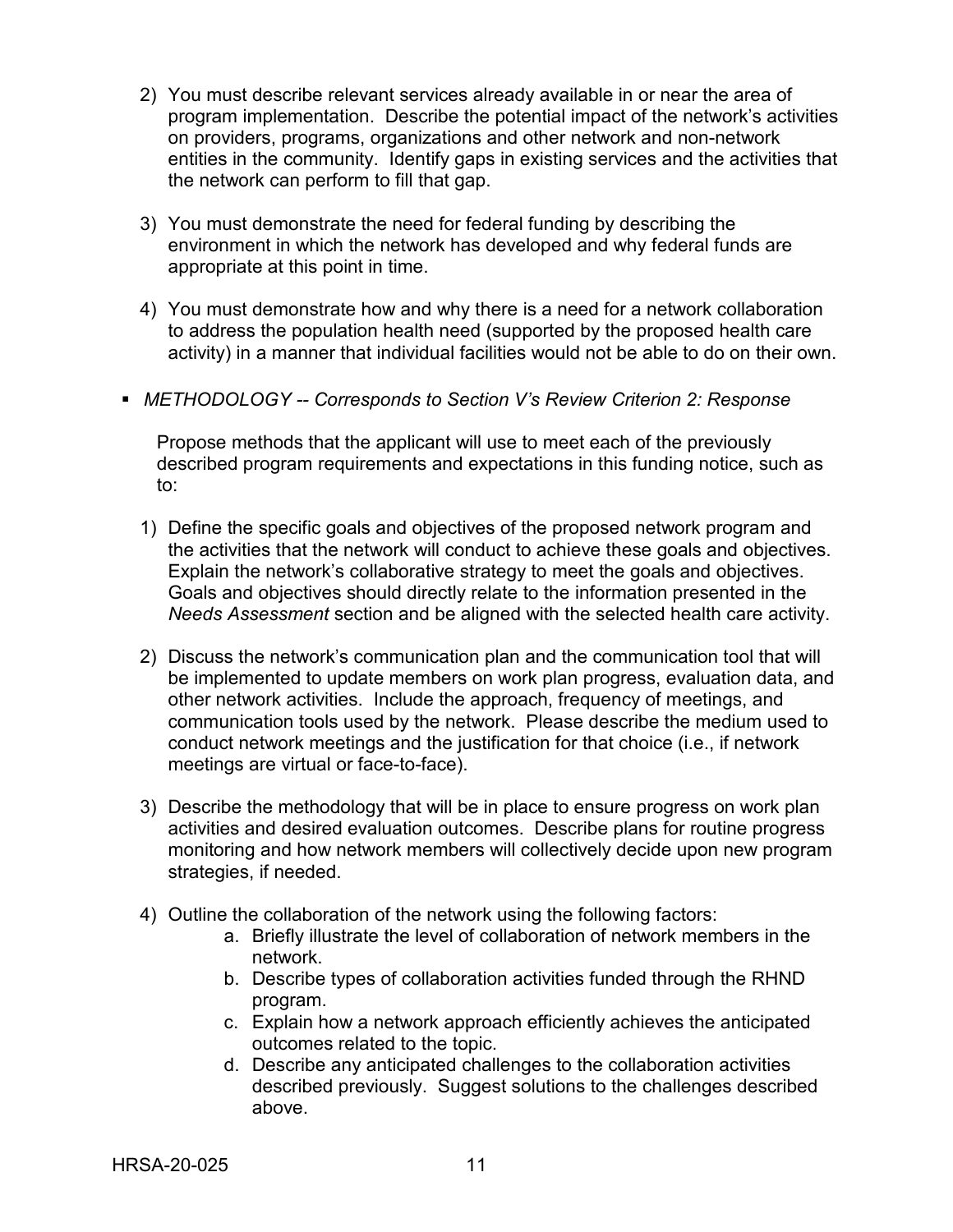2) You must describe relevant services already available in or near the area of program implementation. Describe the potential impact of the network's activities on providers, programs, organizations and other network and non-network entities in the community. Identify gaps in existing services and the activities that the network can perform to fill that gap.

3) You must demonstrate the need for federal funding by describing the environment in which the network has developed and why federal funds are appropriate at this point in time.

4) You must demonstrate how and why there is a need for a network collaboration to address the population health need (supported by the proposed health care activity) in a manner that individual facilities would not be able to do on their own.

- *METHODOLOGY -- Corresponds to Section V's Review Criterion 2: Response*

  Propose methods that the applicant will use to meet each of the previously described program requirements and expectations in this funding notice, such as to:

1) Define the specific goals and objectives of the proposed network program and the activities that the network will conduct to achieve these goals and objectives. Explain the network's collaborative strategy to meet the goals and objectives. Goals and objectives should directly relate to the information presented in the *Needs Assessment* section and be aligned with the selected health care activity.

2) Discuss the network's communication plan and the communication tool that will be implemented to update members on work plan progress, evaluation data, and other network activities. Include the approach, frequency of meetings, and communication tools used by the network. Please describe the medium used to conduct network meetings and the justification for that choice (i.e., if network meetings are virtual or face-to-face).

3) Describe the methodology that will be in place to ensure progress on work plan activities and desired evaluation outcomes. Describe plans for routine progress monitoring and how network members will collectively decide upon new program strategies, if needed.

4) Outline the collaboration of the network using the following factors:
   a. Briefly illustrate the level of collaboration of network members in the network.
   b. Describe types of collaboration activities funded through the RHND program.
   c. Explain how a network approach efficiently achieves the anticipated outcomes related to the topic.
   d. Describe any anticipated challenges to the collaboration activities described previously. Suggest solutions to the challenges described above.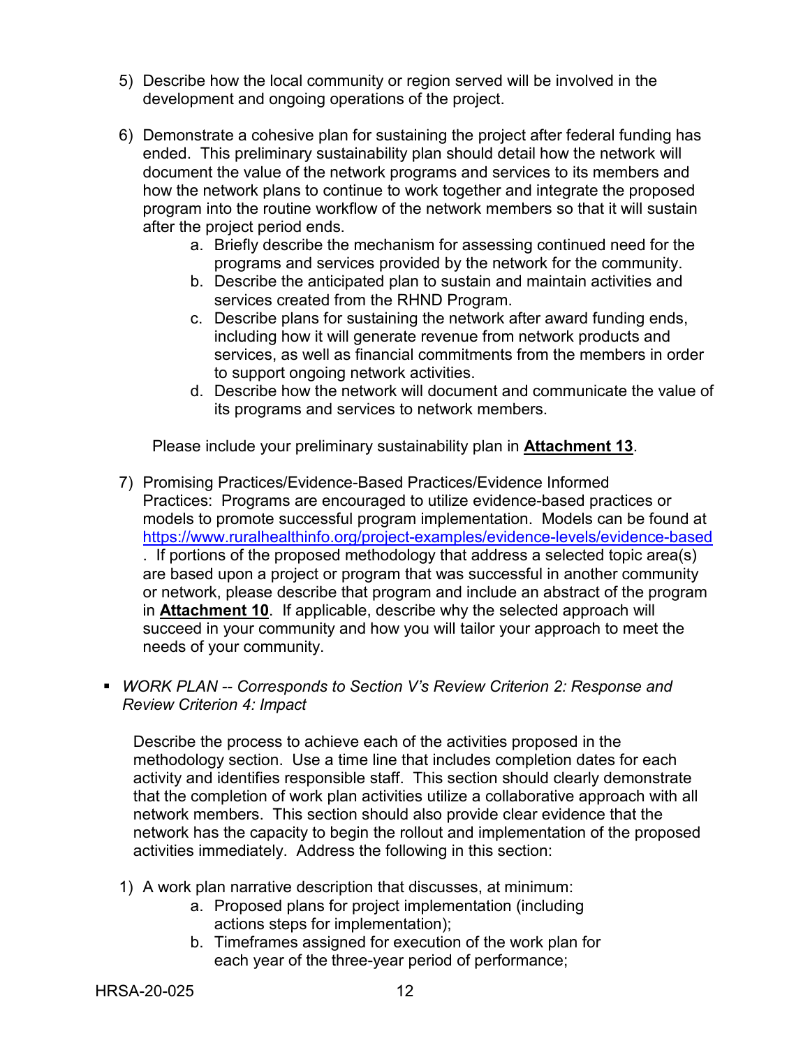5) Describe how the local community or region served will be involved in the development and ongoing operations of the project.

6) Demonstrate a cohesive plan for sustaining the project after federal funding has ended. This preliminary sustainability plan should detail how the network will document the value of the network programs and services to its members and how the network plans to continue to work together and integrate the proposed program into the routine workflow of the network members so that it will sustain after the project period ends.
   a. Briefly describe the mechanism for assessing continued need for the programs and services provided by the network for the community.
   b. Describe the anticipated plan to sustain and maintain activities and services created from the RHND Program.
   c. Describe plans for sustaining the network after award funding ends, including how it will generate revenue from network products and services, as well as financial commitments from the members in order to support ongoing network activities.
   d. Describe how the network will document and communicate the value of its programs and services to network members.

   Please include your preliminary sustainability plan in **Attachment 13**.

7) Promising Practices/Evidence-Based Practices/Evidence Informed Practices: Programs are encouraged to utilize evidence-based practices or models to promote successful program implementation. Models can be found at https://www.ruralhealthinfo.org/project-examples/evidence-levels/evidence-based . If portions of the proposed methodology that address a selected topic area(s) are based upon a project or program that was successful in another community or network, please describe that program and include an abstract of the program in **Attachment 10**. If applicable, describe why the selected approach will succeed in your community and how you will tailor your approach to meet the needs of your community.

- *WORK PLAN -- Corresponds to Section V's Review Criterion 2: Response and Review Criterion 4: Impact*

  Describe the process to achieve each of the activities proposed in the methodology section. Use a time line that includes completion dates for each activity and identifies responsible staff. This section should clearly demonstrate that the completion of work plan activities utilize a collaborative approach with all network members. This section should also provide clear evidence that the network has the capacity to begin the rollout and implementation of the proposed activities immediately. Address the following in this section:

1) A work plan narrative description that discusses, at minimum:
   a. Proposed plans for project implementation (including actions steps for implementation);
   b. Timeframes assigned for execution of the work plan for each year of the three-year period of performance;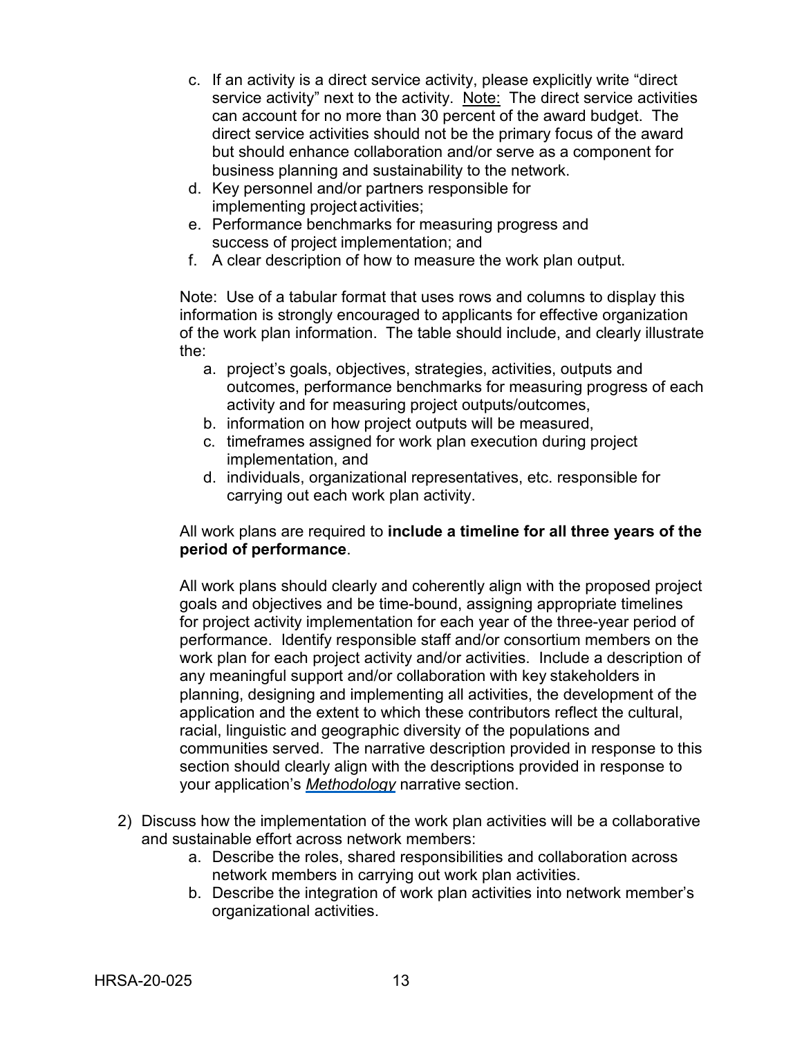c. If an activity is a direct service activity, please explicitly write "direct service activity" next to the activity. Note: The direct service activities can account for no more than 30 percent of the award budget. The direct service activities should not be the primary focus of the award but should enhance collaboration and/or serve as a component for business planning and sustainability to the network.
d. Key personnel and/or partners responsible for implementing project activities;
e. Performance benchmarks for measuring progress and success of project implementation; and
f. A clear description of how to measure the work plan output.

Note: Use of a tabular format that uses rows and columns to display this information is strongly encouraged to applicants for effective organization of the work plan information. The table should include, and clearly illustrate the:

a. project's goals, objectives, strategies, activities, outputs and outcomes, performance benchmarks for measuring progress of each activity and for measuring project outputs/outcomes,
b. information on how project outputs will be measured,
c. timeframes assigned for work plan execution during project implementation, and
d. individuals, organizational representatives, etc. responsible for carrying out each work plan activity.

All work plans are required to **include a timeline for all three years of the period of performance**.

All work plans should clearly and coherently align with the proposed project goals and objectives and be time-bound, assigning appropriate timelines for project activity implementation for each year of the three-year period of performance. Identify responsible staff and/or consortium members on the work plan for each project activity and/or activities. Include a description of any meaningful support and/or collaboration with key stakeholders in planning, designing and implementing all activities, the development of the application and the extent to which these contributors reflect the cultural, racial, linguistic and geographic diversity of the populations and communities served. The narrative description provided in response to this section should clearly align with the descriptions provided in response to your application's *Methodology* narrative section.

2) Discuss how the implementation of the work plan activities will be a collaborative and sustainable effort across network members:
   a. Describe the roles, shared responsibilities and collaboration across network members in carrying out work plan activities.
   b. Describe the integration of work plan activities into network member's organizational activities.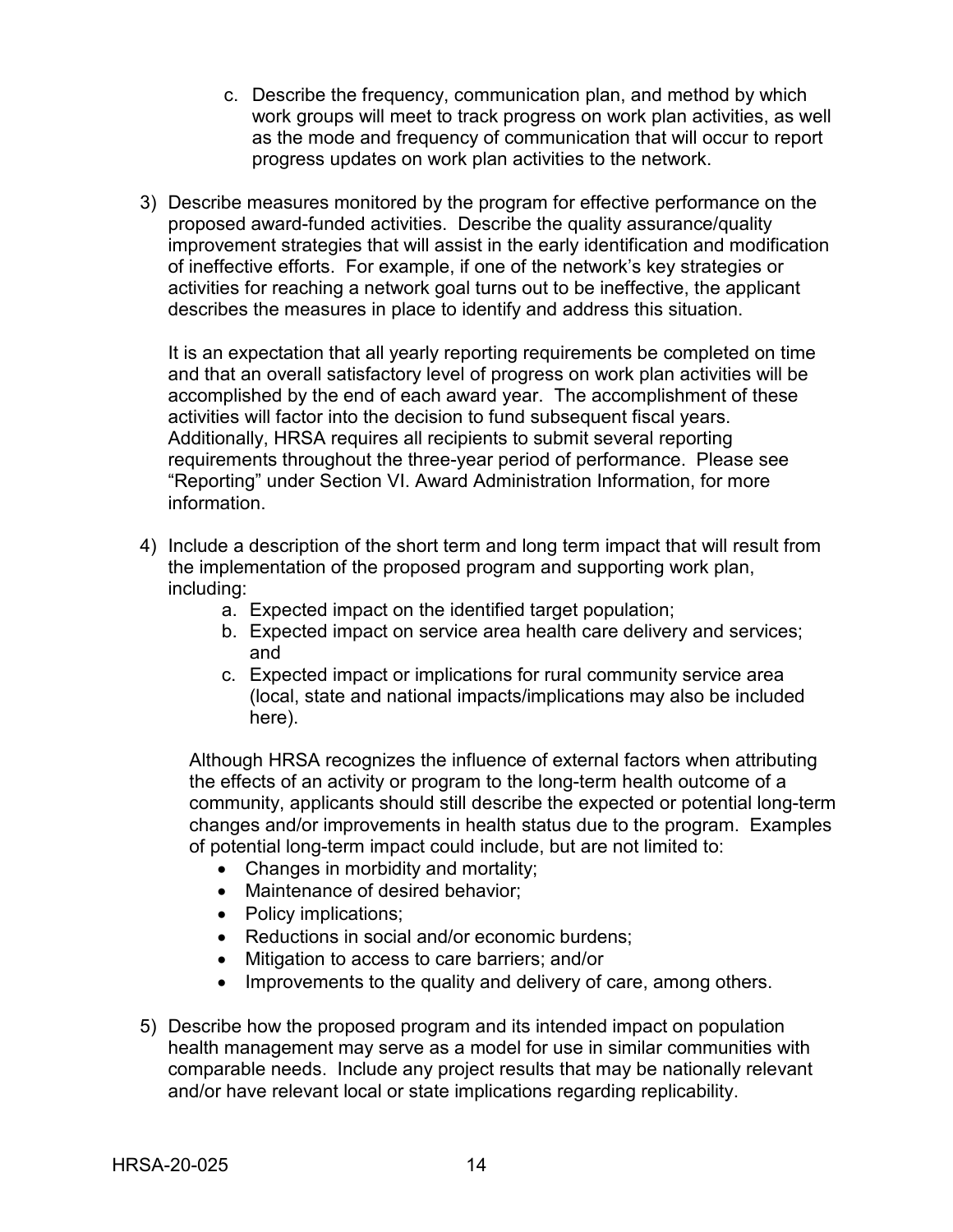c. Describe the frequency, communication plan, and method by which work groups will meet to track progress on work plan activities, as well as the mode and frequency of communication that will occur to report progress updates on work plan activities to the network.

3) Describe measures monitored by the program for effective performance on the proposed award-funded activities. Describe the quality assurance/quality improvement strategies that will assist in the early identification and modification of ineffective efforts. For example, if one of the network's key strategies or activities for reaching a network goal turns out to be ineffective, the applicant describes the measures in place to identify and address this situation.

   It is an expectation that all yearly reporting requirements be completed on time and that an overall satisfactory level of progress on work plan activities will be accomplished by the end of each award year. The accomplishment of these activities will factor into the decision to fund subsequent fiscal years. Additionally, HRSA requires all recipients to submit several reporting requirements throughout the three-year period of performance. Please see "Reporting" under Section VI. Award Administration Information, for more information.

4) Include a description of the short term and long term impact that will result from the implementation of the proposed program and supporting work plan, including:
   a. Expected impact on the identified target population;
   b. Expected impact on service area health care delivery and services; and
   c. Expected impact or implications for rural community service area (local, state and national impacts/implications may also be included here).

   Although HRSA recognizes the influence of external factors when attributing the effects of an activity or program to the long-term health outcome of a community, applicants should still describe the expected or potential long-term changes and/or improvements in health status due to the program. Examples of potential long-term impact could include, but are not limited to:
   - Changes in morbidity and mortality;
   - Maintenance of desired behavior;
   - Policy implications;
   - Reductions in social and/or economic burdens;
   - Mitigation to access to care barriers; and/or
   - Improvements to the quality and delivery of care, among others.

5) Describe how the proposed program and its intended impact on population health management may serve as a model for use in similar communities with comparable needs. Include any project results that may be nationally relevant and/or have relevant local or state implications regarding replicability.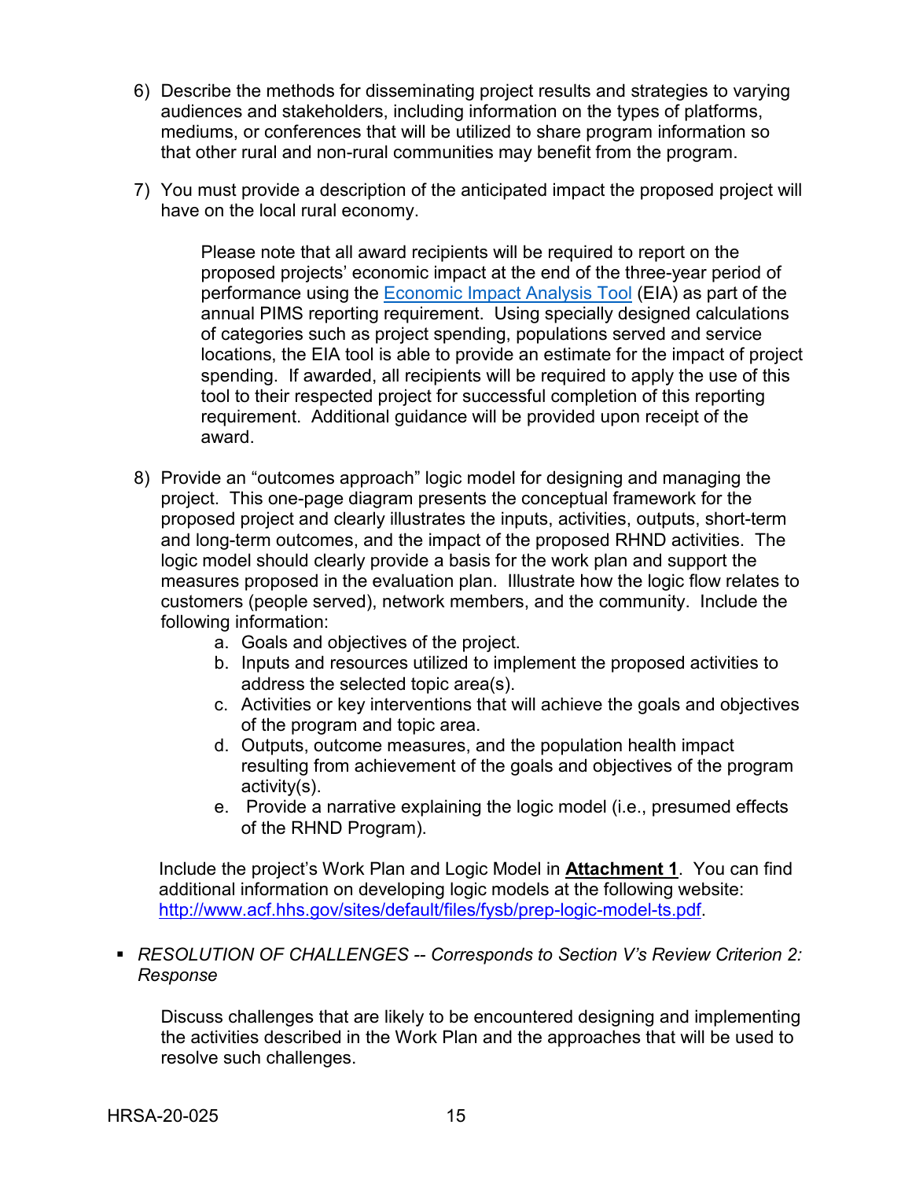6) Describe the methods for disseminating project results and strategies to varying audiences and stakeholders, including information on the types of platforms, mediums, or conferences that will be utilized to share program information so that other rural and non-rural communities may benefit from the program.

7) You must provide a description of the anticipated impact the proposed project will have on the local rural economy.

   Please note that all award recipients will be required to report on the proposed projects' economic impact at the end of the three-year period of performance using the [Economic Impact Analysis Tool](#) (EIA) as part of the annual PIMS reporting requirement. Using specially designed calculations of categories such as project spending, populations served and service locations, the EIA tool is able to provide an estimate for the impact of project spending. If awarded, all recipients will be required to apply the use of this tool to their respected project for successful completion of this reporting requirement. Additional guidance will be provided upon receipt of the award.

8) Provide an "outcomes approach" logic model for designing and managing the project. This one-page diagram presents the conceptual framework for the proposed project and clearly illustrates the inputs, activities, outputs, short-term and long-term outcomes, and the impact of the proposed RHND activities. The logic model should clearly provide a basis for the work plan and support the measures proposed in the evaluation plan. Illustrate how the logic flow relates to customers (people served), network members, and the community. Include the following information:
   a. Goals and objectives of the project.
   b. Inputs and resources utilized to implement the proposed activities to address the selected topic area(s).
   c. Activities or key interventions that will achieve the goals and objectives of the program and topic area.
   d. Outputs, outcome measures, and the population health impact resulting from achievement of the goals and objectives of the program activity(s).
   e. Provide a narrative explaining the logic model (i.e., presumed effects of the RHND Program).

Include the project's Work Plan and Logic Model in **Attachment 1**. You can find additional information on developing logic models at the following website: http://www.acf.hhs.gov/sites/default/files/fysb/prep-logic-model-ts.pdf.

- *RESOLUTION OF CHALLENGES -- Corresponds to Section V's Review Criterion 2: Response*

  Discuss challenges that are likely to be encountered designing and implementing the activities described in the Work Plan and the approaches that will be used to resolve such challenges.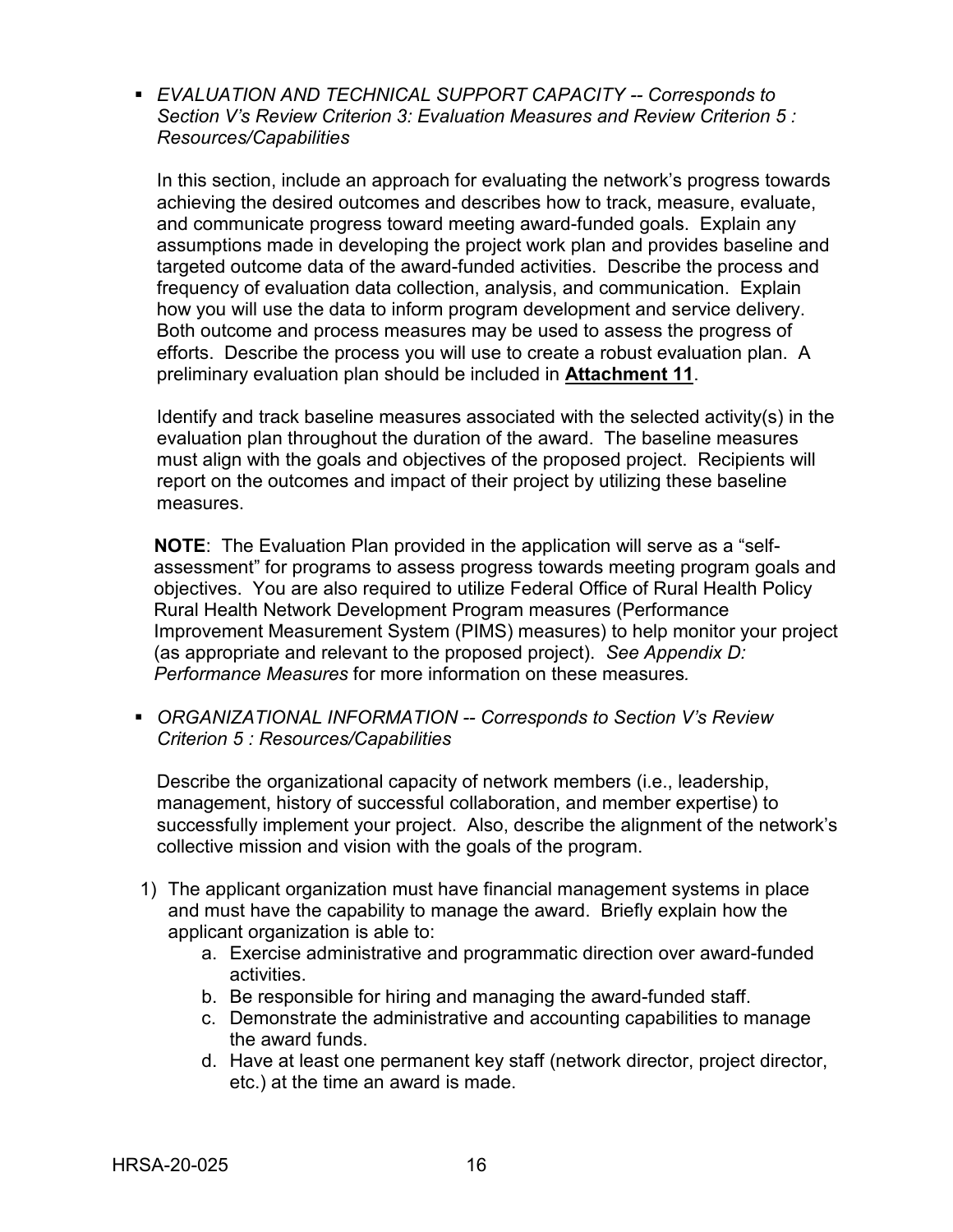- *EVALUATION AND TECHNICAL SUPPORT CAPACITY -- Corresponds to Section V's Review Criterion 3: Evaluation Measures and Review Criterion 5 : Resources/Capabilities*

  In this section, include an approach for evaluating the network's progress towards achieving the desired outcomes and describes how to track, measure, evaluate, and communicate progress toward meeting award-funded goals. Explain any assumptions made in developing the project work plan and provides baseline and targeted outcome data of the award-funded activities. Describe the process and frequency of evaluation data collection, analysis, and communication. Explain how you will use the data to inform program development and service delivery. Both outcome and process measures may be used to assess the progress of efforts. Describe the process you will use to create a robust evaluation plan. A preliminary evaluation plan should be included in **Attachment 11**.

  Identify and track baseline measures associated with the selected activity(s) in the evaluation plan throughout the duration of the award. The baseline measures must align with the goals and objectives of the proposed project. Recipients will report on the outcomes and impact of their project by utilizing these baseline measures.

  **NOTE**: The Evaluation Plan provided in the application will serve as a "self-assessment" for programs to assess progress towards meeting program goals and objectives. You are also required to utilize Federal Office of Rural Health Policy Rural Health Network Development Program measures (Performance Improvement Measurement System (PIMS) measures) to help monitor your project (as appropriate and relevant to the proposed project). *See Appendix D: Performance Measures* for more information on these measures*.*

- *ORGANIZATIONAL INFORMATION -- Corresponds to Section V's Review Criterion 5 : Resources/Capabilities*

  Describe the organizational capacity of network members (i.e., leadership, management, history of successful collaboration, and member expertise) to successfully implement your project. Also, describe the alignment of the network's collective mission and vision with the goals of the program.

1) The applicant organization must have financial management systems in place and must have the capability to manage the award. Briefly explain how the applicant organization is able to:
    a. Exercise administrative and programmatic direction over award-funded activities.
    b. Be responsible for hiring and managing the award-funded staff.
    c. Demonstrate the administrative and accounting capabilities to manage the award funds.
    d. Have at least one permanent key staff (network director, project director, etc.) at the time an award is made.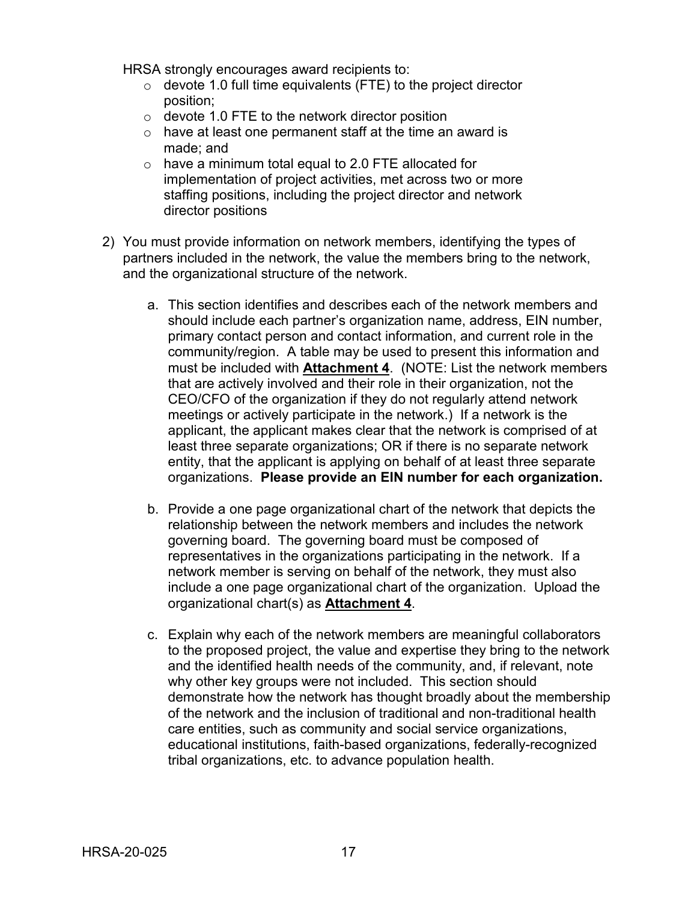HRSA strongly encourages award recipients to:

- devote 1.0 full time equivalents (FTE) to the project director position;
- devote 1.0 FTE to the network director position
- have at least one permanent staff at the time an award is made; and
- have a minimum total equal to 2.0 FTE allocated for implementation of project activities, met across two or more staffing positions, including the project director and network director positions

2) You must provide information on network members, identifying the types of partners included in the network, the value the members bring to the network, and the organizational structure of the network.

   a. This section identifies and describes each of the network members and should include each partner's organization name, address, EIN number, primary contact person and contact information, and current role in the community/region. A table may be used to present this information and must be included with **Attachment 4**. (NOTE: List the network members that are actively involved and their role in their organization, not the CEO/CFO of the organization if they do not regularly attend network meetings or actively participate in the network.) If a network is the applicant, the applicant makes clear that the network is comprised of at least three separate organizations; OR if there is no separate network entity, that the applicant is applying on behalf of at least three separate organizations. **Please provide an EIN number for each organization.**

   b. Provide a one page organizational chart of the network that depicts the relationship between the network members and includes the network governing board. The governing board must be composed of representatives in the organizations participating in the network. If a network member is serving on behalf of the network, they must also include a one page organizational chart of the organization. Upload the organizational chart(s) as **Attachment 4**.

   c. Explain why each of the network members are meaningful collaborators to the proposed project, the value and expertise they bring to the network and the identified health needs of the community, and, if relevant, note why other key groups were not included. This section should demonstrate how the network has thought broadly about the membership of the network and the inclusion of traditional and non-traditional health care entities, such as community and social service organizations, educational institutions, faith-based organizations, federally-recognized tribal organizations, etc. to advance population health.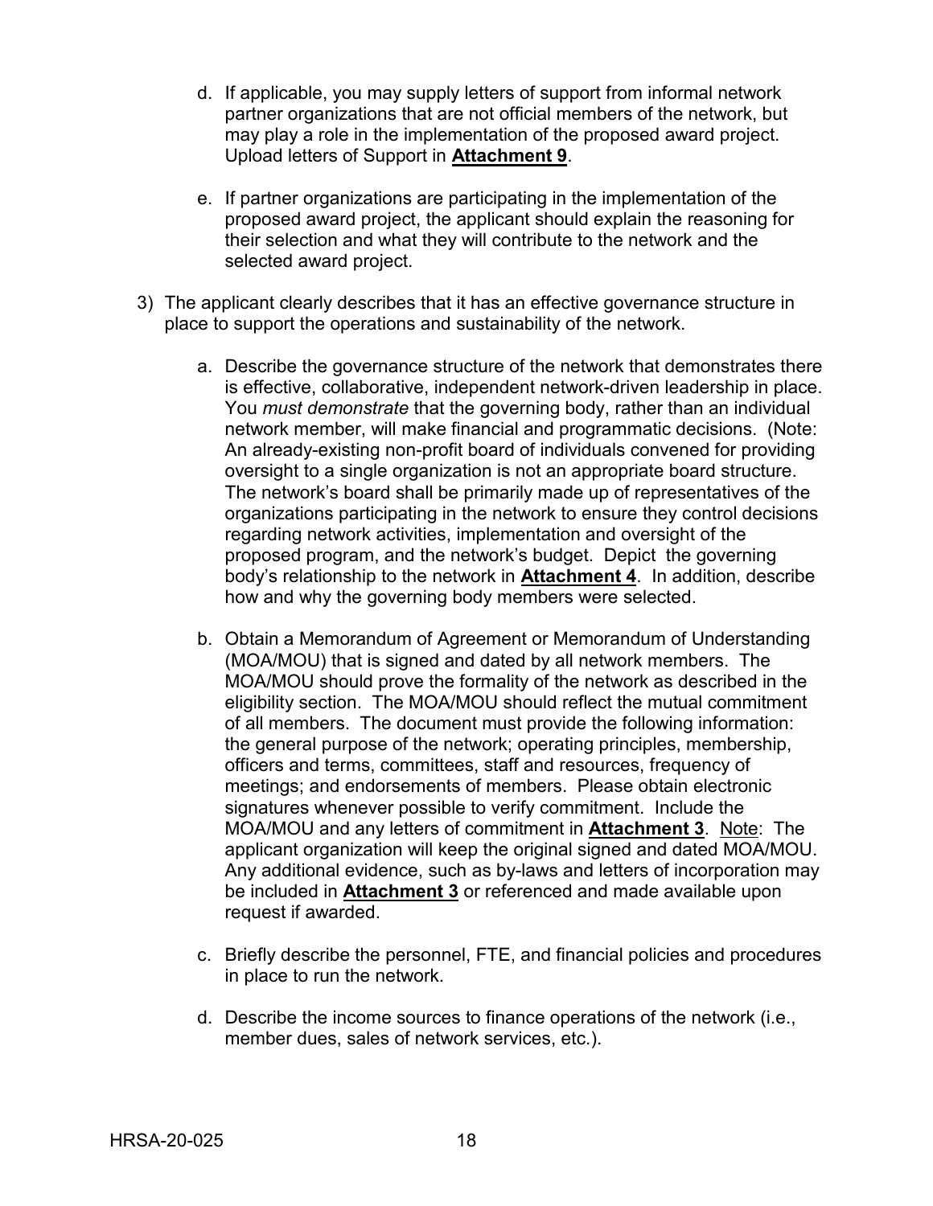d. If applicable, you may supply letters of support from informal network partner organizations that are not official members of the network, but may play a role in the implementation of the proposed award project. Upload letters of Support in **Attachment 9**.

e. If partner organizations are participating in the implementation of the proposed award project, the applicant should explain the reasoning for their selection and what they will contribute to the network and the selected award project.

3) The applicant clearly describes that it has an effective governance structure in place to support the operations and sustainability of the network.

   a. Describe the governance structure of the network that demonstrates there is effective, collaborative, independent network-driven leadership in place. You *must demonstrate* that the governing body, rather than an individual network member, will make financial and programmatic decisions. (Note: An already-existing non-profit board of individuals convened for providing oversight to a single organization is not an appropriate board structure. The network's board shall be primarily made up of representatives of the organizations participating in the network to ensure they control decisions regarding network activities, implementation and oversight of the proposed program, and the network's budget. Depict the governing body's relationship to the network in **Attachment 4**. In addition, describe how and why the governing body members were selected.

   b. Obtain a Memorandum of Agreement or Memorandum of Understanding (MOA/MOU) that is signed and dated by all network members. The MOA/MOU should prove the formality of the network as described in the eligibility section. The MOA/MOU should reflect the mutual commitment of all members. The document must provide the following information: the general purpose of the network; operating principles, membership, officers and terms, committees, staff and resources, frequency of meetings; and endorsements of members. Please obtain electronic signatures whenever possible to verify commitment. Include the MOA/MOU and any letters of commitment in **Attachment 3**. Note: The applicant organization will keep the original signed and dated MOA/MOU. Any additional evidence, such as by-laws and letters of incorporation may be included in **Attachment 3** or referenced and made available upon request if awarded.

   c. Briefly describe the personnel, FTE, and financial policies and procedures in place to run the network.

   d. Describe the income sources to finance operations of the network (i.e., member dues, sales of network services, etc.).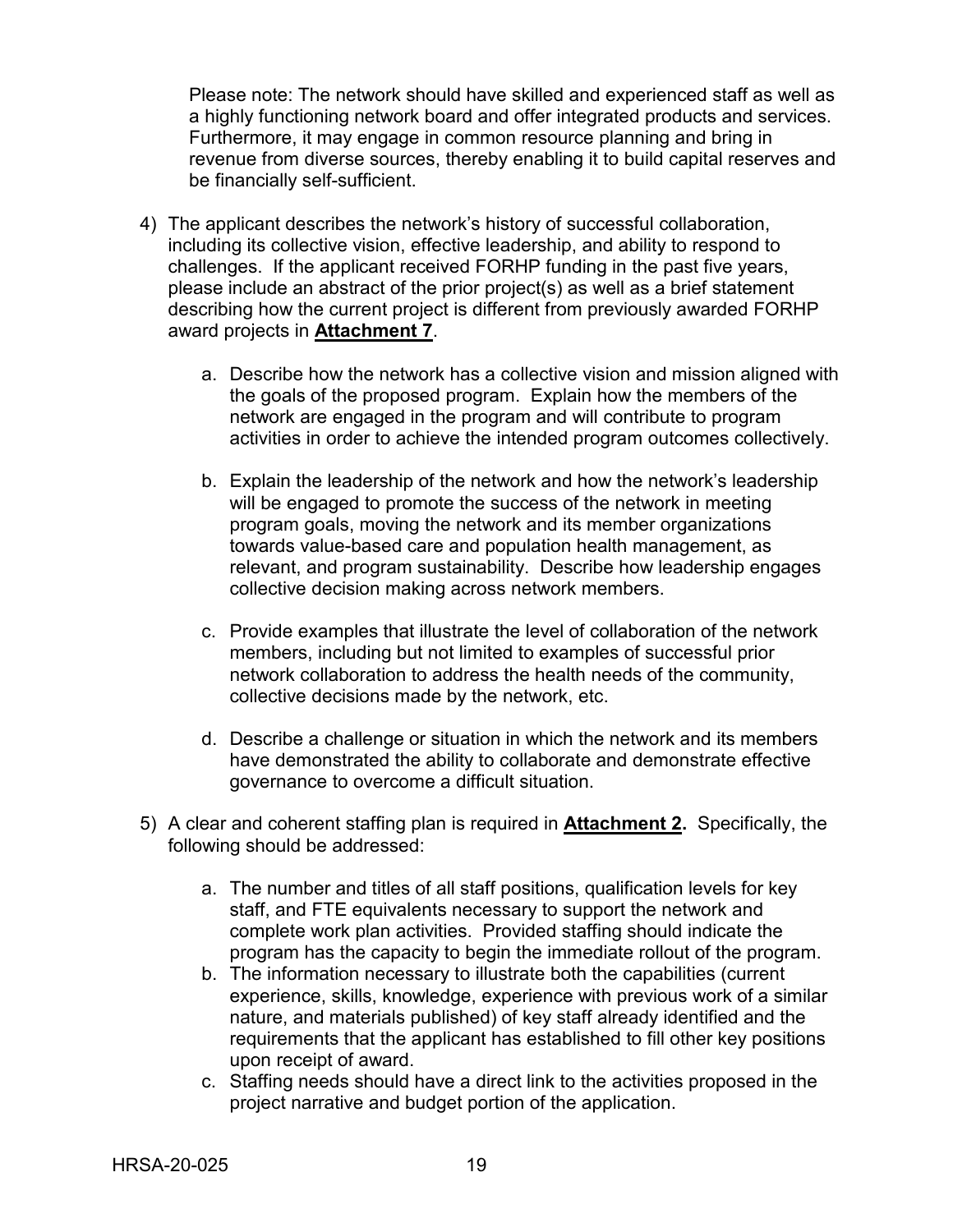Please note: The network should have skilled and experienced staff as well as a highly functioning network board and offer integrated products and services. Furthermore, it may engage in common resource planning and bring in revenue from diverse sources, thereby enabling it to build capital reserves and be financially self-sufficient.

4) The applicant describes the network's history of successful collaboration, including its collective vision, effective leadership, and ability to respond to challenges. If the applicant received FORHP funding in the past five years, please include an abstract of the prior project(s) as well as a brief statement describing how the current project is different from previously awarded FORHP award projects in **Attachment 7**.

    a. Describe how the network has a collective vision and mission aligned with the goals of the proposed program. Explain how the members of the network are engaged in the program and will contribute to program activities in order to achieve the intended program outcomes collectively.

    b. Explain the leadership of the network and how the network's leadership will be engaged to promote the success of the network in meeting program goals, moving the network and its member organizations towards value-based care and population health management, as relevant, and program sustainability. Describe how leadership engages collective decision making across network members.

    c. Provide examples that illustrate the level of collaboration of the network members, including but not limited to examples of successful prior network collaboration to address the health needs of the community, collective decisions made by the network, etc.

    d. Describe a challenge or situation in which the network and its members have demonstrated the ability to collaborate and demonstrate effective governance to overcome a difficult situation.

5) A clear and coherent staffing plan is required in **Attachment 2.** Specifically, the following should be addressed:

    a. The number and titles of all staff positions, qualification levels for key staff, and FTE equivalents necessary to support the network and complete work plan activities. Provided staffing should indicate the program has the capacity to begin the immediate rollout of the program.
    b. The information necessary to illustrate both the capabilities (current experience, skills, knowledge, experience with previous work of a similar nature, and materials published) of key staff already identified and the requirements that the applicant has established to fill other key positions upon receipt of award.
    c. Staffing needs should have a direct link to the activities proposed in the project narrative and budget portion of the application.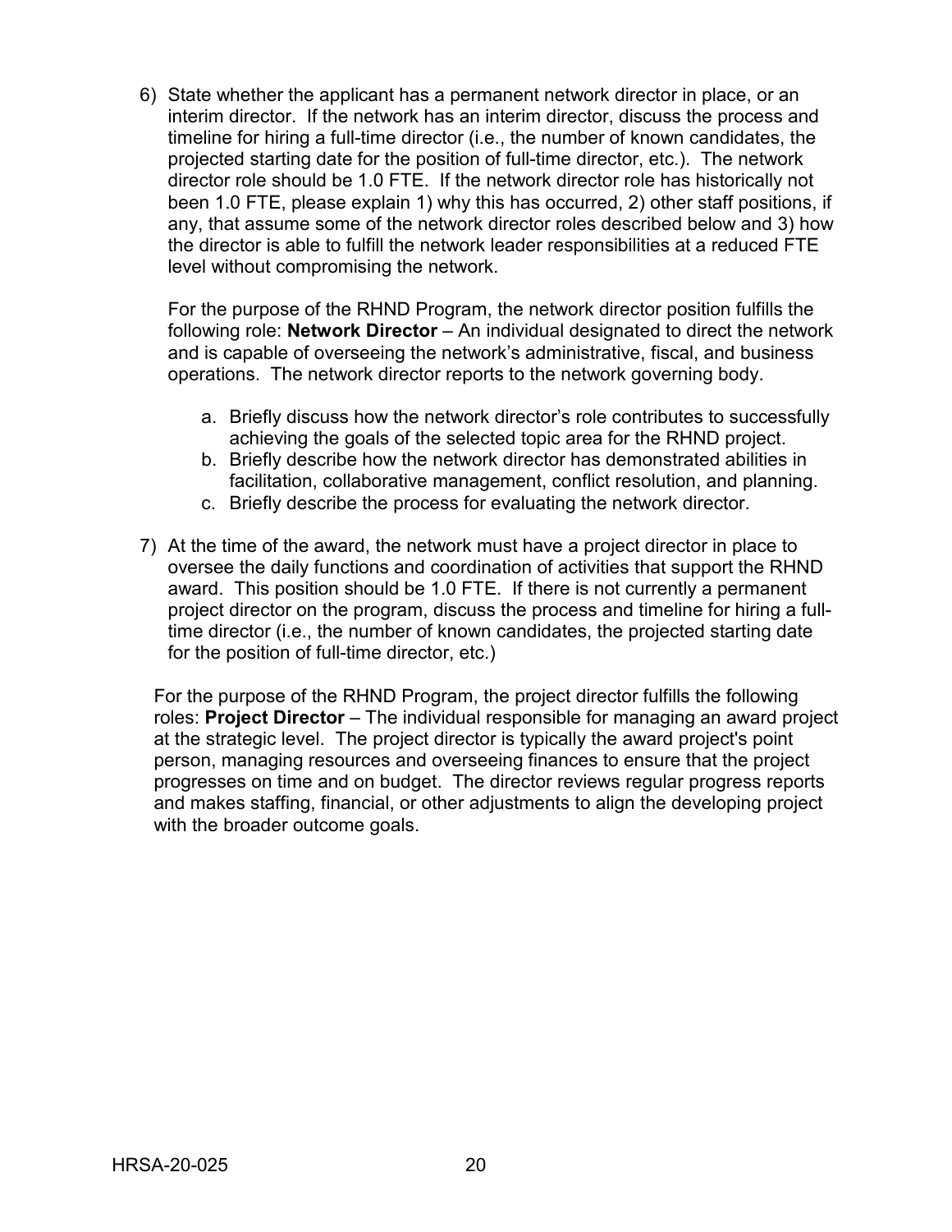6) State whether the applicant has a permanent network director in place, or an interim director. If the network has an interim director, discuss the process and timeline for hiring a full-time director (i.e., the number of known candidates, the projected starting date for the position of full-time director, etc.). The network director role should be 1.0 FTE. If the network director role has historically not been 1.0 FTE, please explain 1) why this has occurred, 2) other staff positions, if any, that assume some of the network director roles described below and 3) how the director is able to fulfill the network leader responsibilities at a reduced FTE level without compromising the network.

   For the purpose of the RHND Program, the network director position fulfills the following role: **Network Director** – An individual designated to direct the network and is capable of overseeing the network's administrative, fiscal, and business operations. The network director reports to the network governing body.

   a. Briefly discuss how the network director's role contributes to successfully achieving the goals of the selected topic area for the RHND project.
   b. Briefly describe how the network director has demonstrated abilities in facilitation, collaborative management, conflict resolution, and planning.
   c. Briefly describe the process for evaluating the network director.

7) At the time of the award, the network must have a project director in place to oversee the daily functions and coordination of activities that support the RHND award. This position should be 1.0 FTE. If there is not currently a permanent project director on the program, discuss the process and timeline for hiring a full-time director (i.e., the number of known candidates, the projected starting date for the position of full-time director, etc.)

   For the purpose of the RHND Program, the project director fulfills the following roles: **Project Director** – The individual responsible for managing an award project at the strategic level. The project director is typically the award project's point person, managing resources and overseeing finances to ensure that the project progresses on time and on budget. The director reviews regular progress reports and makes staffing, financial, or other adjustments to align the developing project with the broader outcome goals.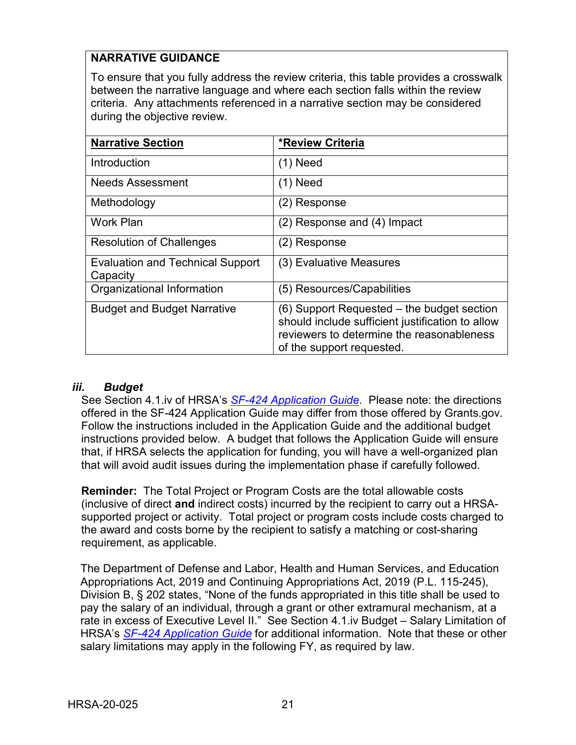**NARRATIVE GUIDANCE**

To ensure that you fully address the review criteria, this table provides a crosswalk between the narrative language and where each section falls within the review criteria. Any attachments referenced in a narrative section may be considered during the objective review.

| **Narrative Section** | ***Review Criteria** |
|---|---|
| Introduction | (1) Need |
| Needs Assessment | (1) Need |
| Methodology | (2) Response |
| Work Plan | (2) Response and (4) Impact |
| Resolution of Challenges | (2) Response |
| Evaluation and Technical Support Capacity | (3) Evaluative Measures |
| Organizational Information | (5) Resources/Capabilities |
| Budget and Budget Narrative | (6) Support Requested – the budget section should include sufficient justification to allow reviewers to determine the reasonableness of the support requested. |

### *iii. Budget*

See Section 4.1.iv of HRSA's *SF-424 Application Guide*. Please note: the directions offered in the SF-424 Application Guide may differ from those offered by Grants.gov. Follow the instructions included in the Application Guide and the additional budget instructions provided below. A budget that follows the Application Guide will ensure that, if HRSA selects the application for funding, you will have a well-organized plan that will avoid audit issues during the implementation phase if carefully followed.

**Reminder:** The Total Project or Program Costs are the total allowable costs (inclusive of direct **and** indirect costs) incurred by the recipient to carry out a HRSA-supported project or activity. Total project or program costs include costs charged to the award and costs borne by the recipient to satisfy a matching or cost-sharing requirement, as applicable.

The Department of Defense and Labor, Health and Human Services, and Education Appropriations Act, 2019 and Continuing Appropriations Act, 2019 (P.L. 115-245), Division B, § 202 states, "None of the funds appropriated in this title shall be used to pay the salary of an individual, through a grant or other extramural mechanism, at a rate in excess of Executive Level II." See Section 4.1.iv Budget – Salary Limitation of HRSA's *SF-424 Application Guide* for additional information. Note that these or other salary limitations may apply in the following FY, as required by law.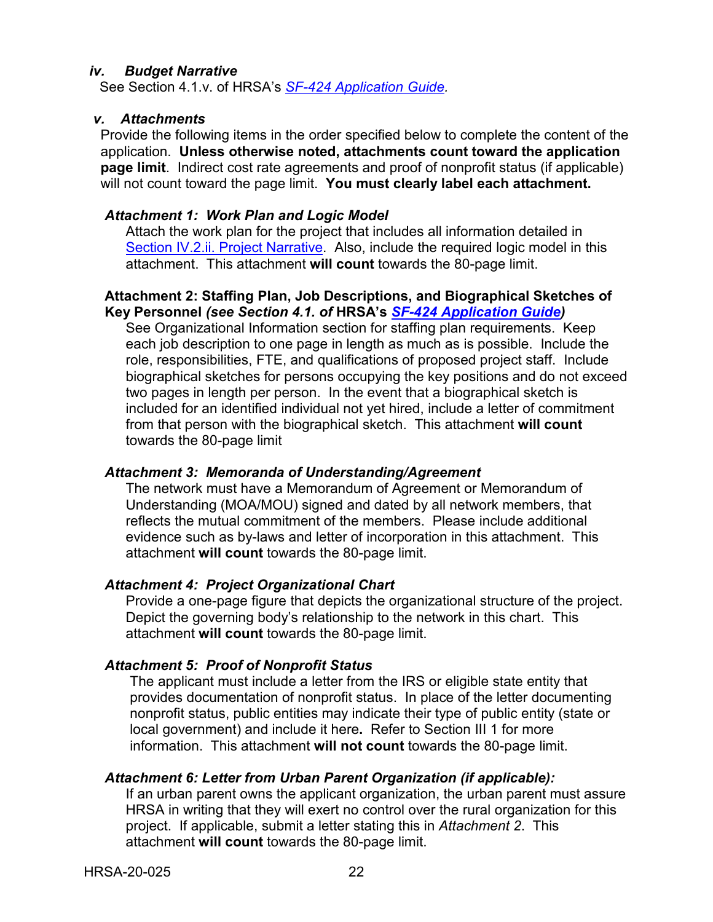### *iv. Budget Narrative*

See Section 4.1.v. of HRSA's *[SF-424 Application Guide](#)*.

### *v. Attachments*

Provide the following items in the order specified below to complete the content of the application. **Unless otherwise noted, attachments count toward the application page limit**. Indirect cost rate agreements and proof of nonprofit status (if applicable) will not count toward the page limit. **You must clearly label each attachment.**

***Attachment 1: Work Plan and Logic Model***

Attach the work plan for the project that includes all information detailed in [Section IV.2.ii. Project Narrative](#). Also, include the required logic model in this attachment. This attachment **will count** towards the 80-page limit.

**Attachment 2: Staffing Plan, Job Descriptions, and Biographical Sketches of Key Personnel** ***(see Section 4.1. of*** **HRSA's** ***[SF-424 Application Guide](#))***

See Organizational Information section for staffing plan requirements. Keep each job description to one page in length as much as is possible. Include the role, responsibilities, FTE, and qualifications of proposed project staff. Include biographical sketches for persons occupying the key positions and do not exceed two pages in length per person. In the event that a biographical sketch is included for an identified individual not yet hired, include a letter of commitment from that person with the biographical sketch. This attachment **will count** towards the 80-page limit

***Attachment 3: Memoranda of Understanding/Agreement***

The network must have a Memorandum of Agreement or Memorandum of Understanding (MOA/MOU) signed and dated by all network members, that reflects the mutual commitment of the members. Please include additional evidence such as by-laws and letter of incorporation in this attachment. This attachment **will count** towards the 80-page limit.

***Attachment 4: Project Organizational Chart***

Provide a one-page figure that depicts the organizational structure of the project. Depict the governing body's relationship to the network in this chart. This attachment **will count** towards the 80-page limit.

***Attachment 5: Proof of Nonprofit Status***

The applicant must include a letter from the IRS or eligible state entity that provides documentation of nonprofit status. In place of the letter documenting nonprofit status, public entities may indicate their type of public entity (state or local government) and include it here**.** Refer to Section III 1 for more information. This attachment **will not count** towards the 80-page limit.

***Attachment 6: Letter from Urban Parent Organization (if applicable):***

If an urban parent owns the applicant organization, the urban parent must assure HRSA in writing that they will exert no control over the rural organization for this project. If applicable, submit a letter stating this in *Attachment 2*. This attachment **will count** towards the 80-page limit.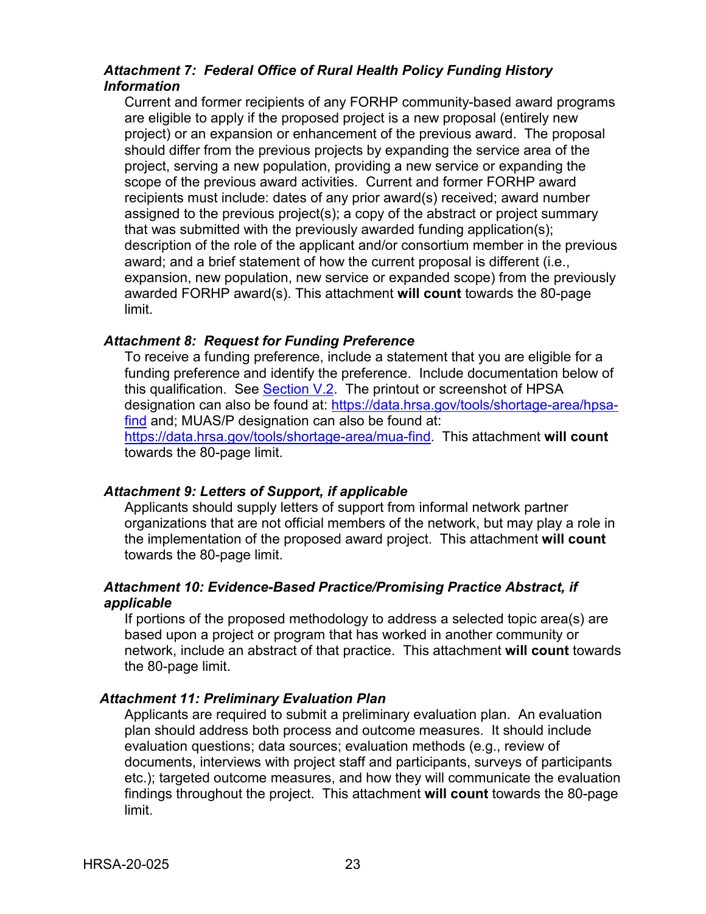#### *Attachment 7: Federal Office of Rural Health Policy Funding History Information*

Current and former recipients of any FORHP community-based award programs are eligible to apply if the proposed project is a new proposal (entirely new project) or an expansion or enhancement of the previous award. The proposal should differ from the previous projects by expanding the service area of the project, serving a new population, providing a new service or expanding the scope of the previous award activities. Current and former FORHP award recipients must include: dates of any prior award(s) received; award number assigned to the previous project(s); a copy of the abstract or project summary that was submitted with the previously awarded funding application(s); description of the role of the applicant and/or consortium member in the previous award; and a brief statement of how the current proposal is different (i.e., expansion, new population, new service or expanded scope) from the previously awarded FORHP award(s). This attachment **will count** towards the 80-page limit.

#### *Attachment 8: Request for Funding Preference*

To receive a funding preference, include a statement that you are eligible for a funding preference and identify the preference. Include documentation below of this qualification. See [Section V.2](). The printout or screenshot of HPSA designation can also be found at: [https://data.hrsa.gov/tools/shortage-area/hpsa-find](https://data.hrsa.gov/tools/shortage-area/hpsa-find) and; MUAS/P designation can also be found at: [https://data.hrsa.gov/tools/shortage-area/mua-find](https://data.hrsa.gov/tools/shortage-area/mua-find). This attachment **will count** towards the 80-page limit.

#### *Attachment 9: Letters of Support, if applicable*

Applicants should supply letters of support from informal network partner organizations that are not official members of the network, but may play a role in the implementation of the proposed award project. This attachment **will count** towards the 80-page limit.

#### *Attachment 10: Evidence-Based Practice/Promising Practice Abstract, if applicable*

If portions of the proposed methodology to address a selected topic area(s) are based upon a project or program that has worked in another community or network, include an abstract of that practice. This attachment **will count** towards the 80-page limit.

#### *Attachment 11: Preliminary Evaluation Plan*

Applicants are required to submit a preliminary evaluation plan. An evaluation plan should address both process and outcome measures. It should include evaluation questions; data sources; evaluation methods (e.g., review of documents, interviews with project staff and participants, surveys of participants etc.); targeted outcome measures, and how they will communicate the evaluation findings throughout the project. This attachment **will count** towards the 80-page limit.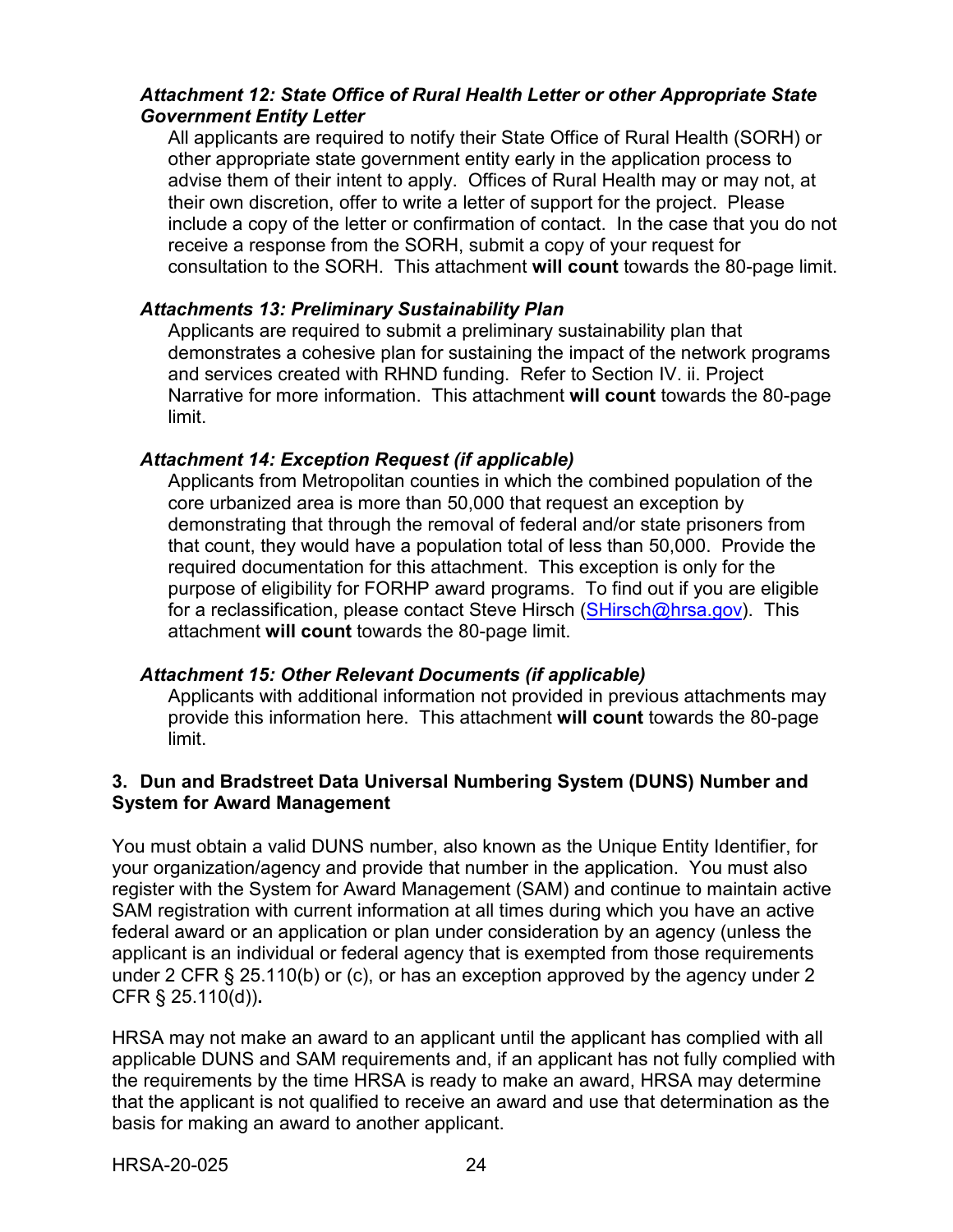***Attachment 12: State Office of Rural Health Letter or other Appropriate State Government Entity Letter***

All applicants are required to notify their State Office of Rural Health (SORH) or other appropriate state government entity early in the application process to advise them of their intent to apply. Offices of Rural Health may or may not, at their own discretion, offer to write a letter of support for the project. Please include a copy of the letter or confirmation of contact. In the case that you do not receive a response from the SORH, submit a copy of your request for consultation to the SORH. This attachment **will count** towards the 80-page limit.

***Attachments 13: Preliminary Sustainability Plan***

Applicants are required to submit a preliminary sustainability plan that demonstrates a cohesive plan for sustaining the impact of the network programs and services created with RHND funding. Refer to Section IV. ii. Project Narrative for more information. This attachment **will count** towards the 80-page limit.

***Attachment 14: Exception Request (if applicable)***

Applicants from Metropolitan counties in which the combined population of the core urbanized area is more than 50,000 that request an exception by demonstrating that through the removal of federal and/or state prisoners from that count, they would have a population total of less than 50,000. Provide the required documentation for this attachment. This exception is only for the purpose of eligibility for FORHP award programs. To find out if you are eligible for a reclassification, please contact Steve Hirsch ([SHirsch@hrsa.gov](mailto:SHirsch@hrsa.gov)). This attachment **will count** towards the 80-page limit.

***Attachment 15: Other Relevant Documents (if applicable)***

Applicants with additional information not provided in previous attachments may provide this information here. This attachment **will count** towards the 80-page limit.

### 3. Dun and Bradstreet Data Universal Numbering System (DUNS) Number and System for Award Management

You must obtain a valid DUNS number, also known as the Unique Entity Identifier, for your organization/agency and provide that number in the application. You must also register with the System for Award Management (SAM) and continue to maintain active SAM registration with current information at all times during which you have an active federal award or an application or plan under consideration by an agency (unless the applicant is an individual or federal agency that is exempted from those requirements under 2 CFR § 25.110(b) or (c), or has an exception approved by the agency under 2 CFR § 25.110(d))**.**

HRSA may not make an award to an applicant until the applicant has complied with all applicable DUNS and SAM requirements and, if an applicant has not fully complied with the requirements by the time HRSA is ready to make an award, HRSA may determine that the applicant is not qualified to receive an award and use that determination as the basis for making an award to another applicant.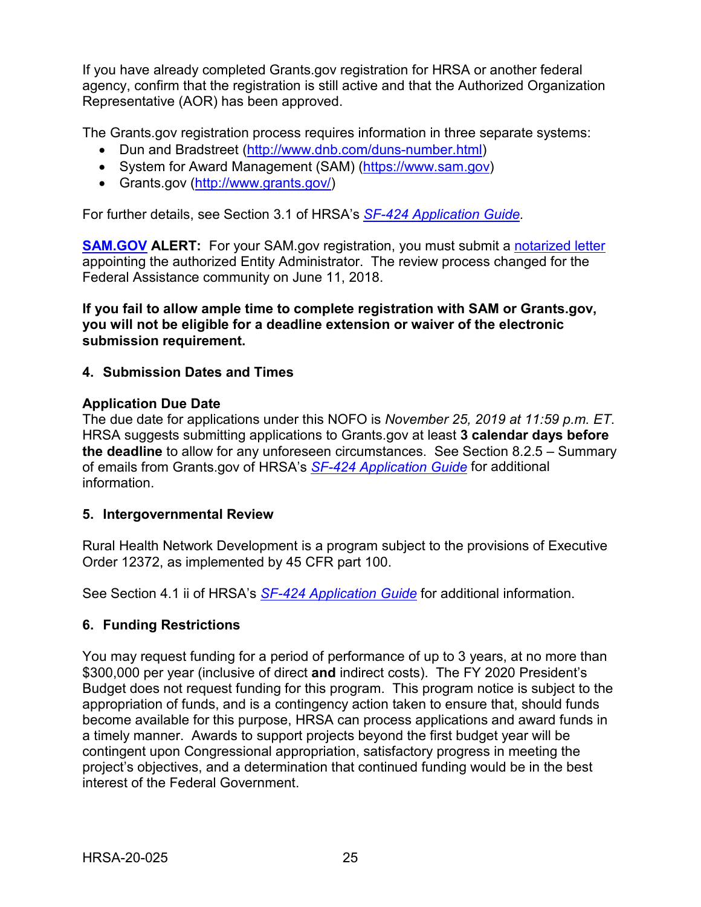If you have already completed Grants.gov registration for HRSA or another federal agency, confirm that the registration is still active and that the Authorized Organization Representative (AOR) has been approved.

The Grants.gov registration process requires information in three separate systems:

- Dun and Bradstreet ([http://www.dnb.com/duns-number.html](http://www.dnb.com/duns-number.html))
- System for Award Management (SAM) ([https://www.sam.gov](https://www.sam.gov))
- Grants.gov ([http://www.grants.gov/](http://www.grants.gov/))

For further details, see Section 3.1 of HRSA's *SF-424 Application Guide*.

**SAM.GOV ALERT:** For your SAM.gov registration, you must submit a notarized letter appointing the authorized Entity Administrator. The review process changed for the Federal Assistance community on June 11, 2018.

**If you fail to allow ample time to complete registration with SAM or Grants.gov, you will not be eligible for a deadline extension or waiver of the electronic submission requirement.**

### 4. Submission Dates and Times

**Application Due Date**

The due date for applications under this NOFO is *November 25, 2019 at 11:59 p.m. ET*. HRSA suggests submitting applications to Grants.gov at least **3 calendar days before the deadline** to allow for any unforeseen circumstances. See Section 8.2.5 – Summary of emails from Grants.gov of HRSA's *SF-424 Application Guide* for additional information.

### 5. Intergovernmental Review

Rural Health Network Development is a program subject to the provisions of Executive Order 12372, as implemented by 45 CFR part 100.

See Section 4.1 ii of HRSA's *SF-424 Application Guide* for additional information.

### 6. Funding Restrictions

You may request funding for a period of performance of up to 3 years, at no more than $300,000 per year (inclusive of direct **and** indirect costs). The FY 2020 President's Budget does not request funding for this program. This program notice is subject to the appropriation of funds, and is a contingency action taken to ensure that, should funds become available for this purpose, HRSA can process applications and award funds in a timely manner. Awards to support projects beyond the first budget year will be contingent upon Congressional appropriation, satisfactory progress in meeting the project's objectives, and a determination that continued funding would be in the best interest of the Federal Government.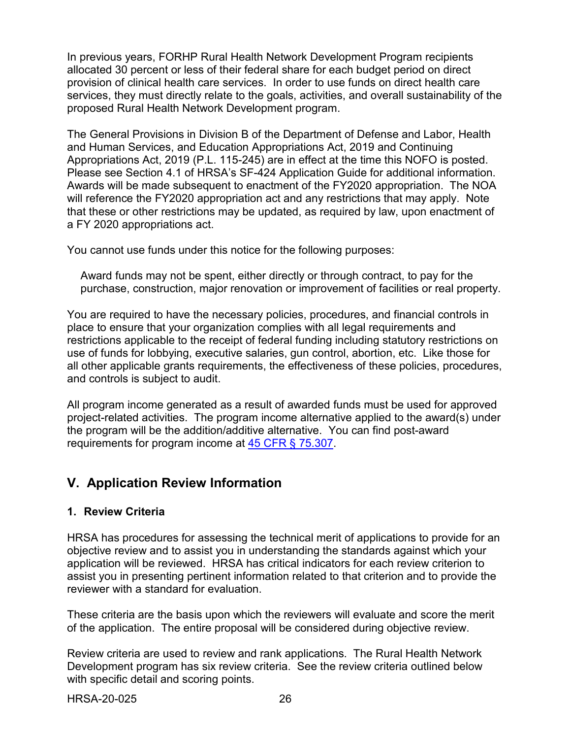In previous years, FORHP Rural Health Network Development Program recipients allocated 30 percent or less of their federal share for each budget period on direct provision of clinical health care services. In order to use funds on direct health care services, they must directly relate to the goals, activities, and overall sustainability of the proposed Rural Health Network Development program.

The General Provisions in Division B of the Department of Defense and Labor, Health and Human Services, and Education Appropriations Act, 2019 and Continuing Appropriations Act, 2019 (P.L. 115-245) are in effect at the time this NOFO is posted. Please see Section 4.1 of HRSA's SF-424 Application Guide for additional information. Awards will be made subsequent to enactment of the FY2020 appropriation. The NOA will reference the FY2020 appropriation act and any restrictions that may apply. Note that these or other restrictions may be updated, as required by law, upon enactment of a FY 2020 appropriations act.

You cannot use funds under this notice for the following purposes:

> Award funds may not be spent, either directly or through contract, to pay for the purchase, construction, major renovation or improvement of facilities or real property.

You are required to have the necessary policies, procedures, and financial controls in place to ensure that your organization complies with all legal requirements and restrictions applicable to the receipt of federal funding including statutory restrictions on use of funds for lobbying, executive salaries, gun control, abortion, etc. Like those for all other applicable grants requirements, the effectiveness of these policies, procedures, and controls is subject to audit.

All program income generated as a result of awarded funds must be used for approved project-related activities. The program income alternative applied to the award(s) under the program will be the addition/additive alternative. You can find post-award requirements for program income at 45 CFR § 75.307.

## V. Application Review Information

### 1. Review Criteria

HRSA has procedures for assessing the technical merit of applications to provide for an objective review and to assist you in understanding the standards against which your application will be reviewed. HRSA has critical indicators for each review criterion to assist you in presenting pertinent information related to that criterion and to provide the reviewer with a standard for evaluation.

These criteria are the basis upon which the reviewers will evaluate and score the merit of the application. The entire proposal will be considered during objective review.

Review criteria are used to review and rank applications. The Rural Health Network Development program has six review criteria. See the review criteria outlined below with specific detail and scoring points.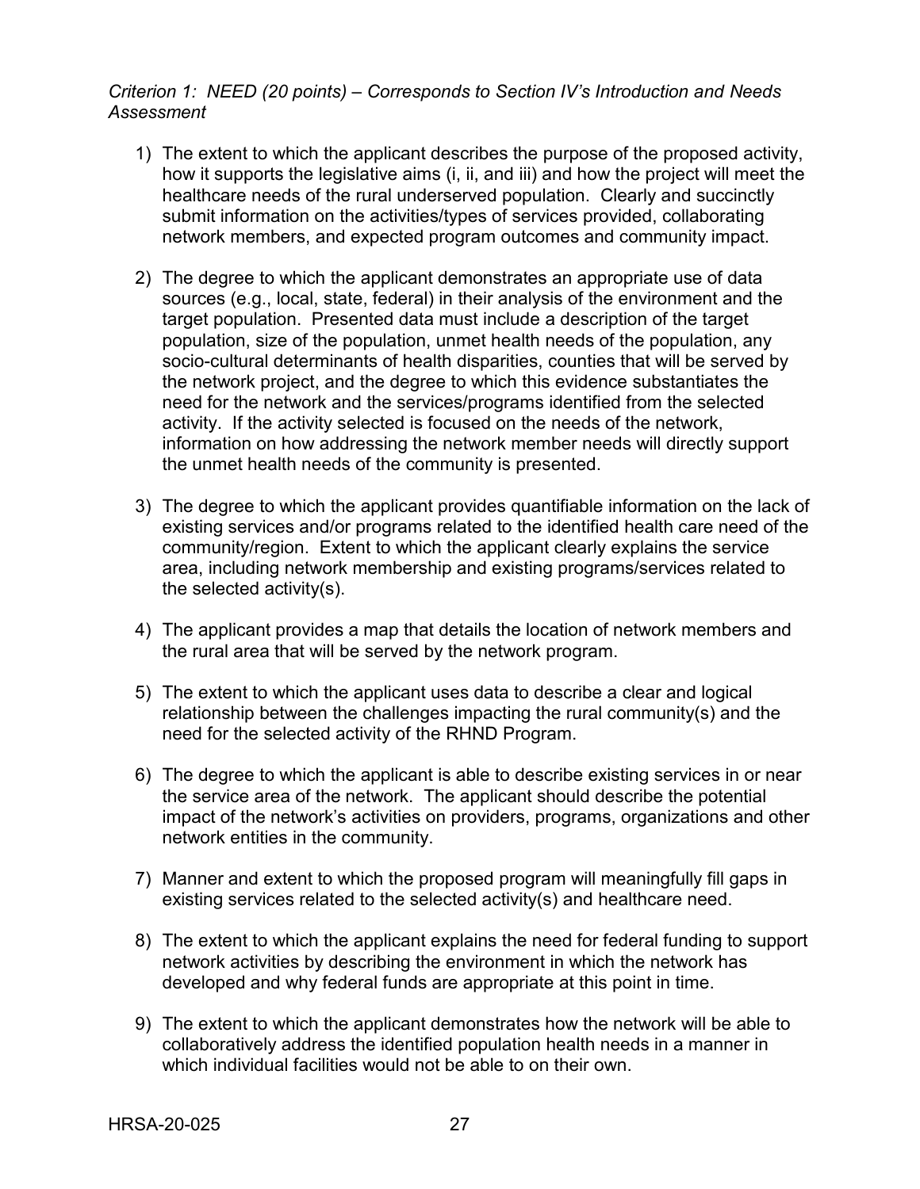*Criterion 1: NEED (20 points) – Corresponds to Section IV's Introduction and Needs Assessment*

1) The extent to which the applicant describes the purpose of the proposed activity, how it supports the legislative aims (i, ii, and iii) and how the project will meet the healthcare needs of the rural underserved population. Clearly and succinctly submit information on the activities/types of services provided, collaborating network members, and expected program outcomes and community impact.

2) The degree to which the applicant demonstrates an appropriate use of data sources (e.g., local, state, federal) in their analysis of the environment and the target population. Presented data must include a description of the target population, size of the population, unmet health needs of the population, any socio-cultural determinants of health disparities, counties that will be served by the network project, and the degree to which this evidence substantiates the need for the network and the services/programs identified from the selected activity. If the activity selected is focused on the needs of the network, information on how addressing the network member needs will directly support the unmet health needs of the community is presented.

3) The degree to which the applicant provides quantifiable information on the lack of existing services and/or programs related to the identified health care need of the community/region. Extent to which the applicant clearly explains the service area, including network membership and existing programs/services related to the selected activity(s).

4) The applicant provides a map that details the location of network members and the rural area that will be served by the network program.

5) The extent to which the applicant uses data to describe a clear and logical relationship between the challenges impacting the rural community(s) and the need for the selected activity of the RHND Program.

6) The degree to which the applicant is able to describe existing services in or near the service area of the network. The applicant should describe the potential impact of the network's activities on providers, programs, organizations and other network entities in the community.

7) Manner and extent to which the proposed program will meaningfully fill gaps in existing services related to the selected activity(s) and healthcare need.

8) The extent to which the applicant explains the need for federal funding to support network activities by describing the environment in which the network has developed and why federal funds are appropriate at this point in time.

9) The extent to which the applicant demonstrates how the network will be able to collaboratively address the identified population health needs in a manner in which individual facilities would not be able to on their own.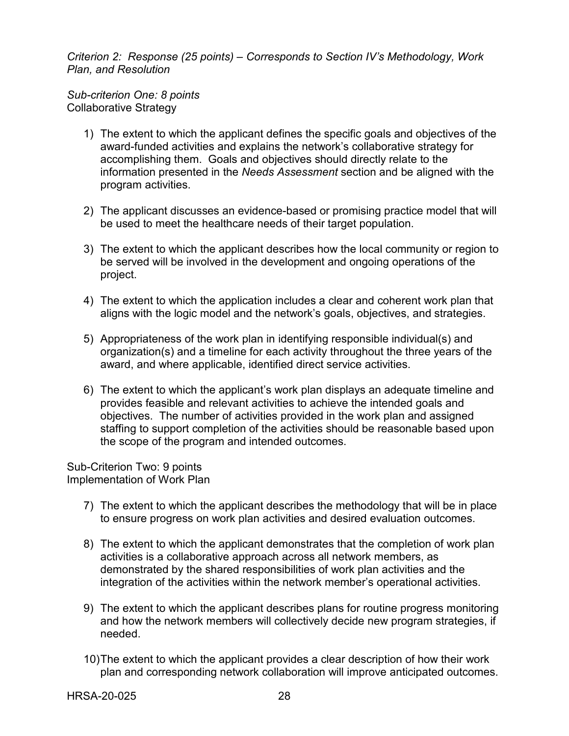*Criterion 2: Response (25 points) – Corresponds to Section IV's Methodology, Work Plan, and Resolution*

*Sub-criterion One: 8 points*
Collaborative Strategy

1) The extent to which the applicant defines the specific goals and objectives of the award-funded activities and explains the network's collaborative strategy for accomplishing them. Goals and objectives should directly relate to the information presented in the *Needs Assessment* section and be aligned with the program activities.

2) The applicant discusses an evidence-based or promising practice model that will be used to meet the healthcare needs of their target population.

3) The extent to which the applicant describes how the local community or region to be served will be involved in the development and ongoing operations of the project.

4) The extent to which the application includes a clear and coherent work plan that aligns with the logic model and the network's goals, objectives, and strategies.

5) Appropriateness of the work plan in identifying responsible individual(s) and organization(s) and a timeline for each activity throughout the three years of the award, and where applicable, identified direct service activities.

6) The extent to which the applicant's work plan displays an adequate timeline and provides feasible and relevant activities to achieve the intended goals and objectives. The number of activities provided in the work plan and assigned staffing to support completion of the activities should be reasonable based upon the scope of the program and intended outcomes.

Sub-Criterion Two: 9 points
Implementation of Work Plan

7) The extent to which the applicant describes the methodology that will be in place to ensure progress on work plan activities and desired evaluation outcomes.

8) The extent to which the applicant demonstrates that the completion of work plan activities is a collaborative approach across all network members, as demonstrated by the shared responsibilities of work plan activities and the integration of the activities within the network member's operational activities.

9) The extent to which the applicant describes plans for routine progress monitoring and how the network members will collectively decide new program strategies, if needed.

10) The extent to which the applicant provides a clear description of how their work plan and corresponding network collaboration will improve anticipated outcomes.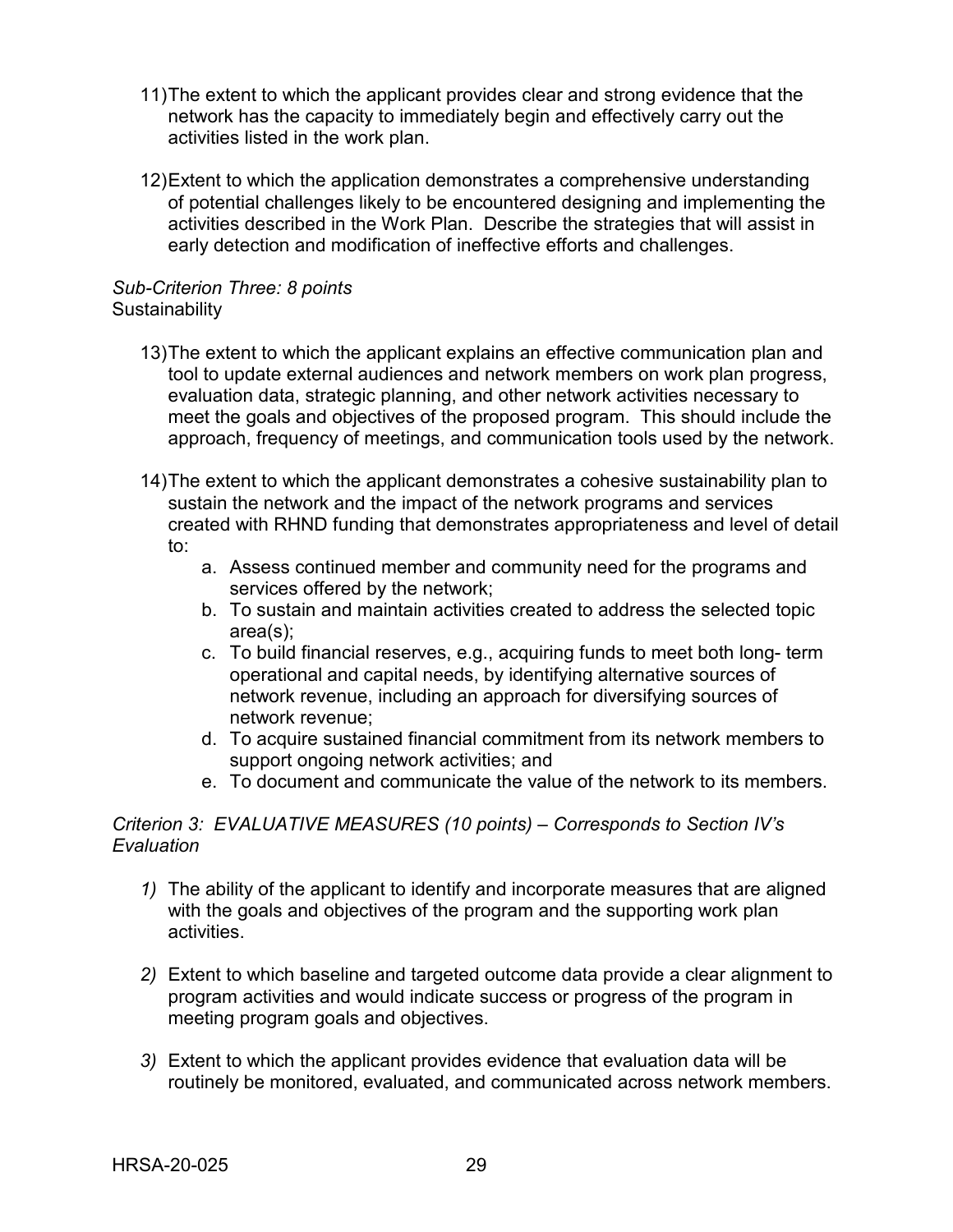11) The extent to which the applicant provides clear and strong evidence that the network has the capacity to immediately begin and effectively carry out the activities listed in the work plan.

12) Extent to which the application demonstrates a comprehensive understanding of potential challenges likely to be encountered designing and implementing the activities described in the Work Plan. Describe the strategies that will assist in early detection and modification of ineffective efforts and challenges.

*Sub-Criterion Three: 8 points*
Sustainability

13) The extent to which the applicant explains an effective communication plan and tool to update external audiences and network members on work plan progress, evaluation data, strategic planning, and other network activities necessary to meet the goals and objectives of the proposed program. This should include the approach, frequency of meetings, and communication tools used by the network.

14) The extent to which the applicant demonstrates a cohesive sustainability plan to sustain the network and the impact of the network programs and services created with RHND funding that demonstrates appropriateness and level of detail to:
    a. Assess continued member and community need for the programs and services offered by the network;
    b. To sustain and maintain activities created to address the selected topic area(s);
    c. To build financial reserves, e.g., acquiring funds to meet both long- term operational and capital needs, by identifying alternative sources of network revenue, including an approach for diversifying sources of network revenue;
    d. To acquire sustained financial commitment from its network members to support ongoing network activities; and
    e. To document and communicate the value of the network to its members.

*Criterion 3: EVALUATIVE MEASURES (10 points) – Corresponds to Section IV's Evaluation*

*1)* The ability of the applicant to identify and incorporate measures that are aligned with the goals and objectives of the program and the supporting work plan activities.

*2)* Extent to which baseline and targeted outcome data provide a clear alignment to program activities and would indicate success or progress of the program in meeting program goals and objectives.

*3)* Extent to which the applicant provides evidence that evaluation data will be routinely be monitored, evaluated, and communicated across network members.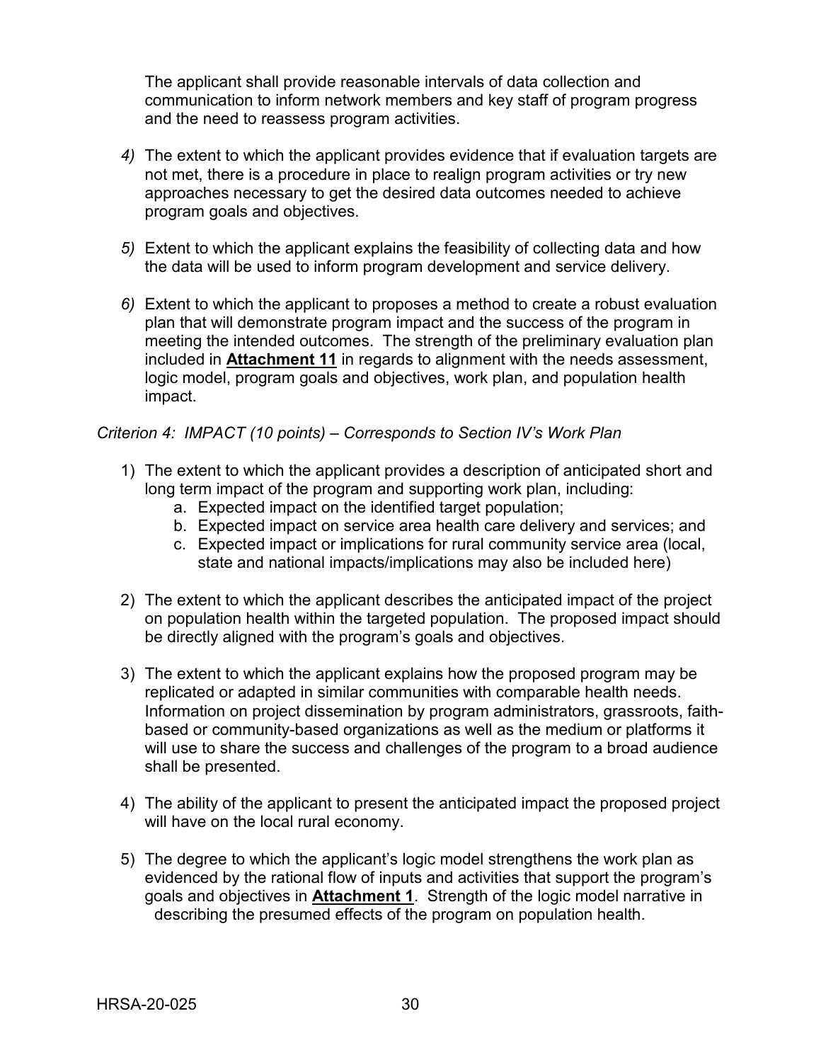The applicant shall provide reasonable intervals of data collection and communication to inform network members and key staff of program progress and the need to reassess program activities.

*4)* The extent to which the applicant provides evidence that if evaluation targets are not met, there is a procedure in place to realign program activities or try new approaches necessary to get the desired data outcomes needed to achieve program goals and objectives.

*5)* Extent to which the applicant explains the feasibility of collecting data and how the data will be used to inform program development and service delivery.

*6)* Extent to which the applicant to proposes a method to create a robust evaluation plan that will demonstrate program impact and the success of the program in meeting the intended outcomes. The strength of the preliminary evaluation plan included in **Attachment 11** in regards to alignment with the needs assessment, logic model, program goals and objectives, work plan, and population health impact.

*Criterion 4: IMPACT (10 points) – Corresponds to Section IV's Work Plan*

1) The extent to which the applicant provides a description of anticipated short and long term impact of the program and supporting work plan, including:
    a. Expected impact on the identified target population;
    b. Expected impact on service area health care delivery and services; and
    c. Expected impact or implications for rural community service area (local, state and national impacts/implications may also be included here)

2) The extent to which the applicant describes the anticipated impact of the project on population health within the targeted population. The proposed impact should be directly aligned with the program's goals and objectives.

3) The extent to which the applicant explains how the proposed program may be replicated or adapted in similar communities with comparable health needs. Information on project dissemination by program administrators, grassroots, faith-based or community-based organizations as well as the medium or platforms it will use to share the success and challenges of the program to a broad audience shall be presented.

4) The ability of the applicant to present the anticipated impact the proposed project will have on the local rural economy.

5) The degree to which the applicant's logic model strengthens the work plan as evidenced by the rational flow of inputs and activities that support the program's goals and objectives in **Attachment 1**. Strength of the logic model narrative in describing the presumed effects of the program on population health.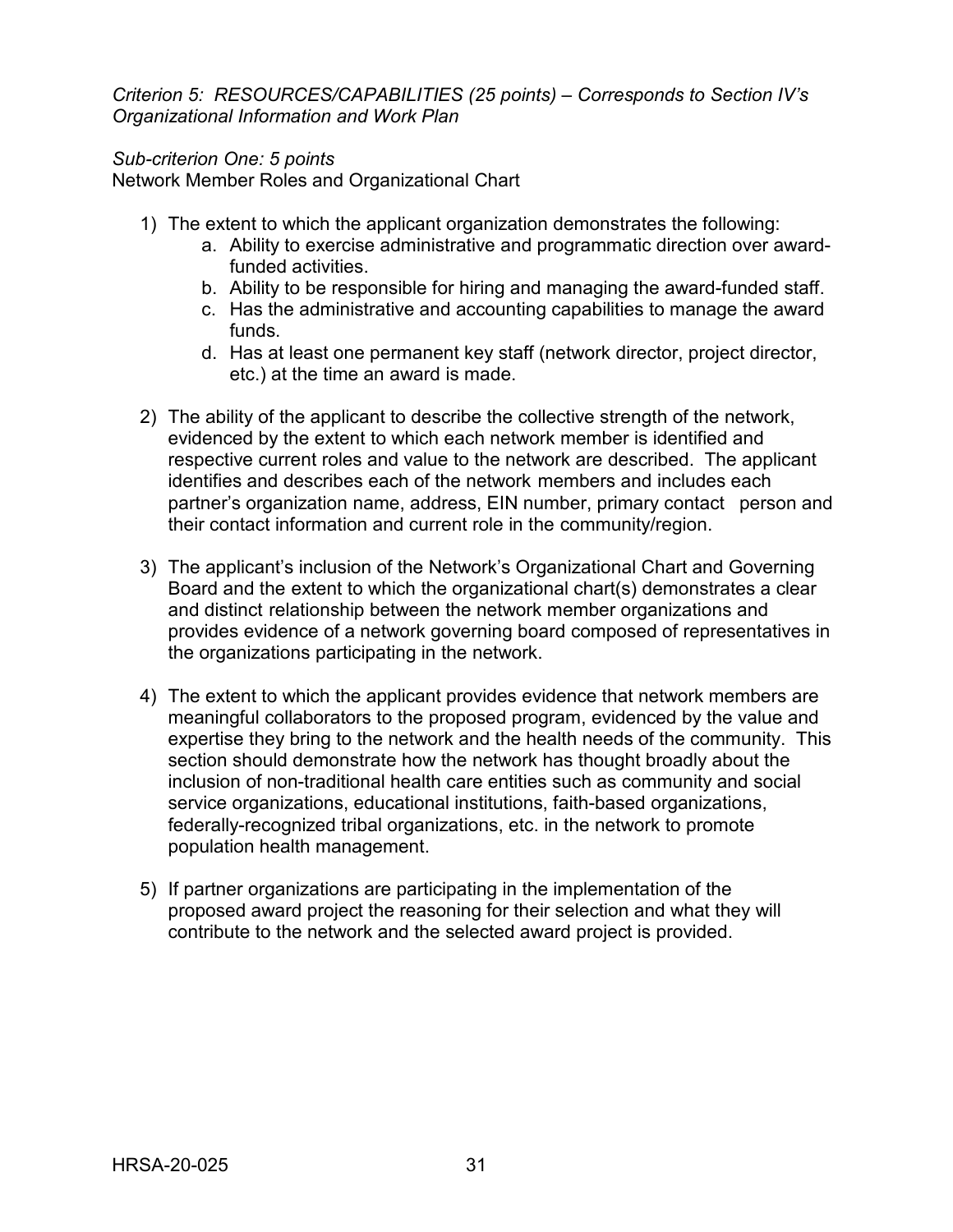*Criterion 5: RESOURCES/CAPABILITIES (25 points) – Corresponds to Section IV's Organizational Information and Work Plan*

*Sub-criterion One: 5 points*
Network Member Roles and Organizational Chart

1) The extent to which the applicant organization demonstrates the following:
   a. Ability to exercise administrative and programmatic direction over award-funded activities.
   b. Ability to be responsible for hiring and managing the award-funded staff.
   c. Has the administrative and accounting capabilities to manage the award funds.
   d. Has at least one permanent key staff (network director, project director, etc.) at the time an award is made.

2) The ability of the applicant to describe the collective strength of the network, evidenced by the extent to which each network member is identified and respective current roles and value to the network are described. The applicant identifies and describes each of the network members and includes each partner's organization name, address, EIN number, primary contact person and their contact information and current role in the community/region.

3) The applicant's inclusion of the Network's Organizational Chart and Governing Board and the extent to which the organizational chart(s) demonstrates a clear and distinct relationship between the network member organizations and provides evidence of a network governing board composed of representatives in the organizations participating in the network.

4) The extent to which the applicant provides evidence that network members are meaningful collaborators to the proposed program, evidenced by the value and expertise they bring to the network and the health needs of the community. This section should demonstrate how the network has thought broadly about the inclusion of non-traditional health care entities such as community and social service organizations, educational institutions, faith-based organizations, federally-recognized tribal organizations, etc. in the network to promote population health management.

5) If partner organizations are participating in the implementation of the proposed award project the reasoning for their selection and what they will contribute to the network and the selected award project is provided.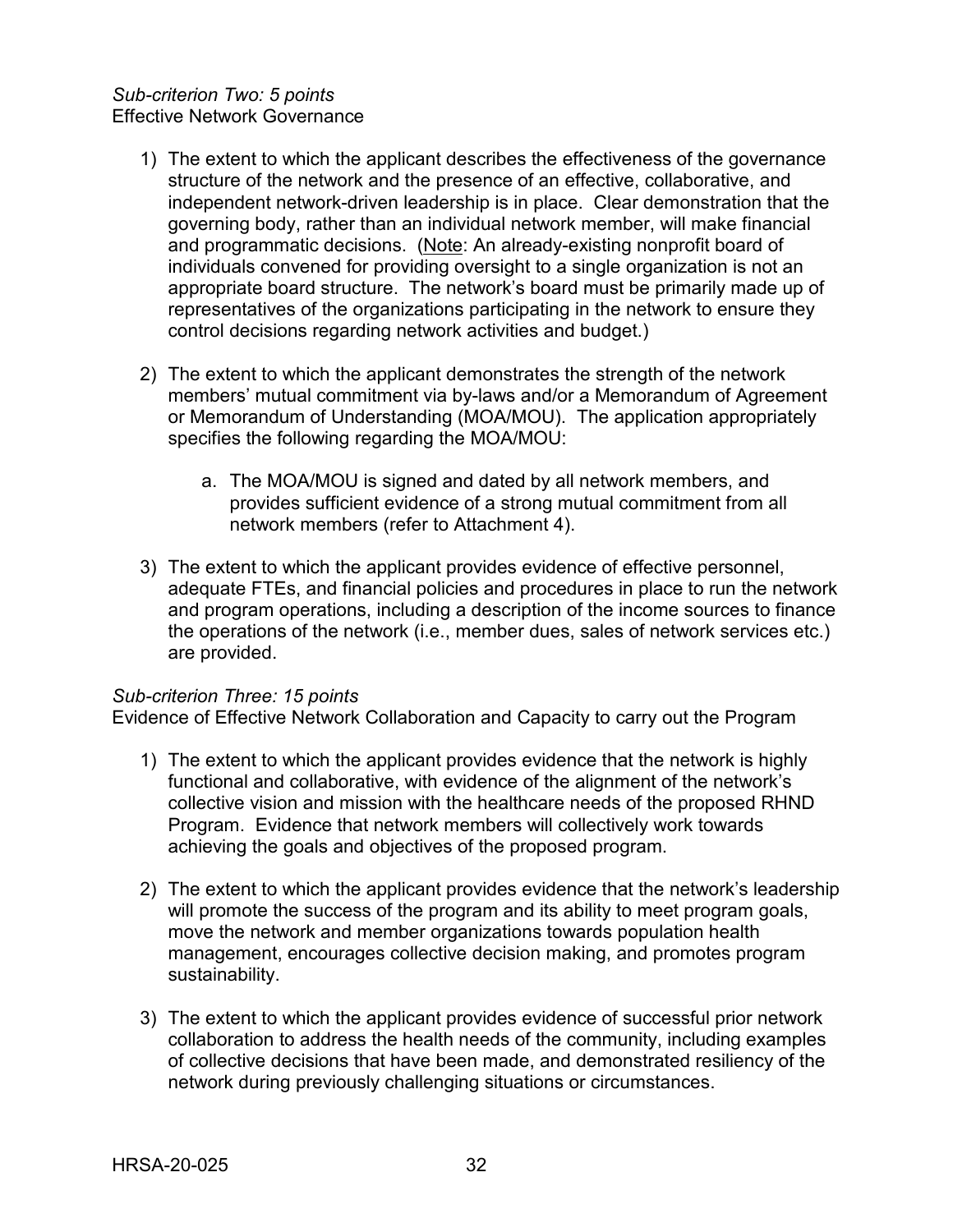*Sub-criterion Two: 5 points*
Effective Network Governance

1) The extent to which the applicant describes the effectiveness of the governance structure of the network and the presence of an effective, collaborative, and independent network-driven leadership is in place. Clear demonstration that the governing body, rather than an individual network member, will make financial and programmatic decisions. (Note: An already-existing nonprofit board of individuals convened for providing oversight to a single organization is not an appropriate board structure. The network's board must be primarily made up of representatives of the organizations participating in the network to ensure they control decisions regarding network activities and budget.)

2) The extent to which the applicant demonstrates the strength of the network members' mutual commitment via by-laws and/or a Memorandum of Agreement or Memorandum of Understanding (MOA/MOU). The application appropriately specifies the following regarding the MOA/MOU:

   a. The MOA/MOU is signed and dated by all network members, and provides sufficient evidence of a strong mutual commitment from all network members (refer to Attachment 4).

3) The extent to which the applicant provides evidence of effective personnel, adequate FTEs, and financial policies and procedures in place to run the network and program operations, including a description of the income sources to finance the operations of the network (i.e., member dues, sales of network services etc.) are provided.

*Sub-criterion Three: 15 points*
Evidence of Effective Network Collaboration and Capacity to carry out the Program

1) The extent to which the applicant provides evidence that the network is highly functional and collaborative, with evidence of the alignment of the network's collective vision and mission with the healthcare needs of the proposed RHND Program. Evidence that network members will collectively work towards achieving the goals and objectives of the proposed program.

2) The extent to which the applicant provides evidence that the network's leadership will promote the success of the program and its ability to meet program goals, move the network and member organizations towards population health management, encourages collective decision making, and promotes program sustainability.

3) The extent to which the applicant provides evidence of successful prior network collaboration to address the health needs of the community, including examples of collective decisions that have been made, and demonstrated resiliency of the network during previously challenging situations or circumstances.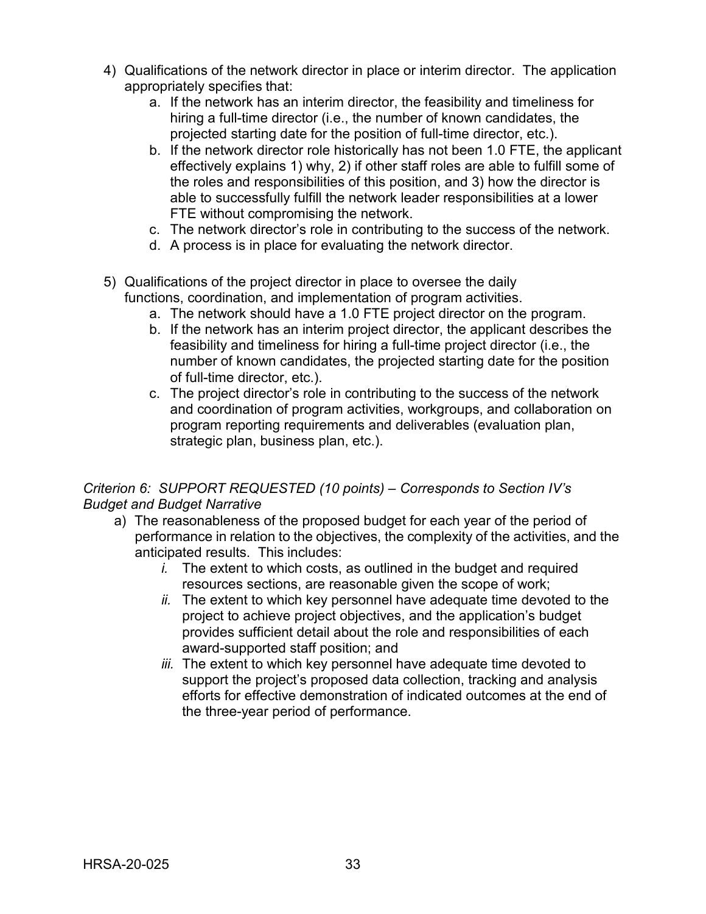4) Qualifications of the network director in place or interim director. The application appropriately specifies that:
    a. If the network has an interim director, the feasibility and timeliness for hiring a full-time director (i.e., the number of known candidates, the projected starting date for the position of full-time director, etc.).
    b. If the network director role historically has not been 1.0 FTE, the applicant effectively explains 1) why, 2) if other staff roles are able to fulfill some of the roles and responsibilities of this position, and 3) how the director is able to successfully fulfill the network leader responsibilities at a lower FTE without compromising the network.
    c. The network director's role in contributing to the success of the network.
    d. A process is in place for evaluating the network director.

5) Qualifications of the project director in place to oversee the daily functions, coordination, and implementation of program activities.
    a. The network should have a 1.0 FTE project director on the program.
    b. If the network has an interim project director, the applicant describes the feasibility and timeliness for hiring a full-time project director (i.e., the number of known candidates, the projected starting date for the position of full-time director, etc.).
    c. The project director's role in contributing to the success of the network and coordination of program activities, workgroups, and collaboration on program reporting requirements and deliverables (evaluation plan, strategic plan, business plan, etc.).

*Criterion 6: SUPPORT REQUESTED (10 points) – Corresponds to Section IV's Budget and Budget Narrative*

a) The reasonableness of the proposed budget for each year of the period of performance in relation to the objectives, the complexity of the activities, and the anticipated results. This includes:
    *i.* The extent to which costs, as outlined in the budget and required resources sections, are reasonable given the scope of work;
    *ii.* The extent to which key personnel have adequate time devoted to the project to achieve project objectives, and the application's budget provides sufficient detail about the role and responsibilities of each award-supported staff position; and
    *iii.* The extent to which key personnel have adequate time devoted to support the project's proposed data collection, tracking and analysis efforts for effective demonstration of indicated outcomes at the end of the three-year period of performance.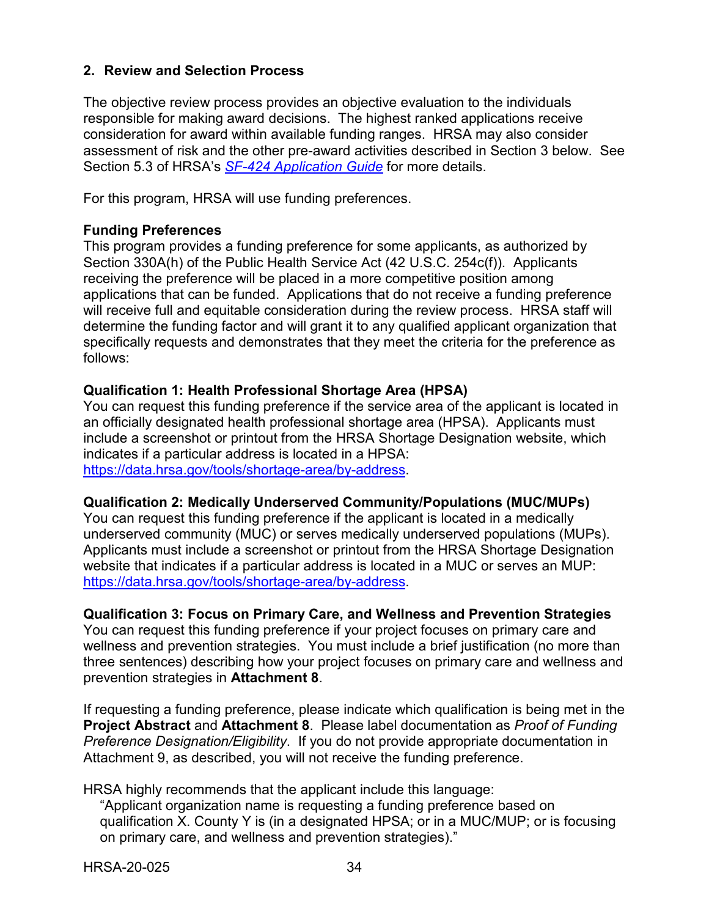## 2. Review and Selection Process

The objective review process provides an objective evaluation to the individuals responsible for making award decisions. The highest ranked applications receive consideration for award within available funding ranges. HRSA may also consider assessment of risk and the other pre-award activities described in Section 3 below. See Section 5.3 of HRSA's *[SF-424 Application Guide](#)* for more details.

For this program, HRSA will use funding preferences.

**Funding Preferences**

This program provides a funding preference for some applicants, as authorized by Section 330A(h) of the Public Health Service Act (42 U.S.C. 254c(f)). Applicants receiving the preference will be placed in a more competitive position among applications that can be funded. Applications that do not receive a funding preference will receive full and equitable consideration during the review process. HRSA staff will determine the funding factor and will grant it to any qualified applicant organization that specifically requests and demonstrates that they meet the criteria for the preference as follows:

**Qualification 1: Health Professional Shortage Area (HPSA)**

You can request this funding preference if the service area of the applicant is located in an officially designated health professional shortage area (HPSA). Applicants must include a screenshot or printout from the HRSA Shortage Designation website, which indicates if a particular address is located in a HPSA: https://data.hrsa.gov/tools/shortage-area/by-address.

**Qualification 2: Medically Underserved Community/Populations (MUC/MUPs)**

You can request this funding preference if the applicant is located in a medically underserved community (MUC) or serves medically underserved populations (MUPs). Applicants must include a screenshot or printout from the HRSA Shortage Designation website that indicates if a particular address is located in a MUC or serves an MUP: https://data.hrsa.gov/tools/shortage-area/by-address.

**Qualification 3: Focus on Primary Care, and Wellness and Prevention Strategies**

You can request this funding preference if your project focuses on primary care and wellness and prevention strategies. You must include a brief justification (no more than three sentences) describing how your project focuses on primary care and wellness and prevention strategies in **Attachment 8**.

If requesting a funding preference, please indicate which qualification is being met in the **Project Abstract** and **Attachment 8**. Please label documentation as *Proof of Funding Preference Designation/Eligibility*. If you do not provide appropriate documentation in Attachment 9, as described, you will not receive the funding preference.

HRSA highly recommends that the applicant include this language:

> "Applicant organization name is requesting a funding preference based on qualification X. County Y is (in a designated HPSA; or in a MUC/MUP; or is focusing on primary care, and wellness and prevention strategies)."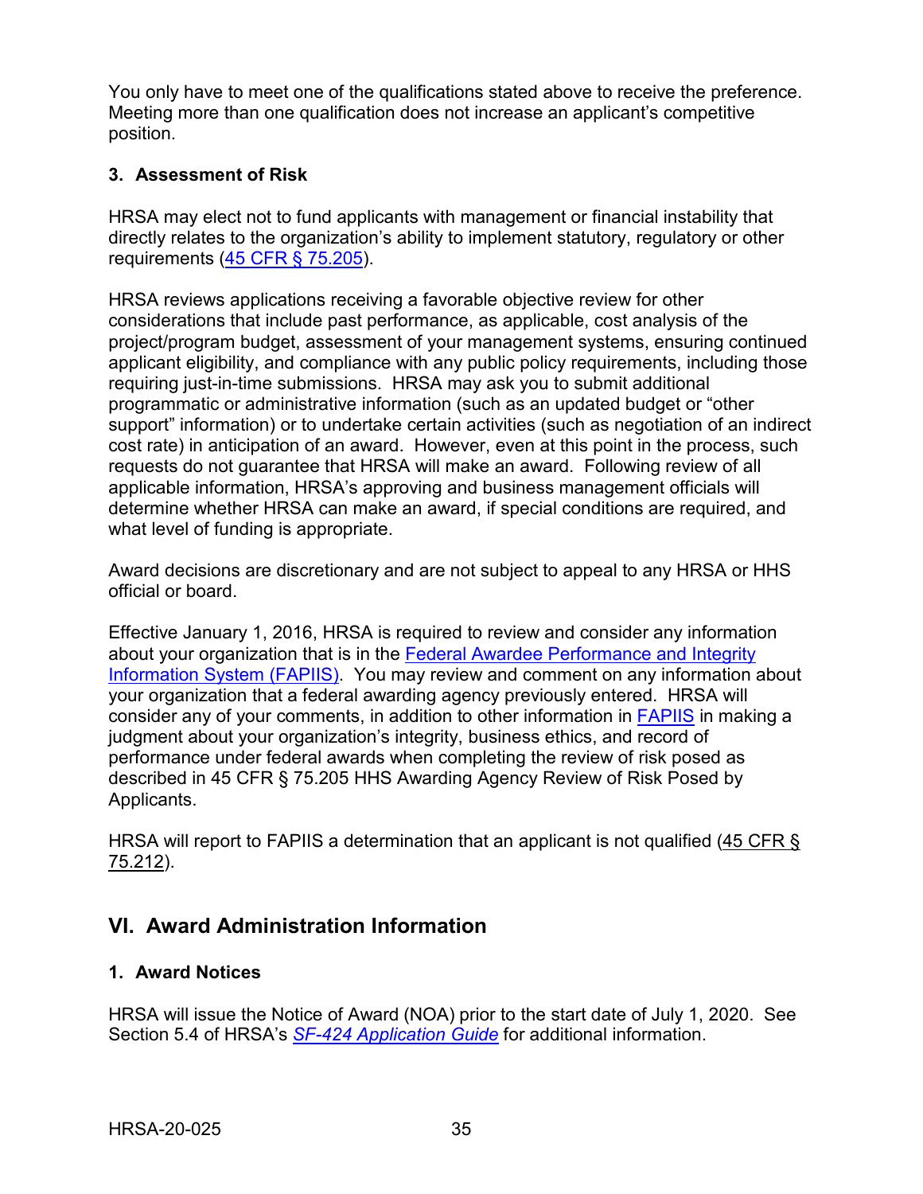You only have to meet one of the qualifications stated above to receive the preference. Meeting more than one qualification does not increase an applicant's competitive position.

### 3. Assessment of Risk

HRSA may elect not to fund applicants with management or financial instability that directly relates to the organization's ability to implement statutory, regulatory or other requirements (45 CFR § 75.205).

HRSA reviews applications receiving a favorable objective review for other considerations that include past performance, as applicable, cost analysis of the project/program budget, assessment of your management systems, ensuring continued applicant eligibility, and compliance with any public policy requirements, including those requiring just-in-time submissions. HRSA may ask you to submit additional programmatic or administrative information (such as an updated budget or "other support" information) or to undertake certain activities (such as negotiation of an indirect cost rate) in anticipation of an award. However, even at this point in the process, such requests do not guarantee that HRSA will make an award. Following review of all applicable information, HRSA's approving and business management officials will determine whether HRSA can make an award, if special conditions are required, and what level of funding is appropriate.

Award decisions are discretionary and are not subject to appeal to any HRSA or HHS official or board.

Effective January 1, 2016, HRSA is required to review and consider any information about your organization that is in the Federal Awardee Performance and Integrity Information System (FAPIIS). You may review and comment on any information about your organization that a federal awarding agency previously entered. HRSA will consider any of your comments, in addition to other information in FAPIIS in making a judgment about your organization's integrity, business ethics, and record of performance under federal awards when completing the review of risk posed as described in 45 CFR § 75.205 HHS Awarding Agency Review of Risk Posed by Applicants.

HRSA will report to FAPIIS a determination that an applicant is not qualified (45 CFR § 75.212).

## VI. Award Administration Information

### 1. Award Notices

HRSA will issue the Notice of Award (NOA) prior to the start date of July 1, 2020. See Section 5.4 of HRSA's *SF-424 Application Guide* for additional information.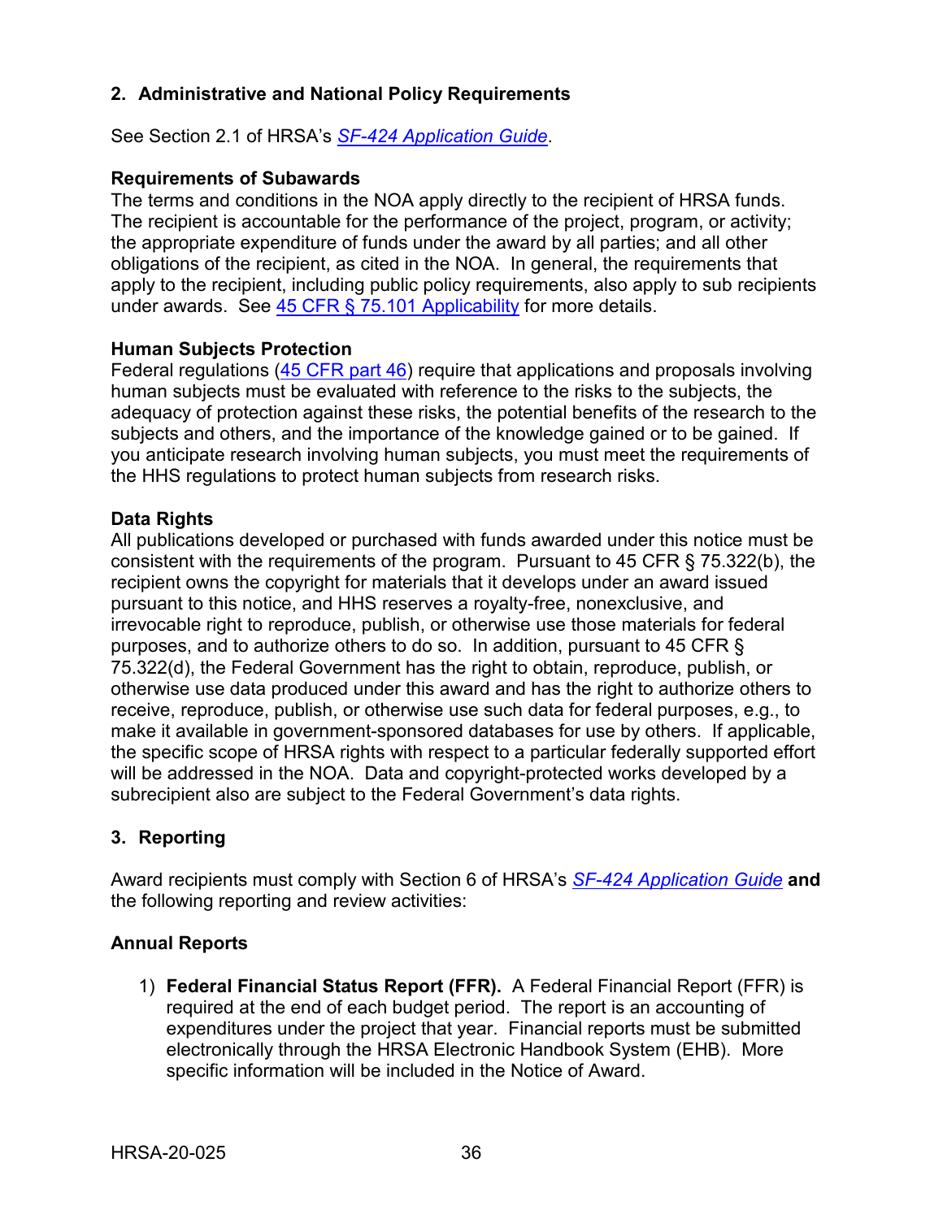## 2. Administrative and National Policy Requirements

See Section 2.1 of HRSA's *SF-424 Application Guide*.

### Requirements of Subawards

The terms and conditions in the NOA apply directly to the recipient of HRSA funds. The recipient is accountable for the performance of the project, program, or activity; the appropriate expenditure of funds under the award by all parties; and all other obligations of the recipient, as cited in the NOA. In general, the requirements that apply to the recipient, including public policy requirements, also apply to sub recipients under awards. See 45 CFR § 75.101 Applicability for more details.

### Human Subjects Protection

Federal regulations (45 CFR part 46) require that applications and proposals involving human subjects must be evaluated with reference to the risks to the subjects, the adequacy of protection against these risks, the potential benefits of the research to the subjects and others, and the importance of the knowledge gained or to be gained. If you anticipate research involving human subjects, you must meet the requirements of the HHS regulations to protect human subjects from research risks.

### Data Rights

All publications developed or purchased with funds awarded under this notice must be consistent with the requirements of the program. Pursuant to 45 CFR § 75.322(b), the recipient owns the copyright for materials that it develops under an award issued pursuant to this notice, and HHS reserves a royalty-free, nonexclusive, and irrevocable right to reproduce, publish, or otherwise use those materials for federal purposes, and to authorize others to do so. In addition, pursuant to 45 CFR § 75.322(d), the Federal Government has the right to obtain, reproduce, publish, or otherwise use data produced under this award and has the right to authorize others to receive, reproduce, publish, or otherwise use such data for federal purposes, e.g., to make it available in government-sponsored databases for use by others. If applicable, the specific scope of HRSA rights with respect to a particular federally supported effort will be addressed in the NOA. Data and copyright-protected works developed by a subrecipient also are subject to the Federal Government's data rights.

## 3. Reporting

Award recipients must comply with Section 6 of HRSA's *SF-424 Application Guide* **and** the following reporting and review activities:

### Annual Reports

1) **Federal Financial Status Report (FFR).** A Federal Financial Report (FFR) is required at the end of each budget period. The report is an accounting of expenditures under the project that year. Financial reports must be submitted electronically through the HRSA Electronic Handbook System (EHB). More specific information will be included in the Notice of Award.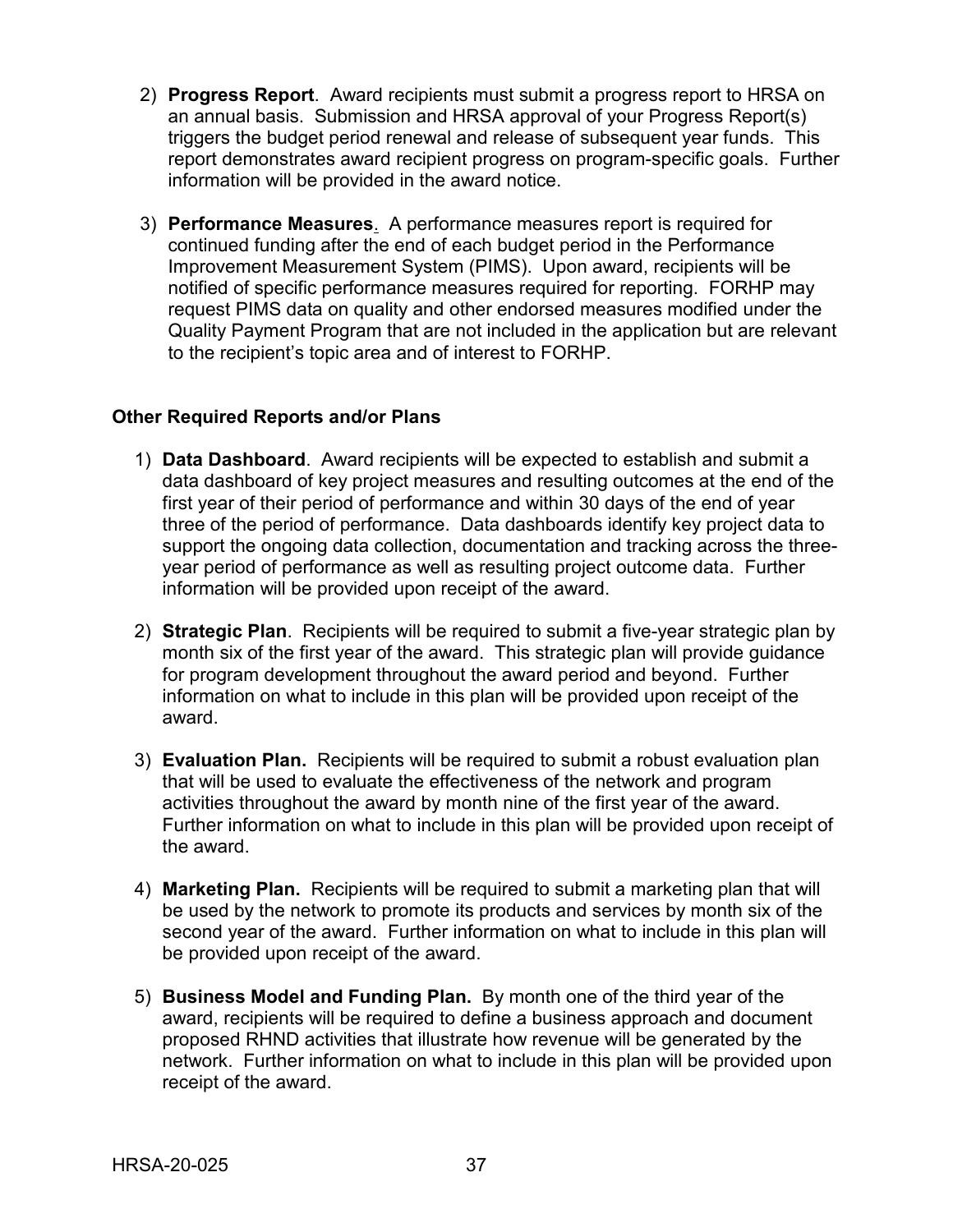2) **Progress Report**. Award recipients must submit a progress report to HRSA on an annual basis. Submission and HRSA approval of your Progress Report(s) triggers the budget period renewal and release of subsequent year funds. This report demonstrates award recipient progress on program-specific goals. Further information will be provided in the award notice.

3) **Performance Measures**. A performance measures report is required for continued funding after the end of each budget period in the Performance Improvement Measurement System (PIMS). Upon award, recipients will be notified of specific performance measures required for reporting. FORHP may request PIMS data on quality and other endorsed measures modified under the Quality Payment Program that are not included in the application but are relevant to the recipient's topic area and of interest to FORHP.

**Other Required Reports and/or Plans**

1) **Data Dashboard**. Award recipients will be expected to establish and submit a data dashboard of key project measures and resulting outcomes at the end of the first year of their period of performance and within 30 days of the end of year three of the period of performance. Data dashboards identify key project data to support the ongoing data collection, documentation and tracking across the three-year period of performance as well as resulting project outcome data. Further information will be provided upon receipt of the award.

2) **Strategic Plan**. Recipients will be required to submit a five-year strategic plan by month six of the first year of the award. This strategic plan will provide guidance for program development throughout the award period and beyond. Further information on what to include in this plan will be provided upon receipt of the award.

3) **Evaluation Plan.** Recipients will be required to submit a robust evaluation plan that will be used to evaluate the effectiveness of the network and program activities throughout the award by month nine of the first year of the award. Further information on what to include in this plan will be provided upon receipt of the award.

4) **Marketing Plan.** Recipients will be required to submit a marketing plan that will be used by the network to promote its products and services by month six of the second year of the award. Further information on what to include in this plan will be provided upon receipt of the award.

5) **Business Model and Funding Plan.** By month one of the third year of the award, recipients will be required to define a business approach and document proposed RHND activities that illustrate how revenue will be generated by the network. Further information on what to include in this plan will be provided upon receipt of the award.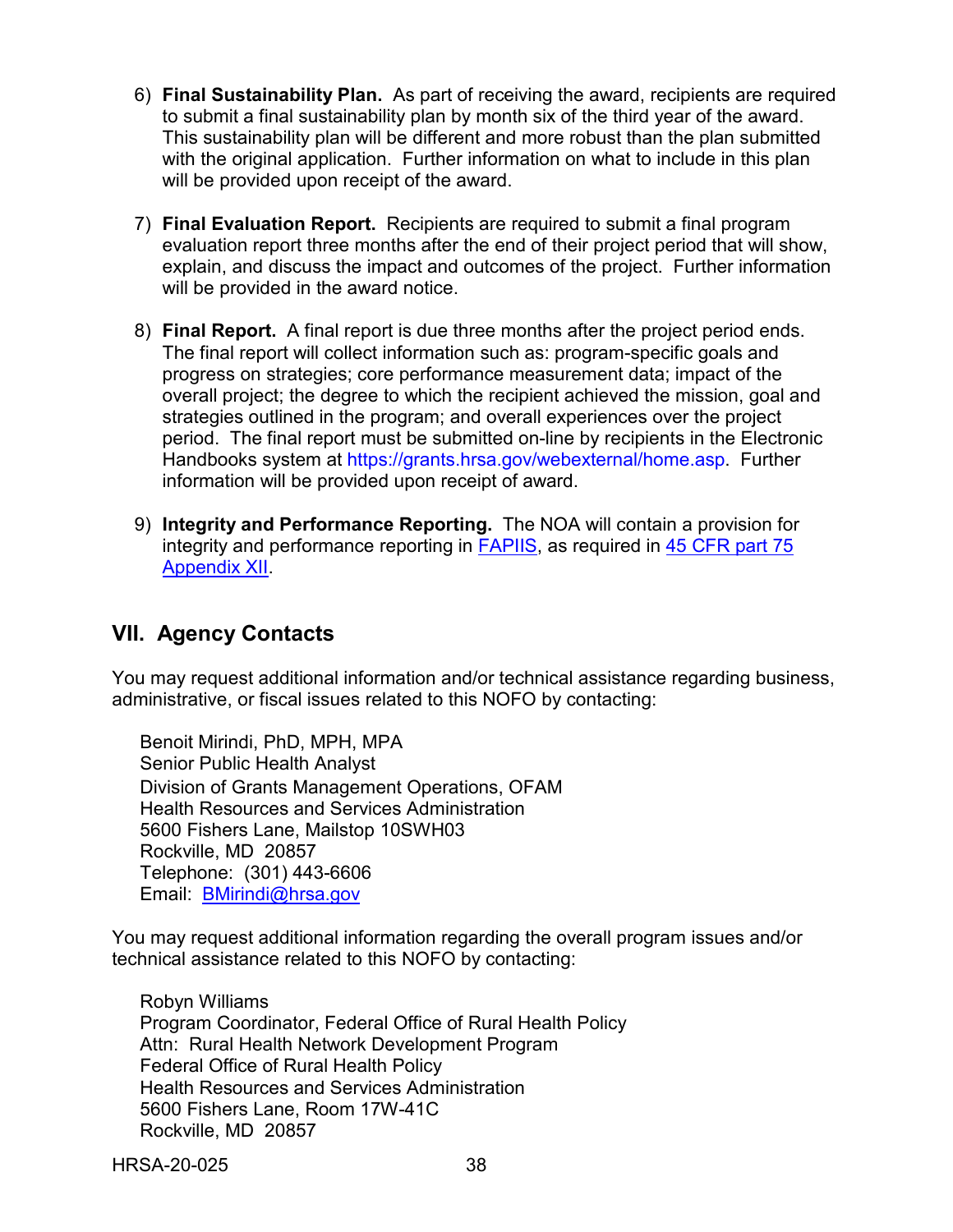6) **Final Sustainability Plan.** As part of receiving the award, recipients are required to submit a final sustainability plan by month six of the third year of the award. This sustainability plan will be different and more robust than the plan submitted with the original application. Further information on what to include in this plan will be provided upon receipt of the award.

7) **Final Evaluation Report.** Recipients are required to submit a final program evaluation report three months after the end of their project period that will show, explain, and discuss the impact and outcomes of the project. Further information will be provided in the award notice.

8) **Final Report.** A final report is due three months after the project period ends. The final report will collect information such as: program-specific goals and progress on strategies; core performance measurement data; impact of the overall project; the degree to which the recipient achieved the mission, goal and strategies outlined in the program; and overall experiences over the project period. The final report must be submitted on-line by recipients in the Electronic Handbooks system at https://grants.hrsa.gov/webexternal/home.asp. Further information will be provided upon receipt of award.

9) **Integrity and Performance Reporting.** The NOA will contain a provision for integrity and performance reporting in FAPIIS, as required in 45 CFR part 75 Appendix XII.

## VII. Agency Contacts

You may request additional information and/or technical assistance regarding business, administrative, or fiscal issues related to this NOFO by contacting:

Benoit Mirindi, PhD, MPH, MPA
Senior Public Health Analyst
Division of Grants Management Operations, OFAM
Health Resources and Services Administration
5600 Fishers Lane, Mailstop 10SWH03
Rockville, MD 20857
Telephone: (301) 443-6606
Email: BMirindi@hrsa.gov

You may request additional information regarding the overall program issues and/or technical assistance related to this NOFO by contacting:

Robyn Williams
Program Coordinator, Federal Office of Rural Health Policy
Attn: Rural Health Network Development Program
Federal Office of Rural Health Policy
Health Resources and Services Administration
5600 Fishers Lane, Room 17W-41C
Rockville, MD 20857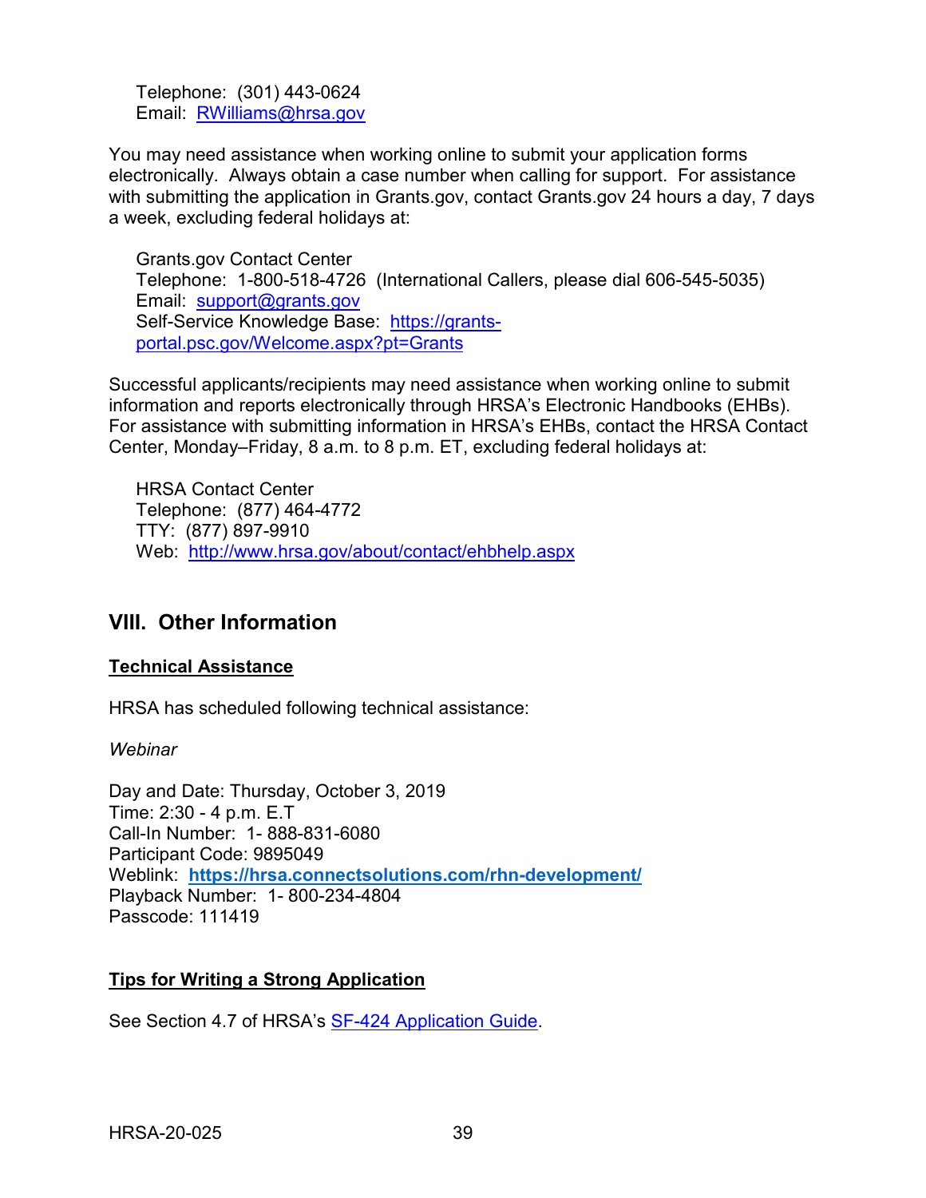Telephone:  (301) 443-0624
Email:  [RWilliams@hrsa.gov](mailto:RWilliams@hrsa.gov)

You may need assistance when working online to submit your application forms electronically.  Always obtain a case number when calling for support.  For assistance with submitting the application in Grants.gov, contact Grants.gov 24 hours a day, 7 days a week, excluding federal holidays at:

Grants.gov Contact Center
Telephone:  1-800-518-4726  (International Callers, please dial 606-545-5035)
Email:  [support@grants.gov](mailto:support@grants.gov)
Self-Service Knowledge Base:  [https://grants-portal.psc.gov/Welcome.aspx?pt=Grants](https://grants-portal.psc.gov/Welcome.aspx?pt=Grants)

Successful applicants/recipients may need assistance when working online to submit information and reports electronically through HRSA's Electronic Handbooks (EHBs). For assistance with submitting information in HRSA's EHBs, contact the HRSA Contact Center, Monday–Friday, 8 a.m. to 8 p.m. ET, excluding federal holidays at:

HRSA Contact Center
Telephone:  (877) 464-4772
TTY:  (877) 897-9910
Web:  [http://www.hrsa.gov/about/contact/ehbhelp.aspx](http://www.hrsa.gov/about/contact/ehbhelp.aspx)

## VIII.  Other Information

**Technical Assistance**

HRSA has scheduled following technical assistance:

*Webinar*

Day and Date: Thursday, October 3, 2019
Time: 2:30 - 4 p.m. E.T
Call-In Number:  1- 888-831-6080
Participant Code: 9895049
Weblink:  **[https://hrsa.connectsolutions.com/rhn-development/](https://hrsa.connectsolutions.com/rhn-development/)**
Playback Number:  1- 800-234-4804
Passcode: 111419

**Tips for Writing a Strong Application**

See Section 4.7 of HRSA's [SF-424 Application Guide](#).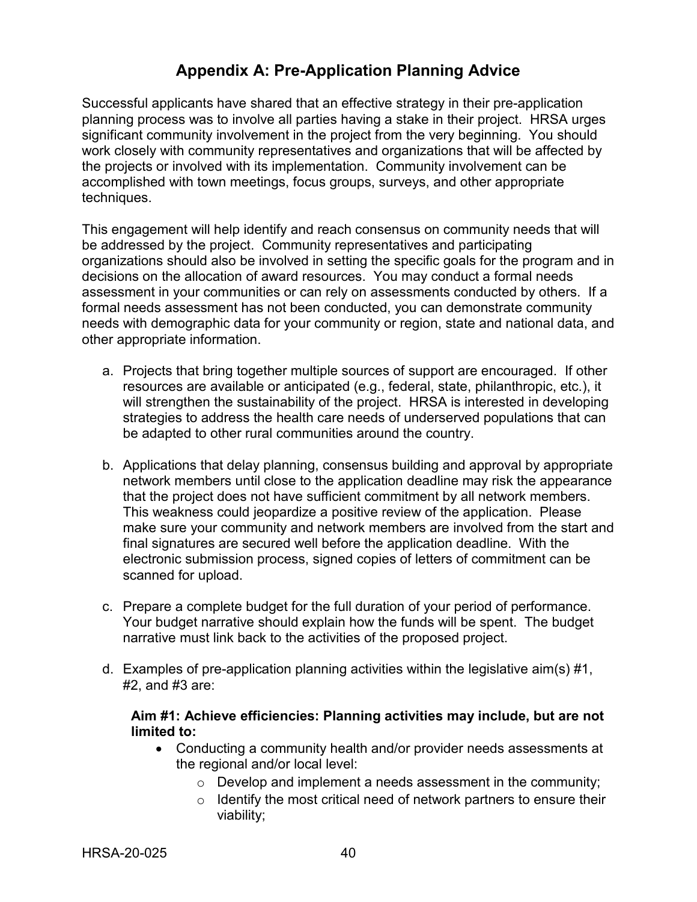# Appendix A: Pre-Application Planning Advice

Successful applicants have shared that an effective strategy in their pre-application planning process was to involve all parties having a stake in their project. HRSA urges significant community involvement in the project from the very beginning. You should work closely with community representatives and organizations that will be affected by the projects or involved with its implementation. Community involvement can be accomplished with town meetings, focus groups, surveys, and other appropriate techniques.

This engagement will help identify and reach consensus on community needs that will be addressed by the project. Community representatives and participating organizations should also be involved in setting the specific goals for the program and in decisions on the allocation of award resources. You may conduct a formal needs assessment in your communities or can rely on assessments conducted by others. If a formal needs assessment has not been conducted, you can demonstrate community needs with demographic data for your community or region, state and national data, and other appropriate information.

a. Projects that bring together multiple sources of support are encouraged. If other resources are available or anticipated (e.g., federal, state, philanthropic, etc.), it will strengthen the sustainability of the project. HRSA is interested in developing strategies to address the health care needs of underserved populations that can be adapted to other rural communities around the country.

b. Applications that delay planning, consensus building and approval by appropriate network members until close to the application deadline may risk the appearance that the project does not have sufficient commitment by all network members. This weakness could jeopardize a positive review of the application. Please make sure your community and network members are involved from the start and final signatures are secured well before the application deadline. With the electronic submission process, signed copies of letters of commitment can be scanned for upload.

c. Prepare a complete budget for the full duration of your period of performance. Your budget narrative should explain how the funds will be spent. The budget narrative must link back to the activities of the proposed project.

d. Examples of pre-application planning activities within the legislative aim(s) #1, #2, and #3 are:

   **Aim #1: Achieve efficiencies: Planning activities may include, but are not limited to:**

   - Conducting a community health and/or provider needs assessments at the regional and/or local level:
     - Develop and implement a needs assessment in the community;
     - Identify the most critical need of network partners to ensure their viability;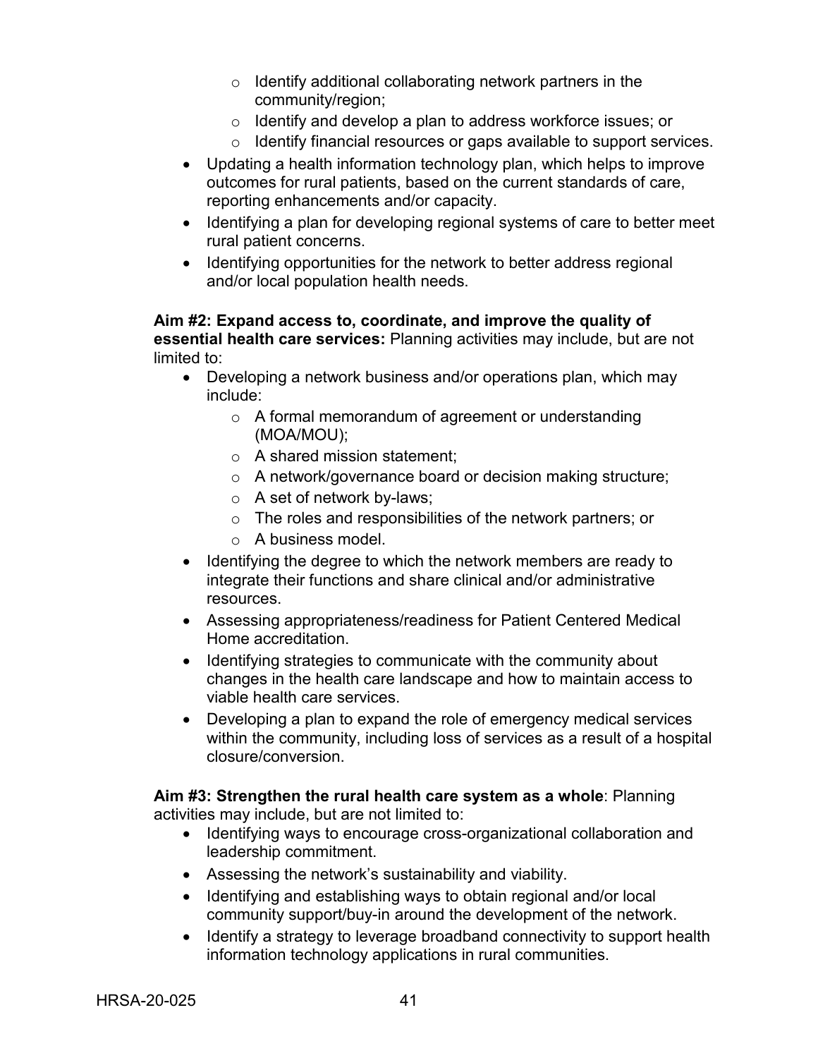- Identify additional collaborating network partners in the community/region;
    - Identify and develop a plan to address workforce issues; or
    - Identify financial resources or gaps available to support services.
- Updating a health information technology plan, which helps to improve outcomes for rural patients, based on the current standards of care, reporting enhancements and/or capacity.
- Identifying a plan for developing regional systems of care to better meet rural patient concerns.
- Identifying opportunities for the network to better address regional and/or local population health needs.

**Aim #2: Expand access to, coordinate, and improve the quality of essential health care services:** Planning activities may include, but are not limited to:

- Developing a network business and/or operations plan, which may include:
    - A formal memorandum of agreement or understanding (MOA/MOU);
    - A shared mission statement;
    - A network/governance board or decision making structure;
    - A set of network by-laws;
    - The roles and responsibilities of the network partners; or
    - A business model.
- Identifying the degree to which the network members are ready to integrate their functions and share clinical and/or administrative resources.
- Assessing appropriateness/readiness for Patient Centered Medical Home accreditation.
- Identifying strategies to communicate with the community about changes in the health care landscape and how to maintain access to viable health care services.
- Developing a plan to expand the role of emergency medical services within the community, including loss of services as a result of a hospital closure/conversion.

**Aim #3: Strengthen the rural health care system as a whole**: Planning activities may include, but are not limited to:

- Identifying ways to encourage cross-organizational collaboration and leadership commitment.
- Assessing the network's sustainability and viability.
- Identifying and establishing ways to obtain regional and/or local community support/buy-in around the development of the network.
- Identify a strategy to leverage broadband connectivity to support health information technology applications in rural communities.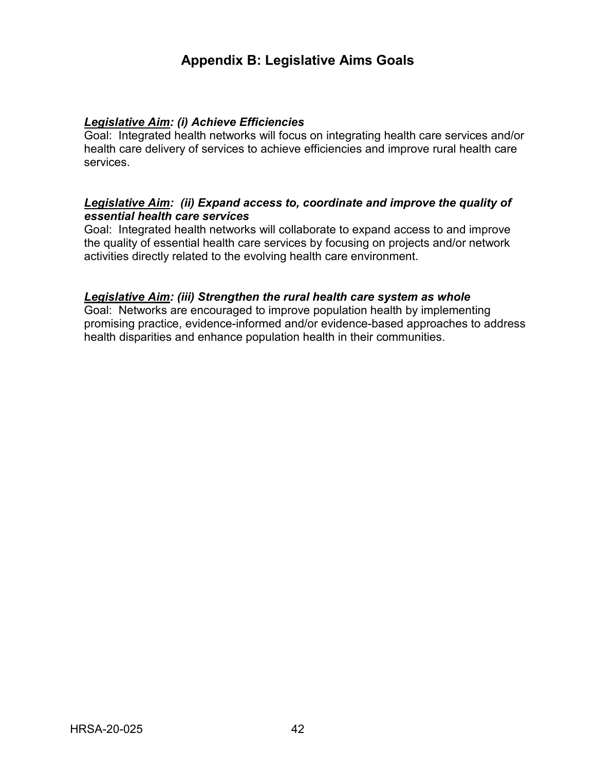# Appendix B: Legislative Aims Goals

***<u>Legislative Aim</u>: (i) Achieve Efficiencies***

Goal: Integrated health networks will focus on integrating health care services and/or health care delivery of services to achieve efficiencies and improve rural health care services.

***<u>Legislative Aim</u>: (ii) Expand access to, coordinate and improve the quality of essential health care services***

Goal: Integrated health networks will collaborate to expand access to and improve the quality of essential health care services by focusing on projects and/or network activities directly related to the evolving health care environment.

***<u>Legislative Aim</u>: (iii) Strengthen the rural health care system as whole***

Goal: Networks are encouraged to improve population health by implementing promising practice, evidence-informed and/or evidence-based approaches to address health disparities and enhance population health in their communities.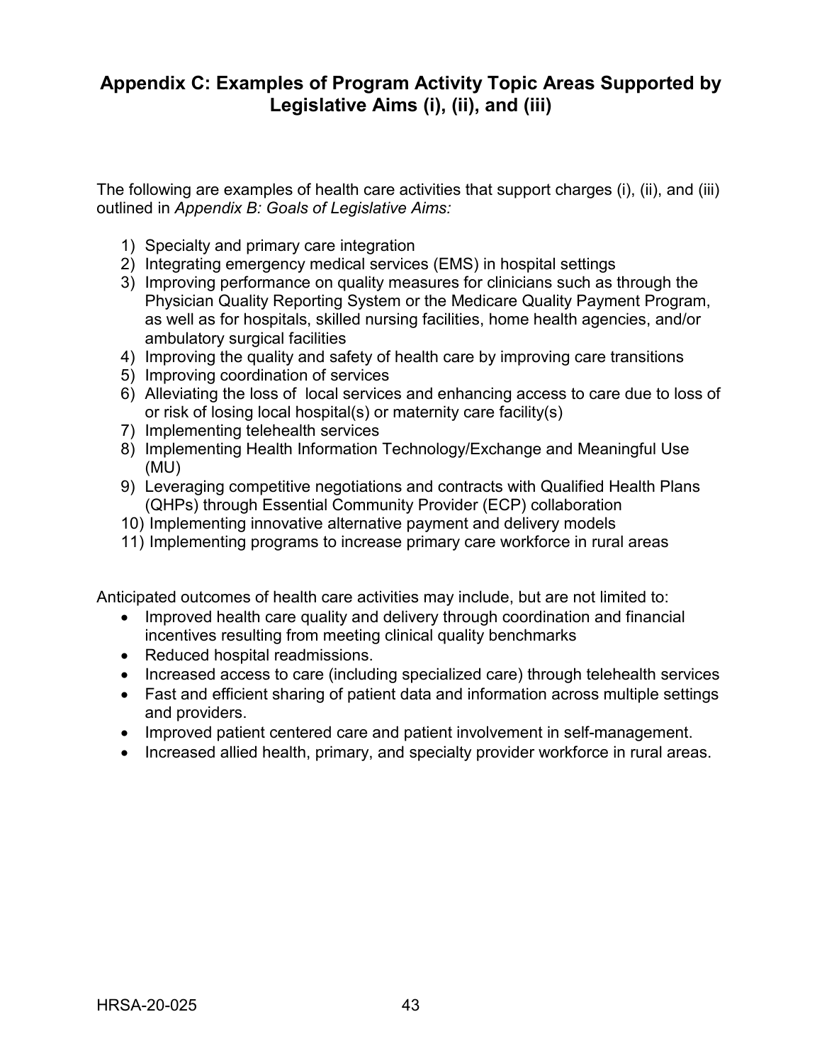## Appendix C: Examples of Program Activity Topic Areas Supported by Legislative Aims (i), (ii), and (iii)

The following are examples of health care activities that support charges (i), (ii), and (iii) outlined in *Appendix B: Goals of Legislative Aims:*

1) Specialty and primary care integration
2) Integrating emergency medical services (EMS) in hospital settings
3) Improving performance on quality measures for clinicians such as through the Physician Quality Reporting System or the Medicare Quality Payment Program, as well as for hospitals, skilled nursing facilities, home health agencies, and/or ambulatory surgical facilities
4) Improving the quality and safety of health care by improving care transitions
5) Improving coordination of services
6) Alleviating the loss of local services and enhancing access to care due to loss of or risk of losing local hospital(s) or maternity care facility(s)
7) Implementing telehealth services
8) Implementing Health Information Technology/Exchange and Meaningful Use (MU)
9) Leveraging competitive negotiations and contracts with Qualified Health Plans (QHPs) through Essential Community Provider (ECP) collaboration
10) Implementing innovative alternative payment and delivery models
11) Implementing programs to increase primary care workforce in rural areas

Anticipated outcomes of health care activities may include, but are not limited to:

- Improved health care quality and delivery through coordination and financial incentives resulting from meeting clinical quality benchmarks
- Reduced hospital readmissions.
- Increased access to care (including specialized care) through telehealth services
- Fast and efficient sharing of patient data and information across multiple settings and providers.
- Improved patient centered care and patient involvement in self-management.
- Increased allied health, primary, and specialty provider workforce in rural areas.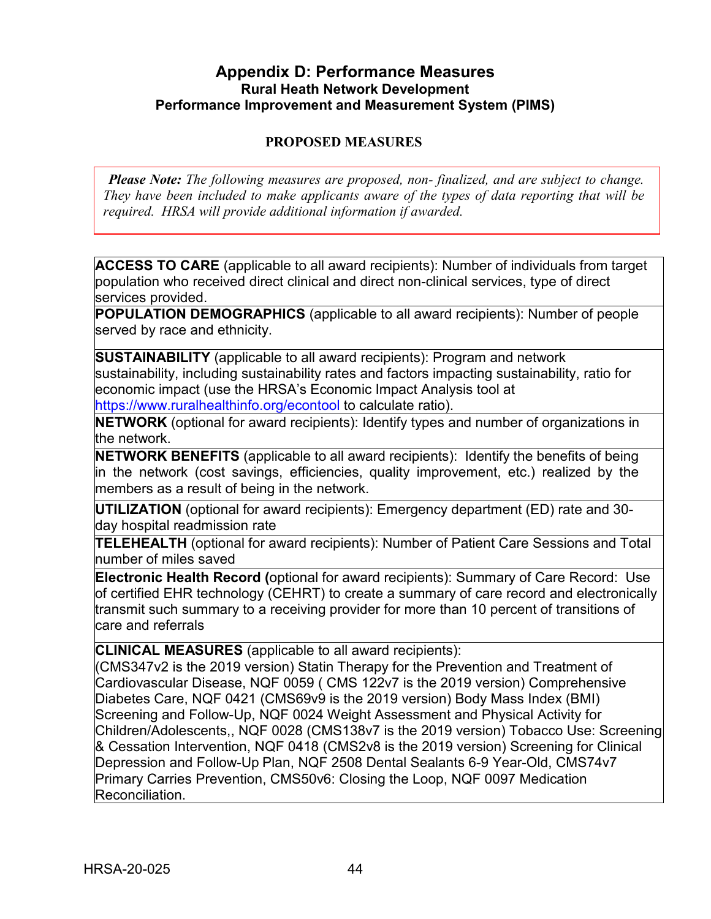# Appendix D: Performance Measures

### Rural Heath Network Development
### Performance Improvement and Measurement System (PIMS)

**PROPOSED MEASURES**

> ***Please Note:*** *The following measures are proposed, non- finalized, and are subject to change. They have been included to make applicants aware of the types of data reporting that will be required. HRSA will provide additional information if awarded.*

| |
|---|
| **ACCESS TO CARE** (applicable to all award recipients): Number of individuals from target population who received direct clinical and direct non-clinical services, type of direct services provided. |
| **POPULATION DEMOGRAPHICS** (applicable to all award recipients): Number of people served by race and ethnicity. |
| **SUSTAINABILITY** (applicable to all award recipients): Program and network sustainability, including sustainability rates and factors impacting sustainability, ratio for economic impact (use the HRSA's Economic Impact Analysis tool at https://www.ruralhealthinfo.org/econtool to calculate ratio). |
| **NETWORK** (optional for award recipients): Identify types and number of organizations in the network. |
| **NETWORK BENEFITS** (applicable to all award recipients): Identify the benefits of being in the network (cost savings, efficiencies, quality improvement, etc.) realized by the members as a result of being in the network. |
| **UTILIZATION** (optional for award recipients): Emergency department (ED) rate and 30-day hospital readmission rate |
| **TELEHEALTH** (optional for award recipients): Number of Patient Care Sessions and Total number of miles saved |
| **Electronic Health Record (**optional for award recipients): Summary of Care Record: Use of certified EHR technology (CEHRT) to create a summary of care record and electronically transmit such summary to a receiving provider for more than 10 percent of transitions of care and referrals |
| **CLINICAL MEASURES** (applicable to all award recipients): (CMS347v2 is the 2019 version) Statin Therapy for the Prevention and Treatment of Cardiovascular Disease, NQF 0059 ( CMS 122v7 is the 2019 version) Comprehensive Diabetes Care, NQF 0421 (CMS69v9 is the 2019 version) Body Mass Index (BMI) Screening and Follow-Up, NQF 0024 Weight Assessment and Physical Activity for Children/Adolescents,, NQF 0028 (CMS138v7 is the 2019 version) Tobacco Use: Screening & Cessation Intervention, NQF 0418 (CMS2v8 is the 2019 version) Screening for Clinical Depression and Follow-Up Plan, NQF 2508 Dental Sealants 6-9 Year-Old, CMS74v7 Primary Carries Prevention, CMS50v6: Closing the Loop, NQF 0097 Medication Reconciliation. |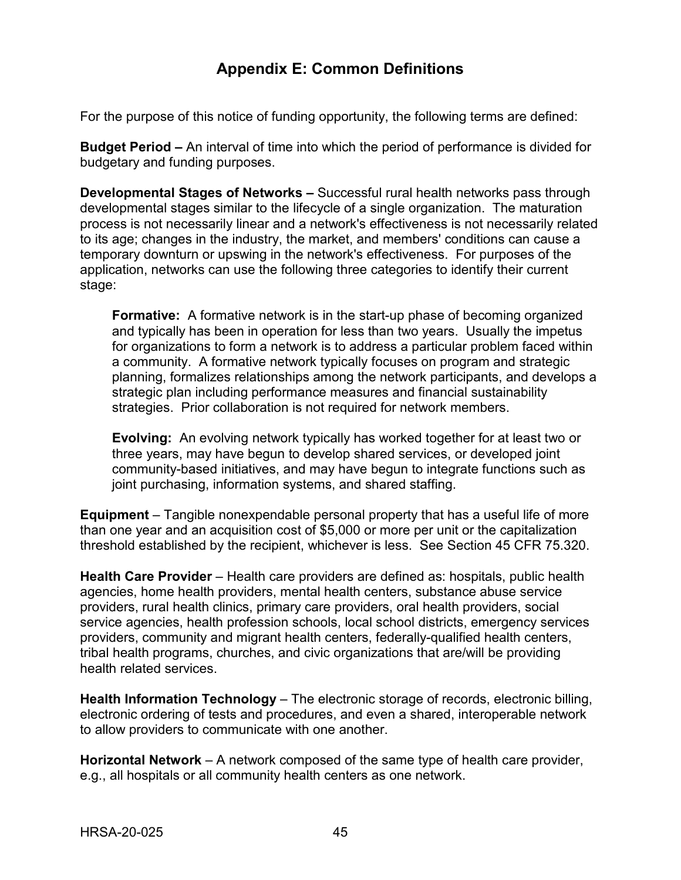## Appendix E: Common Definitions

For the purpose of this notice of funding opportunity, the following terms are defined:

**Budget Period –** An interval of time into which the period of performance is divided for budgetary and funding purposes.

**Developmental Stages of Networks –** Successful rural health networks pass through developmental stages similar to the lifecycle of a single organization. The maturation process is not necessarily linear and a network's effectiveness is not necessarily related to its age; changes in the industry, the market, and members' conditions can cause a temporary downturn or upswing in the network's effectiveness. For purposes of the application, networks can use the following three categories to identify their current stage:

> **Formative:** A formative network is in the start-up phase of becoming organized and typically has been in operation for less than two years. Usually the impetus for organizations to form a network is to address a particular problem faced within a community. A formative network typically focuses on program and strategic planning, formalizes relationships among the network participants, and develops a strategic plan including performance measures and financial sustainability strategies. Prior collaboration is not required for network members.
>
> **Evolving:** An evolving network typically has worked together for at least two or three years, may have begun to develop shared services, or developed joint community-based initiatives, and may have begun to integrate functions such as joint purchasing, information systems, and shared staffing.

**Equipment** – Tangible nonexpendable personal property that has a useful life of more than one year and an acquisition cost of $5,000 or more per unit or the capitalization threshold established by the recipient, whichever is less. See Section 45 CFR 75.320.

**Health Care Provider** – Health care providers are defined as: hospitals, public health agencies, home health providers, mental health centers, substance abuse service providers, rural health clinics, primary care providers, oral health providers, social service agencies, health profession schools, local school districts, emergency services providers, community and migrant health centers, federally-qualified health centers, tribal health programs, churches, and civic organizations that are/will be providing health related services.

**Health Information Technology** – The electronic storage of records, electronic billing, electronic ordering of tests and procedures, and even a shared, interoperable network to allow providers to communicate with one another.

**Horizontal Network** – A network composed of the same type of health care provider, e.g., all hospitals or all community health centers as one network.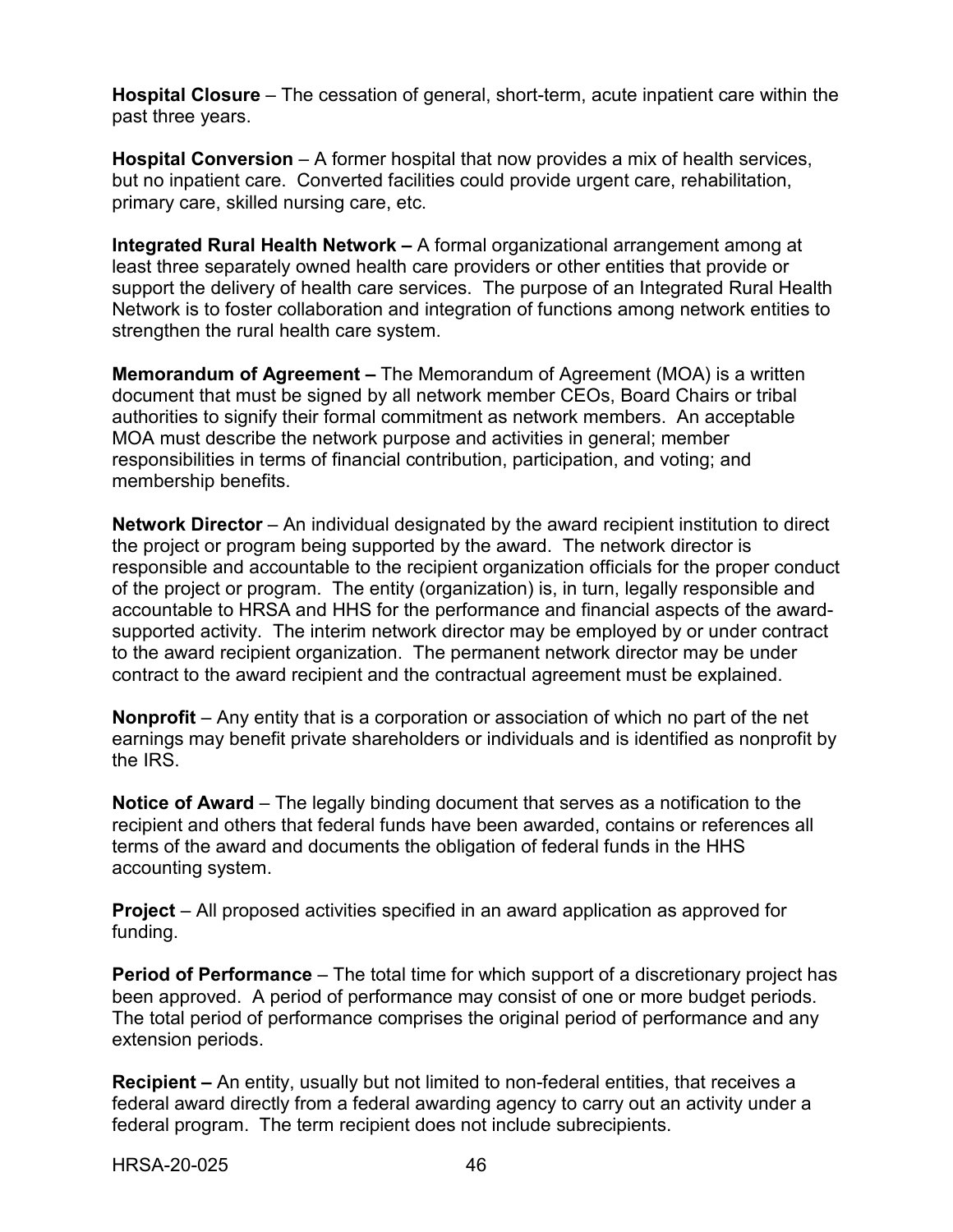**Hospital Closure** – The cessation of general, short-term, acute inpatient care within the past three years.

**Hospital Conversion** – A former hospital that now provides a mix of health services, but no inpatient care. Converted facilities could provide urgent care, rehabilitation, primary care, skilled nursing care, etc.

**Integrated Rural Health Network –** A formal organizational arrangement among at least three separately owned health care providers or other entities that provide or support the delivery of health care services. The purpose of an Integrated Rural Health Network is to foster collaboration and integration of functions among network entities to strengthen the rural health care system.

**Memorandum of Agreement –** The Memorandum of Agreement (MOA) is a written document that must be signed by all network member CEOs, Board Chairs or tribal authorities to signify their formal commitment as network members. An acceptable MOA must describe the network purpose and activities in general; member responsibilities in terms of financial contribution, participation, and voting; and membership benefits.

**Network Director** – An individual designated by the award recipient institution to direct the project or program being supported by the award. The network director is responsible and accountable to the recipient organization officials for the proper conduct of the project or program. The entity (organization) is, in turn, legally responsible and accountable to HRSA and HHS for the performance and financial aspects of the award-supported activity. The interim network director may be employed by or under contract to the award recipient organization. The permanent network director may be under contract to the award recipient and the contractual agreement must be explained.

**Nonprofit** – Any entity that is a corporation or association of which no part of the net earnings may benefit private shareholders or individuals and is identified as nonprofit by the IRS.

**Notice of Award** – The legally binding document that serves as a notification to the recipient and others that federal funds have been awarded, contains or references all terms of the award and documents the obligation of federal funds in the HHS accounting system.

**Project** – All proposed activities specified in an award application as approved for funding.

**Period of Performance** – The total time for which support of a discretionary project has been approved. A period of performance may consist of one or more budget periods. The total period of performance comprises the original period of performance and any extension periods.

**Recipient –** An entity, usually but not limited to non-federal entities, that receives a federal award directly from a federal awarding agency to carry out an activity under a federal program. The term recipient does not include subrecipients.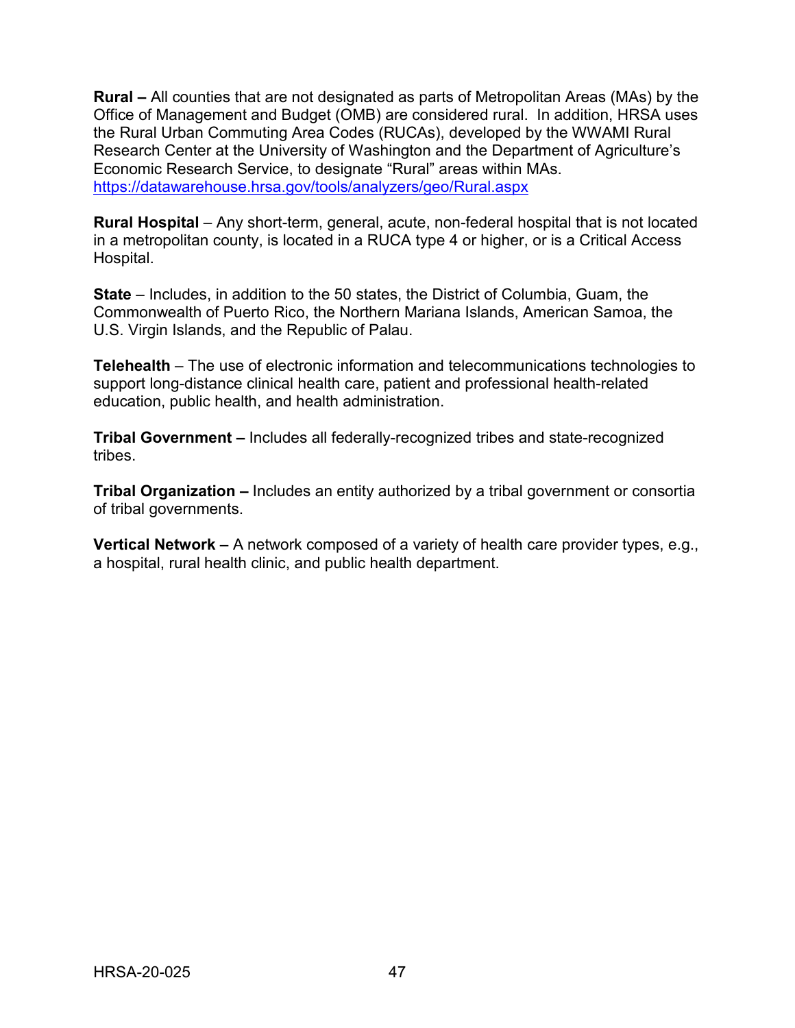**Rural –** All counties that are not designated as parts of Metropolitan Areas (MAs) by the Office of Management and Budget (OMB) are considered rural. In addition, HRSA uses the Rural Urban Commuting Area Codes (RUCAs), developed by the WWAMI Rural Research Center at the University of Washington and the Department of Agriculture's Economic Research Service, to designate "Rural" areas within MAs. https://datawarehouse.hrsa.gov/tools/analyzers/geo/Rural.aspx

**Rural Hospital** – Any short-term, general, acute, non-federal hospital that is not located in a metropolitan county, is located in a RUCA type 4 or higher, or is a Critical Access Hospital.

**State** – Includes, in addition to the 50 states, the District of Columbia, Guam, the Commonwealth of Puerto Rico, the Northern Mariana Islands, American Samoa, the U.S. Virgin Islands, and the Republic of Palau.

**Telehealth** – The use of electronic information and telecommunications technologies to support long-distance clinical health care, patient and professional health-related education, public health, and health administration.

**Tribal Government –** Includes all federally-recognized tribes and state-recognized tribes.

**Tribal Organization –** Includes an entity authorized by a tribal government or consortia of tribal governments.

**Vertical Network –** A network composed of a variety of health care provider types, e.g., a hospital, rural health clinic, and public health department.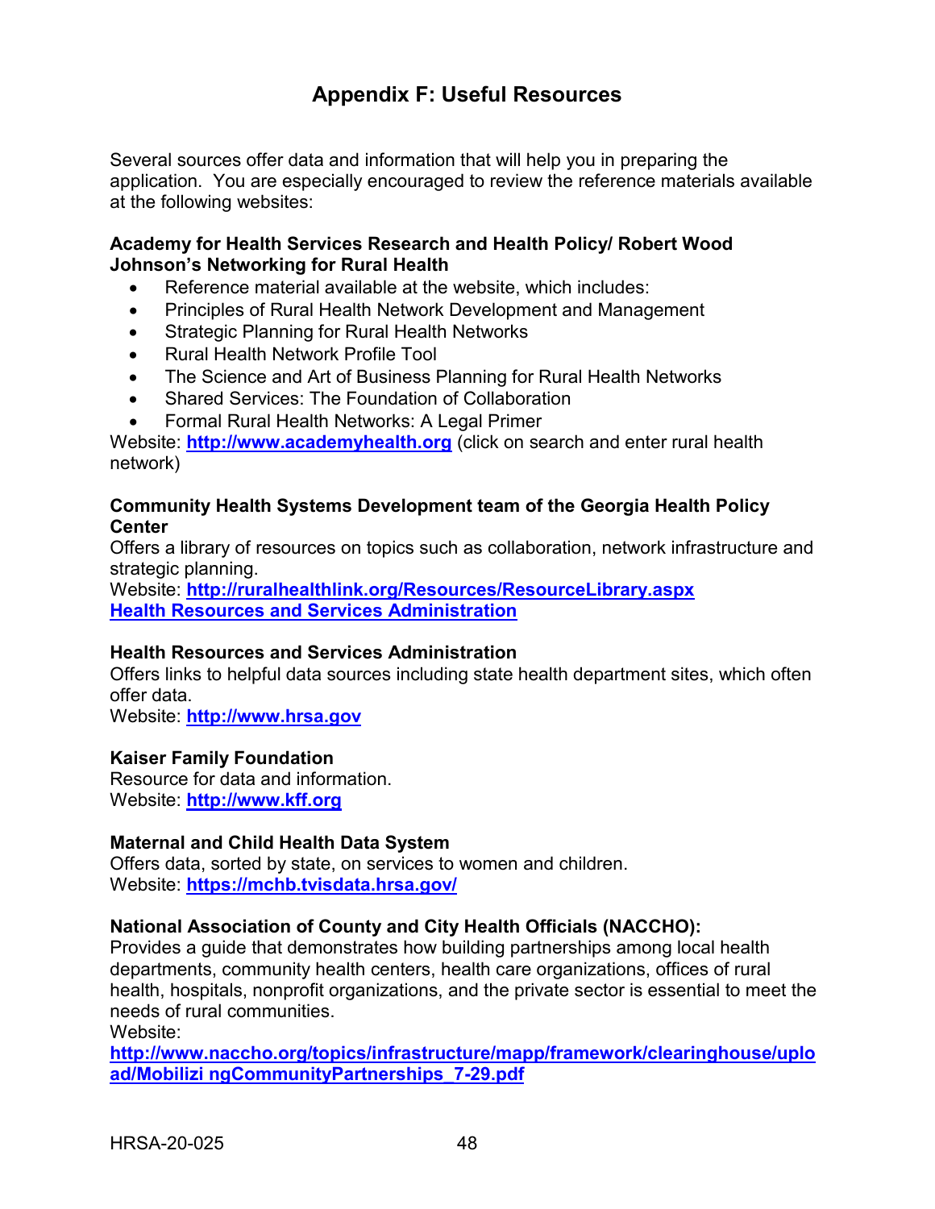# Appendix F: Useful Resources

Several sources offer data and information that will help you in preparing the application. You are especially encouraged to review the reference materials available at the following websites:

**Academy for Health Services Research and Health Policy/ Robert Wood Johnson's Networking for Rural Health**

- Reference material available at the website, which includes:
- Principles of Rural Health Network Development and Management
- Strategic Planning for Rural Health Networks
- Rural Health Network Profile Tool
- The Science and Art of Business Planning for Rural Health Networks
- Shared Services: The Foundation of Collaboration
- Formal Rural Health Networks: A Legal Primer

Website: **http://www.academyhealth.org** (click on search and enter rural health network)

**Community Health Systems Development team of the Georgia Health Policy Center**

Offers a library of resources on topics such as collaboration, network infrastructure and strategic planning.

Website: **http://ruralhealthlink.org/Resources/ResourceLibrary.aspx**
**Health Resources and Services Administration**

**Health Resources and Services Administration**

Offers links to helpful data sources including state health department sites, which often offer data.

Website: **http://www.hrsa.gov**

**Kaiser Family Foundation**

Resource for data and information.

Website: **http://www.kff.org**

**Maternal and Child Health Data System**

Offers data, sorted by state, on services to women and children.

Website: **https://mchb.tvisdata.hrsa.gov/**

**National Association of County and City Health Officials (NACCHO):**

Provides a guide that demonstrates how building partnerships among local health departments, community health centers, health care organizations, offices of rural health, hospitals, nonprofit organizations, and the private sector is essential to meet the needs of rural communities.

Website:
**http://www.naccho.org/topics/infrastructure/mapp/framework/clearinghouse/upload/Mobilizi ngCommunityPartnerships_7-29.pdf**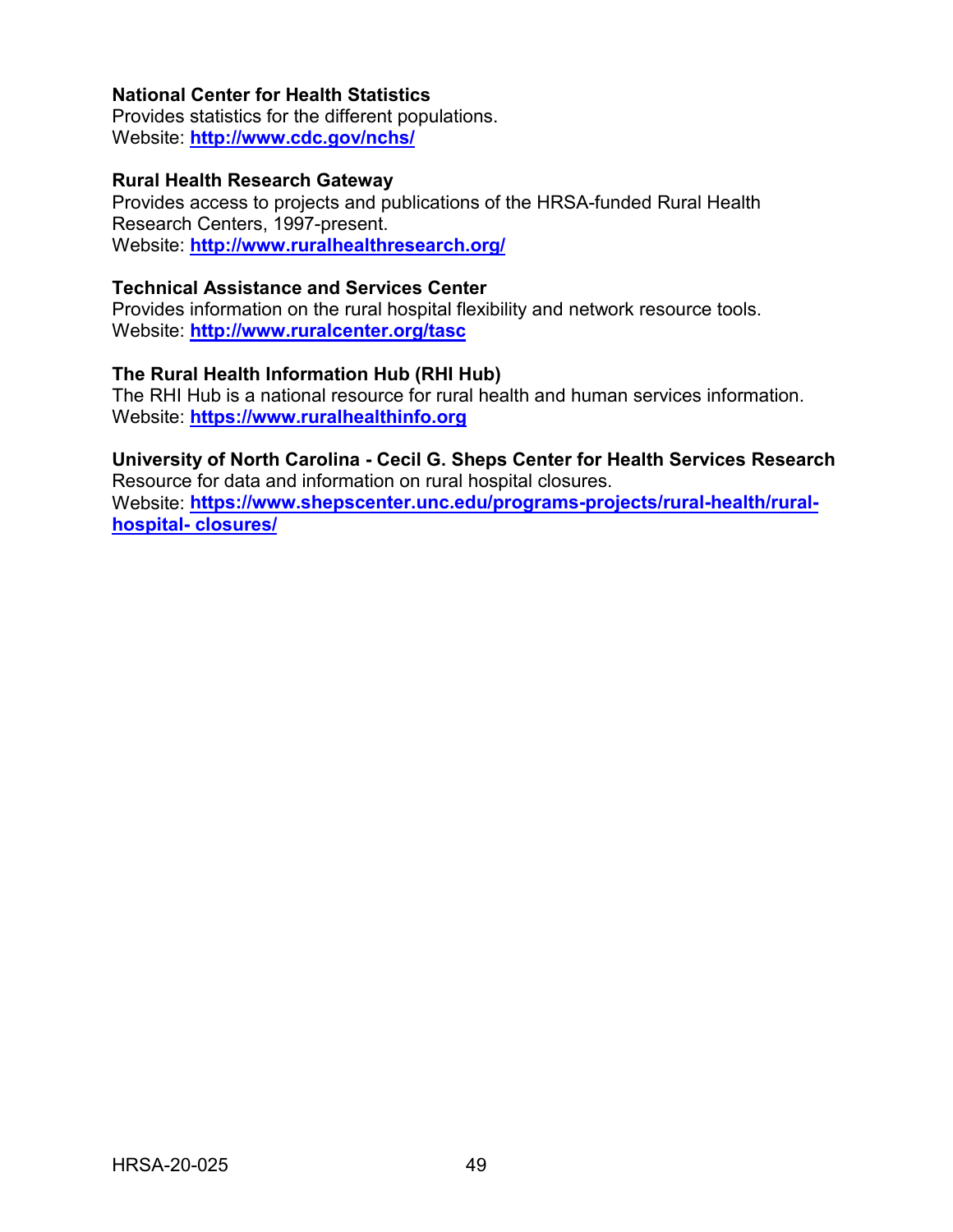**National Center for Health Statistics**
Provides statistics for the different populations.
Website: **http://www.cdc.gov/nchs/**

**Rural Health Research Gateway**
Provides access to projects and publications of the HRSA-funded Rural Health Research Centers, 1997-present.
Website: **http://www.ruralhealthresearch.org/**

**Technical Assistance and Services Center**
Provides information on the rural hospital flexibility and network resource tools.
Website: **http://www.ruralcenter.org/tasc**

**The Rural Health Information Hub (RHI Hub)**
The RHI Hub is a national resource for rural health and human services information.
Website: **https://www.ruralhealthinfo.org**

**University of North Carolina - Cecil G. Sheps Center for Health Services Research**
Resource for data and information on rural hospital closures.
Website: **https://www.shepscenter.unc.edu/programs-projects/rural-health/rural-hospital- closures/**